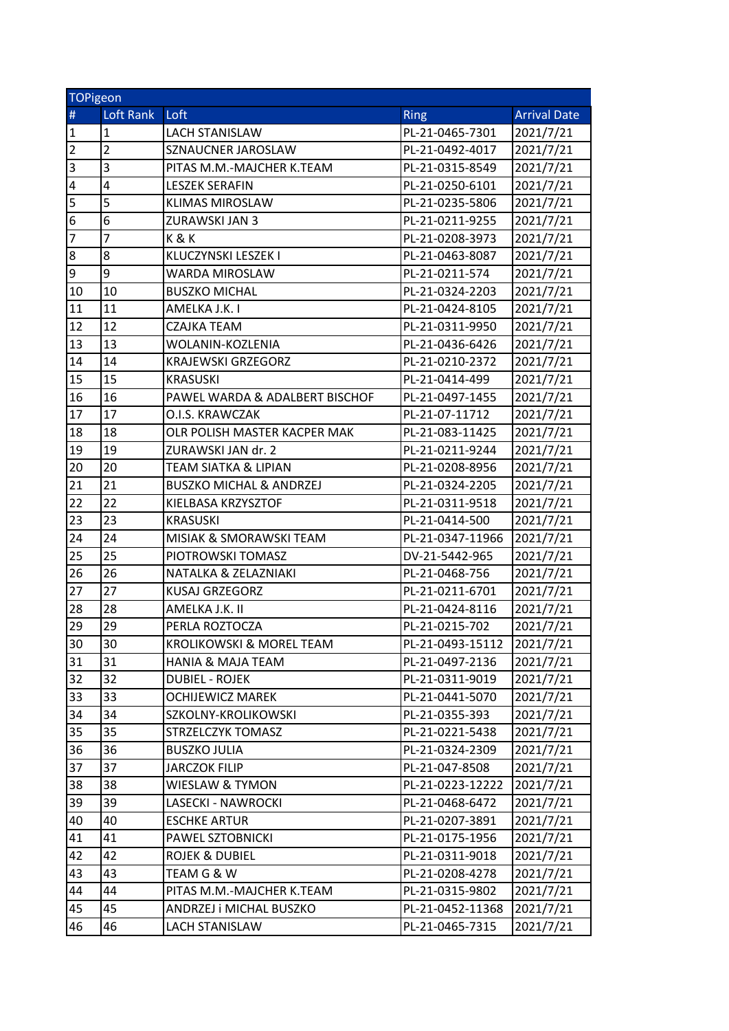| TOPigeon | | | | |
|---|---|---|---|---|
| # | Loft Rank | Loft | Ring | Arrival Date |
| 1 | 1 | LACH STANISLAW | PL-21-0465-7301 | 2021/7/21 |
| 2 | 2 | SZNAUCNER JAROSLAW | PL-21-0492-4017 | 2021/7/21 |
| 3 | 3 | PITAS M.M.-MAJCHER K.TEAM | PL-21-0315-8549 | 2021/7/21 |
| 4 | 4 | LESZEK SERAFIN | PL-21-0250-6101 | 2021/7/21 |
| 5 | 5 | KLIMAS MIROSLAW | PL-21-0235-5806 | 2021/7/21 |
| 6 | 6 | ZURAWSKI JAN 3 | PL-21-0211-9255 | 2021/7/21 |
| 7 | 7 | K & K | PL-21-0208-3973 | 2021/7/21 |
| 8 | 8 | KLUCZYNSKI LESZEK I | PL-21-0463-8087 | 2021/7/21 |
| 9 | 9 | WARDA MIROSLAW | PL-21-0211-574 | 2021/7/21 |
| 10 | 10 | BUSZKO MICHAL | PL-21-0324-2203 | 2021/7/21 |
| 11 | 11 | AMELKA J.K. I | PL-21-0424-8105 | 2021/7/21 |
| 12 | 12 | CZAJKA TEAM | PL-21-0311-9950 | 2021/7/21 |
| 13 | 13 | WOLANIN-KOZLENIA | PL-21-0436-6426 | 2021/7/21 |
| 14 | 14 | KRAJEWSKI GRZEGORZ | PL-21-0210-2372 | 2021/7/21 |
| 15 | 15 | KRASUSKI | PL-21-0414-499 | 2021/7/21 |
| 16 | 16 | PAWEL WARDA & ADALBERT BISCHOF | PL-21-0497-1455 | 2021/7/21 |
| 17 | 17 | O.I.S. KRAWCZAK | PL-21-07-11712 | 2021/7/21 |
| 18 | 18 | OLR POLISH MASTER KACPER MAK | PL-21-083-11425 | 2021/7/21 |
| 19 | 19 | ZURAWSKI JAN dr. 2 | PL-21-0211-9244 | 2021/7/21 |
| 20 | 20 | TEAM SIATKA & LIPIAN | PL-21-0208-8956 | 2021/7/21 |
| 21 | 21 | BUSZKO MICHAL & ANDRZEJ | PL-21-0324-2205 | 2021/7/21 |
| 22 | 22 | KIELBASA KRZYSZTOF | PL-21-0311-9518 | 2021/7/21 |
| 23 | 23 | KRASUSKI | PL-21-0414-500 | 2021/7/21 |
| 24 | 24 | MISIAK & SMORAWSKI TEAM | PL-21-0347-11966 | 2021/7/21 |
| 25 | 25 | PIOTROWSKI TOMASZ | DV-21-5442-965 | 2021/7/21 |
| 26 | 26 | NATALKA & ZELAZNIAKI | PL-21-0468-756 | 2021/7/21 |
| 27 | 27 | KUSAJ GRZEGORZ | PL-21-0211-6701 | 2021/7/21 |
| 28 | 28 | AMELKA J.K. II | PL-21-0424-8116 | 2021/7/21 |
| 29 | 29 | PERLA ROZTOCZA | PL-21-0215-702 | 2021/7/21 |
| 30 | 30 | KROLIKOWSKI & MOREL TEAM | PL-21-0493-15112 | 2021/7/21 |
| 31 | 31 | HANIA & MAJA TEAM | PL-21-0497-2136 | 2021/7/21 |
| 32 | 32 | DUBIEL - ROJEK | PL-21-0311-9019 | 2021/7/21 |
| 33 | 33 | OCHIJEWICZ MAREK | PL-21-0441-5070 | 2021/7/21 |
| 34 | 34 | SZKOLNY-KROLIKOWSKI | PL-21-0355-393 | 2021/7/21 |
| 35 | 35 | STRZELCZYK TOMASZ | PL-21-0221-5438 | 2021/7/21 |
| 36 | 36 | BUSZKO JULIA | PL-21-0324-2309 | 2021/7/21 |
| 37 | 37 | JARCZOK FILIP | PL-21-047-8508 | 2021/7/21 |
| 38 | 38 | WIESLAW & TYMON | PL-21-0223-12222 | 2021/7/21 |
| 39 | 39 | LASECKI - NAWROCKI | PL-21-0468-6472 | 2021/7/21 |
| 40 | 40 | ESCHKE ARTUR | PL-21-0207-3891 | 2021/7/21 |
| 41 | 41 | PAWEL SZTOBNICKI | PL-21-0175-1956 | 2021/7/21 |
| 42 | 42 | ROJEK & DUBIEL | PL-21-0311-9018 | 2021/7/21 |
| 43 | 43 | TEAM G & W | PL-21-0208-4278 | 2021/7/21 |
| 44 | 44 | PITAS M.M.-MAJCHER K.TEAM | PL-21-0315-9802 | 2021/7/21 |
| 45 | 45 | ANDRZEJ i MICHAL BUSZKO | PL-21-0452-11368 | 2021/7/21 |
| 46 | 46 | LACH STANISLAW | PL-21-0465-7315 | 2021/7/21 |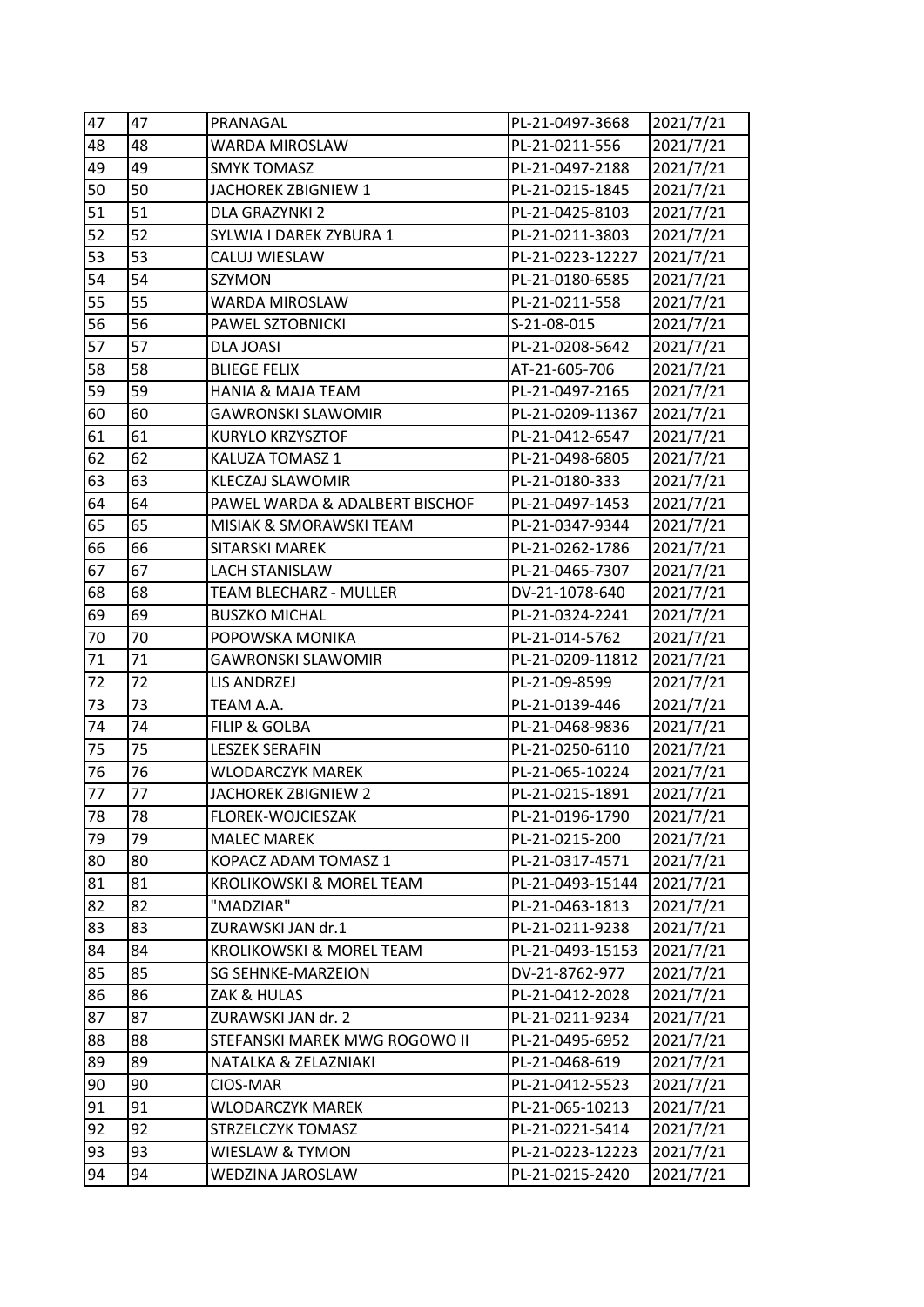| | | | | |
|---|---|---|---|---|
| 47 | 47 | PRANAGAL | PL-21-0497-3668 | 2021/7/21 |
| 48 | 48 | WARDA MIROSLAW | PL-21-0211-556 | 2021/7/21 |
| 49 | 49 | SMYK TOMASZ | PL-21-0497-2188 | 2021/7/21 |
| 50 | 50 | JACHOREK ZBIGNIEW 1 | PL-21-0215-1845 | 2021/7/21 |
| 51 | 51 | DLA GRAZYNKI 2 | PL-21-0425-8103 | 2021/7/21 |
| 52 | 52 | SYLWIA I DAREK ZYBURA 1 | PL-21-0211-3803 | 2021/7/21 |
| 53 | 53 | CALUJ WIESLAW | PL-21-0223-12227 | 2021/7/21 |
| 54 | 54 | SZYMON | PL-21-0180-6585 | 2021/7/21 |
| 55 | 55 | WARDA MIROSLAW | PL-21-0211-558 | 2021/7/21 |
| 56 | 56 | PAWEL SZTOBNICKI | S-21-08-015 | 2021/7/21 |
| 57 | 57 | DLA JOASI | PL-21-0208-5642 | 2021/7/21 |
| 58 | 58 | BLIEGE FELIX | AT-21-605-706 | 2021/7/21 |
| 59 | 59 | HANIA & MAJA TEAM | PL-21-0497-2165 | 2021/7/21 |
| 60 | 60 | GAWRONSKI SLAWOMIR | PL-21-0209-11367 | 2021/7/21 |
| 61 | 61 | KURYLO KRZYSZTOF | PL-21-0412-6547 | 2021/7/21 |
| 62 | 62 | KALUZA TOMASZ 1 | PL-21-0498-6805 | 2021/7/21 |
| 63 | 63 | KLECZAJ SLAWOMIR | PL-21-0180-333 | 2021/7/21 |
| 64 | 64 | PAWEL WARDA & ADALBERT BISCHOF | PL-21-0497-1453 | 2021/7/21 |
| 65 | 65 | MISIAK & SMORAWSKI TEAM | PL-21-0347-9344 | 2021/7/21 |
| 66 | 66 | SITARSKI MAREK | PL-21-0262-1786 | 2021/7/21 |
| 67 | 67 | LACH STANISLAW | PL-21-0465-7307 | 2021/7/21 |
| 68 | 68 | TEAM BLECHARZ - MULLER | DV-21-1078-640 | 2021/7/21 |
| 69 | 69 | BUSZKO MICHAL | PL-21-0324-2241 | 2021/7/21 |
| 70 | 70 | POPOWSKA MONIKA | PL-21-014-5762 | 2021/7/21 |
| 71 | 71 | GAWRONSKI SLAWOMIR | PL-21-0209-11812 | 2021/7/21 |
| 72 | 72 | LIS ANDRZEJ | PL-21-09-8599 | 2021/7/21 |
| 73 | 73 | TEAM A.A. | PL-21-0139-446 | 2021/7/21 |
| 74 | 74 | FILIP & GOLBA | PL-21-0468-9836 | 2021/7/21 |
| 75 | 75 | LESZEK SERAFIN | PL-21-0250-6110 | 2021/7/21 |
| 76 | 76 | WLODARCZYK MAREK | PL-21-065-10224 | 2021/7/21 |
| 77 | 77 | JACHOREK ZBIGNIEW 2 | PL-21-0215-1891 | 2021/7/21 |
| 78 | 78 | FLOREK-WOJCIESZAK | PL-21-0196-1790 | 2021/7/21 |
| 79 | 79 | MALEC MAREK | PL-21-0215-200 | 2021/7/21 |
| 80 | 80 | KOPACZ ADAM TOMASZ 1 | PL-21-0317-4571 | 2021/7/21 |
| 81 | 81 | KROLIKOWSKI & MOREL TEAM | PL-21-0493-15144 | 2021/7/21 |
| 82 | 82 | "MADZIAR" | PL-21-0463-1813 | 2021/7/21 |
| 83 | 83 | ZURAWSKI JAN dr.1 | PL-21-0211-9238 | 2021/7/21 |
| 84 | 84 | KROLIKOWSKI & MOREL TEAM | PL-21-0493-15153 | 2021/7/21 |
| 85 | 85 | SG SEHNKE-MARZEION | DV-21-8762-977 | 2021/7/21 |
| 86 | 86 | ZAK & HULAS | PL-21-0412-2028 | 2021/7/21 |
| 87 | 87 | ZURAWSKI JAN dr. 2 | PL-21-0211-9234 | 2021/7/21 |
| 88 | 88 | STEFANSKI MAREK MWG ROGOWO II | PL-21-0495-6952 | 2021/7/21 |
| 89 | 89 | NATALKA & ZELAZNIAKI | PL-21-0468-619 | 2021/7/21 |
| 90 | 90 | CIOS-MAR | PL-21-0412-5523 | 2021/7/21 |
| 91 | 91 | WLODARCZYK MAREK | PL-21-065-10213 | 2021/7/21 |
| 92 | 92 | STRZELCZYK TOMASZ | PL-21-0221-5414 | 2021/7/21 |
| 93 | 93 | WIESLAW & TYMON | PL-21-0223-12223 | 2021/7/21 |
| 94 | 94 | WEDZINA JAROSLAW | PL-21-0215-2420 | 2021/7/21 |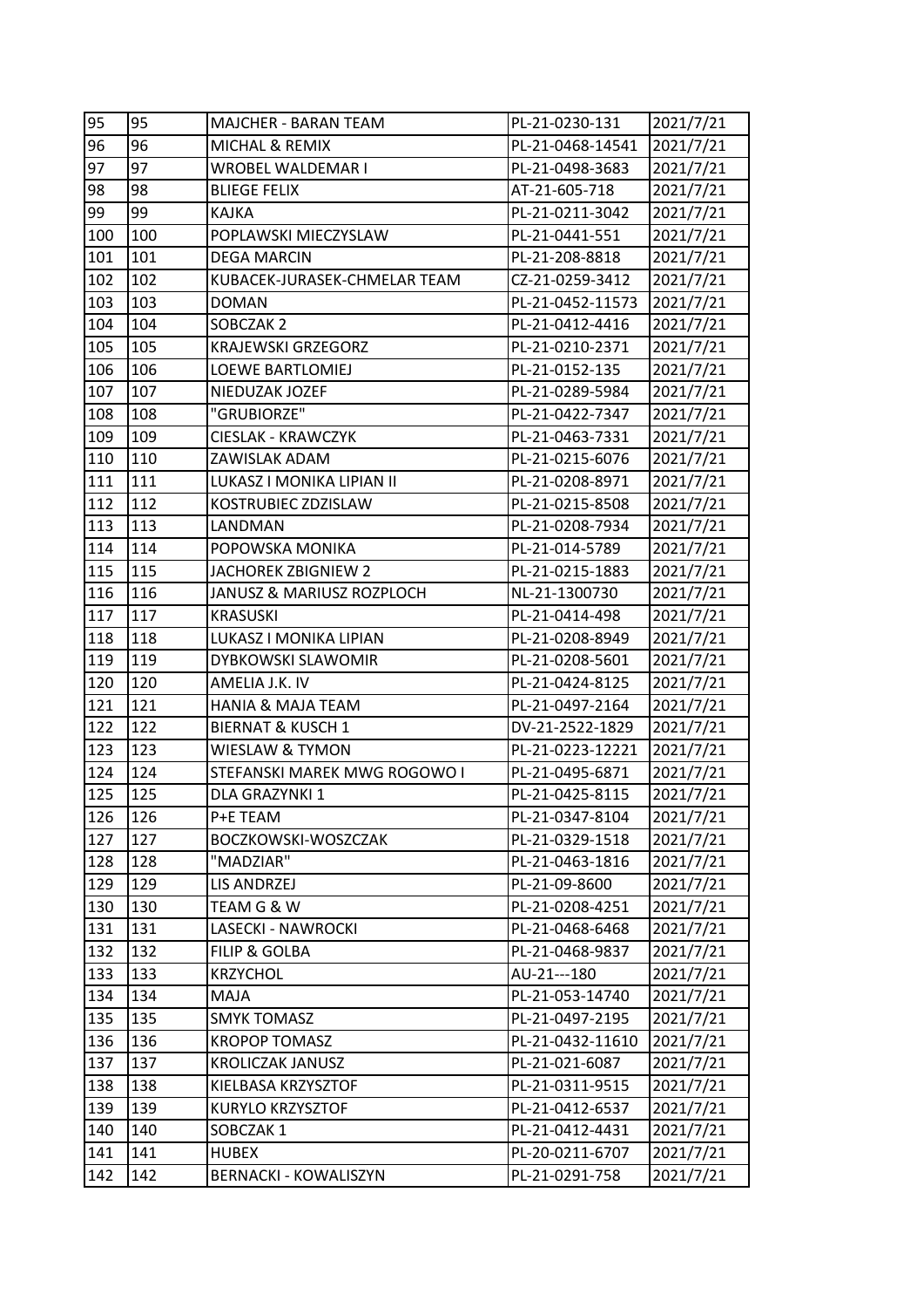| 95 | 95 | MAJCHER - BARAN TEAM | PL-21-0230-131 | 2021/7/21 |
|---|---|---|---|---|
| 96 | 96 | MICHAL & REMIX | PL-21-0468-14541 | 2021/7/21 |
| 97 | 97 | WROBEL WALDEMAR I | PL-21-0498-3683 | 2021/7/21 |
| 98 | 98 | BLIEGE FELIX | AT-21-605-718 | 2021/7/21 |
| 99 | 99 | KAJKA | PL-21-0211-3042 | 2021/7/21 |
| 100 | 100 | POPLAWSKI MIECZYSLAW | PL-21-0441-551 | 2021/7/21 |
| 101 | 101 | DEGA MARCIN | PL-21-208-8818 | 2021/7/21 |
| 102 | 102 | KUBACEK-JURASEK-CHMELAR TEAM | CZ-21-0259-3412 | 2021/7/21 |
| 103 | 103 | DOMAN | PL-21-0452-11573 | 2021/7/21 |
| 104 | 104 | SOBCZAK 2 | PL-21-0412-4416 | 2021/7/21 |
| 105 | 105 | KRAJEWSKI GRZEGORZ | PL-21-0210-2371 | 2021/7/21 |
| 106 | 106 | LOEWE BARTLOMIEJ | PL-21-0152-135 | 2021/7/21 |
| 107 | 107 | NIEDUZAK JOZEF | PL-21-0289-5984 | 2021/7/21 |
| 108 | 108 | "GRUBIORZE" | PL-21-0422-7347 | 2021/7/21 |
| 109 | 109 | CIESLAK - KRAWCZYK | PL-21-0463-7331 | 2021/7/21 |
| 110 | 110 | ZAWISLAK ADAM | PL-21-0215-6076 | 2021/7/21 |
| 111 | 111 | LUKASZ I MONIKA LIPIAN II | PL-21-0208-8971 | 2021/7/21 |
| 112 | 112 | KOSTRUBIEC ZDZISLAW | PL-21-0215-8508 | 2021/7/21 |
| 113 | 113 | LANDMAN | PL-21-0208-7934 | 2021/7/21 |
| 114 | 114 | POPOWSKA MONIKA | PL-21-014-5789 | 2021/7/21 |
| 115 | 115 | JACHOREK ZBIGNIEW 2 | PL-21-0215-1883 | 2021/7/21 |
| 116 | 116 | JANUSZ & MARIUSZ ROZPLOCH | NL-21-1300730 | 2021/7/21 |
| 117 | 117 | KRASUSKI | PL-21-0414-498 | 2021/7/21 |
| 118 | 118 | LUKASZ I MONIKA LIPIAN | PL-21-0208-8949 | 2021/7/21 |
| 119 | 119 | DYBKOWSKI SLAWOMIR | PL-21-0208-5601 | 2021/7/21 |
| 120 | 120 | AMELIA J.K. IV | PL-21-0424-8125 | 2021/7/21 |
| 121 | 121 | HANIA & MAJA TEAM | PL-21-0497-2164 | 2021/7/21 |
| 122 | 122 | BIERNAT & KUSCH 1 | DV-21-2522-1829 | 2021/7/21 |
| 123 | 123 | WIESLAW & TYMON | PL-21-0223-12221 | 2021/7/21 |
| 124 | 124 | STEFANSKI MAREK MWG ROGOWO I | PL-21-0495-6871 | 2021/7/21 |
| 125 | 125 | DLA GRAZYNKI 1 | PL-21-0425-8115 | 2021/7/21 |
| 126 | 126 | P+E TEAM | PL-21-0347-8104 | 2021/7/21 |
| 127 | 127 | BOCZKOWSKI-WOSZCZAK | PL-21-0329-1518 | 2021/7/21 |
| 128 | 128 | "MADZIAR" | PL-21-0463-1816 | 2021/7/21 |
| 129 | 129 | LIS ANDRZEJ | PL-21-09-8600 | 2021/7/21 |
| 130 | 130 | TEAM G & W | PL-21-0208-4251 | 2021/7/21 |
| 131 | 131 | LASECKI - NAWROCKI | PL-21-0468-6468 | 2021/7/21 |
| 132 | 132 | FILIP & GOLBA | PL-21-0468-9837 | 2021/7/21 |
| 133 | 133 | KRZYCHOL | AU-21---180 | 2021/7/21 |
| 134 | 134 | MAJA | PL-21-053-14740 | 2021/7/21 |
| 135 | 135 | SMYK TOMASZ | PL-21-0497-2195 | 2021/7/21 |
| 136 | 136 | KROPOP TOMASZ | PL-21-0432-11610 | 2021/7/21 |
| 137 | 137 | KROLICZAK JANUSZ | PL-21-021-6087 | 2021/7/21 |
| 138 | 138 | KIELBASA KRZYSZTOF | PL-21-0311-9515 | 2021/7/21 |
| 139 | 139 | KURYLO KRZYSZTOF | PL-21-0412-6537 | 2021/7/21 |
| 140 | 140 | SOBCZAK 1 | PL-21-0412-4431 | 2021/7/21 |
| 141 | 141 | HUBEX | PL-20-0211-6707 | 2021/7/21 |
| 142 | 142 | BERNACKI - KOWALISZYN | PL-21-0291-758 | 2021/7/21 |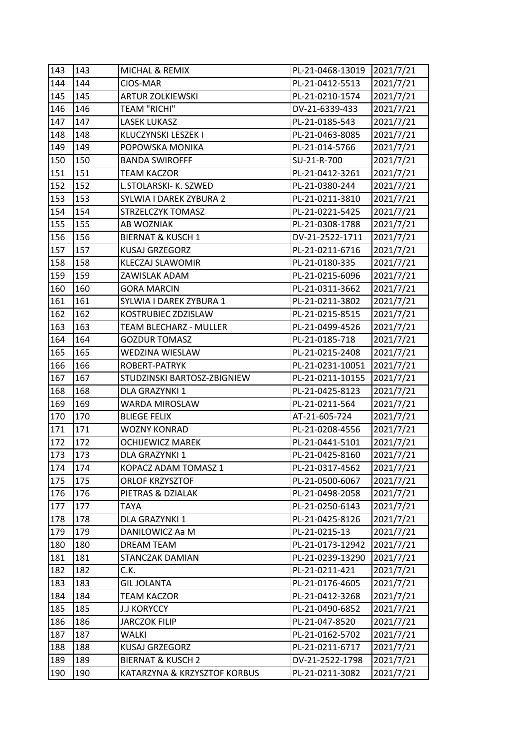| | | | | |
|---|---|---|---|---|
| 143 | 143 | MICHAL & REMIX | PL-21-0468-13019 | 2021/7/21 |
| 144 | 144 | CIOS-MAR | PL-21-0412-5513 | 2021/7/21 |
| 145 | 145 | ARTUR ZOLKIEWSKI | PL-21-0210-1574 | 2021/7/21 |
| 146 | 146 | TEAM "RICHI" | DV-21-6339-433 | 2021/7/21 |
| 147 | 147 | LASEK LUKASZ | PL-21-0185-543 | 2021/7/21 |
| 148 | 148 | KLUCZYNSKI LESZEK I | PL-21-0463-8085 | 2021/7/21 |
| 149 | 149 | POPOWSKA MONIKA | PL-21-014-5766 | 2021/7/21 |
| 150 | 150 | BANDA SWIROFFF | SU-21-R-700 | 2021/7/21 |
| 151 | 151 | TEAM KACZOR | PL-21-0412-3261 | 2021/7/21 |
| 152 | 152 | L.STOLARSKI- K. SZWED | PL-21-0380-244 | 2021/7/21 |
| 153 | 153 | SYLWIA I DAREK ZYBURA 2 | PL-21-0211-3810 | 2021/7/21 |
| 154 | 154 | STRZELCZYK TOMASZ | PL-21-0221-5425 | 2021/7/21 |
| 155 | 155 | AB WOZNIAK | PL-21-0308-1788 | 2021/7/21 |
| 156 | 156 | BIERNAT & KUSCH 1 | DV-21-2522-1711 | 2021/7/21 |
| 157 | 157 | KUSAJ GRZEGORZ | PL-21-0211-6716 | 2021/7/21 |
| 158 | 158 | KLECZAJ SLAWOMIR | PL-21-0180-335 | 2021/7/21 |
| 159 | 159 | ZAWISLAK ADAM | PL-21-0215-6096 | 2021/7/21 |
| 160 | 160 | GORA MARCIN | PL-21-0311-3662 | 2021/7/21 |
| 161 | 161 | SYLWIA I DAREK ZYBURA 1 | PL-21-0211-3802 | 2021/7/21 |
| 162 | 162 | KOSTRUBIEC ZDZISLAW | PL-21-0215-8515 | 2021/7/21 |
| 163 | 163 | TEAM BLECHARZ - MULLER | PL-21-0499-4526 | 2021/7/21 |
| 164 | 164 | GOZDUR TOMASZ | PL-21-0185-718 | 2021/7/21 |
| 165 | 165 | WEDZINA WIESLAW | PL-21-0215-2408 | 2021/7/21 |
| 166 | 166 | ROBERT-PATRYK | PL-21-0231-10051 | 2021/7/21 |
| 167 | 167 | STUDZINSKI BARTOSZ-ZBIGNIEW | PL-21-0211-10155 | 2021/7/21 |
| 168 | 168 | DLA GRAZYNKI 1 | PL-21-0425-8123 | 2021/7/21 |
| 169 | 169 | WARDA MIROSLAW | PL-21-0211-564 | 2021/7/21 |
| 170 | 170 | BLIEGE FELIX | AT-21-605-724 | 2021/7/21 |
| 171 | 171 | WOZNY KONRAD | PL-21-0208-4556 | 2021/7/21 |
| 172 | 172 | OCHIJEWICZ MAREK | PL-21-0441-5101 | 2021/7/21 |
| 173 | 173 | DLA GRAZYNKI 1 | PL-21-0425-8160 | 2021/7/21 |
| 174 | 174 | KOPACZ ADAM TOMASZ 1 | PL-21-0317-4562 | 2021/7/21 |
| 175 | 175 | ORLOF KRZYSZTOF | PL-21-0500-6067 | 2021/7/21 |
| 176 | 176 | PIETRAS & DZIALAK | PL-21-0498-2058 | 2021/7/21 |
| 177 | 177 | TAYA | PL-21-0250-6143 | 2021/7/21 |
| 178 | 178 | DLA GRAZYNKI 1 | PL-21-0425-8126 | 2021/7/21 |
| 179 | 179 | DANILOWICZ Aa M | PL-21-0215-13 | 2021/7/21 |
| 180 | 180 | DREAM TEAM | PL-21-0173-12942 | 2021/7/21 |
| 181 | 181 | STANCZAK DAMIAN | PL-21-0239-13290 | 2021/7/21 |
| 182 | 182 | C.K. | PL-21-0211-421 | 2021/7/21 |
| 183 | 183 | GIL JOLANTA | PL-21-0176-4605 | 2021/7/21 |
| 184 | 184 | TEAM KACZOR | PL-21-0412-3268 | 2021/7/21 |
| 185 | 185 | J.J KORYCCY | PL-21-0490-6852 | 2021/7/21 |
| 186 | 186 | JARCZOK FILIP | PL-21-047-8520 | 2021/7/21 |
| 187 | 187 | WALKI | PL-21-0162-5702 | 2021/7/21 |
| 188 | 188 | KUSAJ GRZEGORZ | PL-21-0211-6717 | 2021/7/21 |
| 189 | 189 | BIERNAT & KUSCH 2 | DV-21-2522-1798 | 2021/7/21 |
| 190 | 190 | KATARZYNA & KRZYSZTOF KORBUS | PL-21-0211-3082 | 2021/7/21 |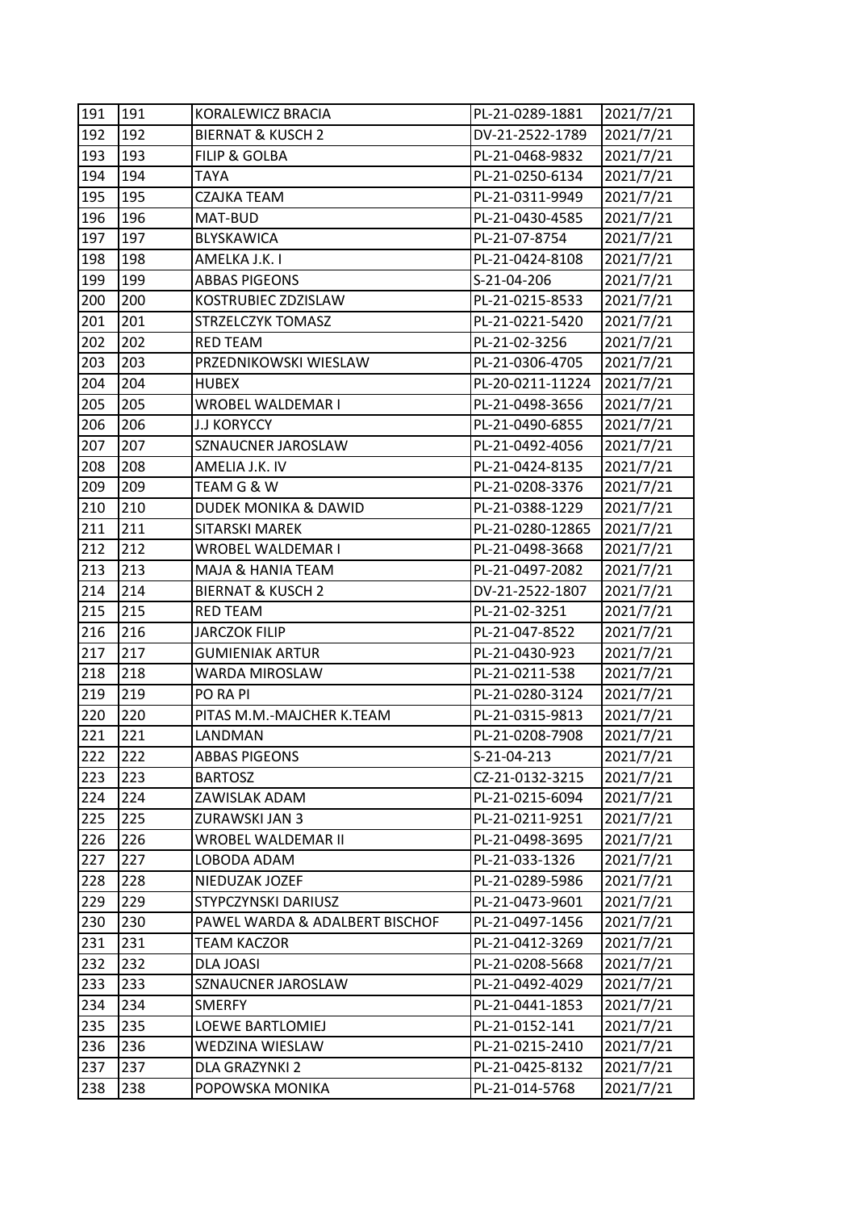| 191 | 191 | KORALEWICZ BRACIA | PL-21-0289-1881 | 2021/7/21 |
|---|---|---|---|---|
| 192 | 192 | BIERNAT & KUSCH 2 | DV-21-2522-1789 | 2021/7/21 |
| 193 | 193 | FILIP & GOLBA | PL-21-0468-9832 | 2021/7/21 |
| 194 | 194 | TAYA | PL-21-0250-6134 | 2021/7/21 |
| 195 | 195 | CZAJKA TEAM | PL-21-0311-9949 | 2021/7/21 |
| 196 | 196 | MAT-BUD | PL-21-0430-4585 | 2021/7/21 |
| 197 | 197 | BLYSKAWICA | PL-21-07-8754 | 2021/7/21 |
| 198 | 198 | AMELKA J.K. I | PL-21-0424-8108 | 2021/7/21 |
| 199 | 199 | ABBAS PIGEONS | S-21-04-206 | 2021/7/21 |
| 200 | 200 | KOSTRUBIEC ZDZISLAW | PL-21-0215-8533 | 2021/7/21 |
| 201 | 201 | STRZELCZYK TOMASZ | PL-21-0221-5420 | 2021/7/21 |
| 202 | 202 | RED TEAM | PL-21-02-3256 | 2021/7/21 |
| 203 | 203 | PRZEDNIKOWSKI WIESLAW | PL-21-0306-4705 | 2021/7/21 |
| 204 | 204 | HUBEX | PL-20-0211-11224 | 2021/7/21 |
| 205 | 205 | WROBEL WALDEMAR I | PL-21-0498-3656 | 2021/7/21 |
| 206 | 206 | J.J KORYCCY | PL-21-0490-6855 | 2021/7/21 |
| 207 | 207 | SZNAUCNER JAROSLAW | PL-21-0492-4056 | 2021/7/21 |
| 208 | 208 | AMELIA J.K. IV | PL-21-0424-8135 | 2021/7/21 |
| 209 | 209 | TEAM G & W | PL-21-0208-3376 | 2021/7/21 |
| 210 | 210 | DUDEK MONIKA & DAWID | PL-21-0388-1229 | 2021/7/21 |
| 211 | 211 | SITARSKI MAREK | PL-21-0280-12865 | 2021/7/21 |
| 212 | 212 | WROBEL WALDEMAR I | PL-21-0498-3668 | 2021/7/21 |
| 213 | 213 | MAJA & HANIA TEAM | PL-21-0497-2082 | 2021/7/21 |
| 214 | 214 | BIERNAT & KUSCH 2 | DV-21-2522-1807 | 2021/7/21 |
| 215 | 215 | RED TEAM | PL-21-02-3251 | 2021/7/21 |
| 216 | 216 | JARCZOK FILIP | PL-21-047-8522 | 2021/7/21 |
| 217 | 217 | GUMIENIAK ARTUR | PL-21-0430-923 | 2021/7/21 |
| 218 | 218 | WARDA MIROSLAW | PL-21-0211-538 | 2021/7/21 |
| 219 | 219 | PO RA PI | PL-21-0280-3124 | 2021/7/21 |
| 220 | 220 | PITAS M.M.-MAJCHER K.TEAM | PL-21-0315-9813 | 2021/7/21 |
| 221 | 221 | LANDMAN | PL-21-0208-7908 | 2021/7/21 |
| 222 | 222 | ABBAS PIGEONS | S-21-04-213 | 2021/7/21 |
| 223 | 223 | BARTOSZ | CZ-21-0132-3215 | 2021/7/21 |
| 224 | 224 | ZAWISLAK ADAM | PL-21-0215-6094 | 2021/7/21 |
| 225 | 225 | ZURAWSKI JAN 3 | PL-21-0211-9251 | 2021/7/21 |
| 226 | 226 | WROBEL WALDEMAR II | PL-21-0498-3695 | 2021/7/21 |
| 227 | 227 | LOBODA ADAM | PL-21-033-1326 | 2021/7/21 |
| 228 | 228 | NIEDUZAK JOZEF | PL-21-0289-5986 | 2021/7/21 |
| 229 | 229 | STYPCZYNSKI DARIUSZ | PL-21-0473-9601 | 2021/7/21 |
| 230 | 230 | PAWEL WARDA & ADALBERT BISCHOF | PL-21-0497-1456 | 2021/7/21 |
| 231 | 231 | TEAM KACZOR | PL-21-0412-3269 | 2021/7/21 |
| 232 | 232 | DLA JOASI | PL-21-0208-5668 | 2021/7/21 |
| 233 | 233 | SZNAUCNER JAROSLAW | PL-21-0492-4029 | 2021/7/21 |
| 234 | 234 | SMERFY | PL-21-0441-1853 | 2021/7/21 |
| 235 | 235 | LOEWE BARTLOMIEJ | PL-21-0152-141 | 2021/7/21 |
| 236 | 236 | WEDZINA WIESLAW | PL-21-0215-2410 | 2021/7/21 |
| 237 | 237 | DLA GRAZYNKI 2 | PL-21-0425-8132 | 2021/7/21 |
| 238 | 238 | POPOWSKA MONIKA | PL-21-014-5768 | 2021/7/21 |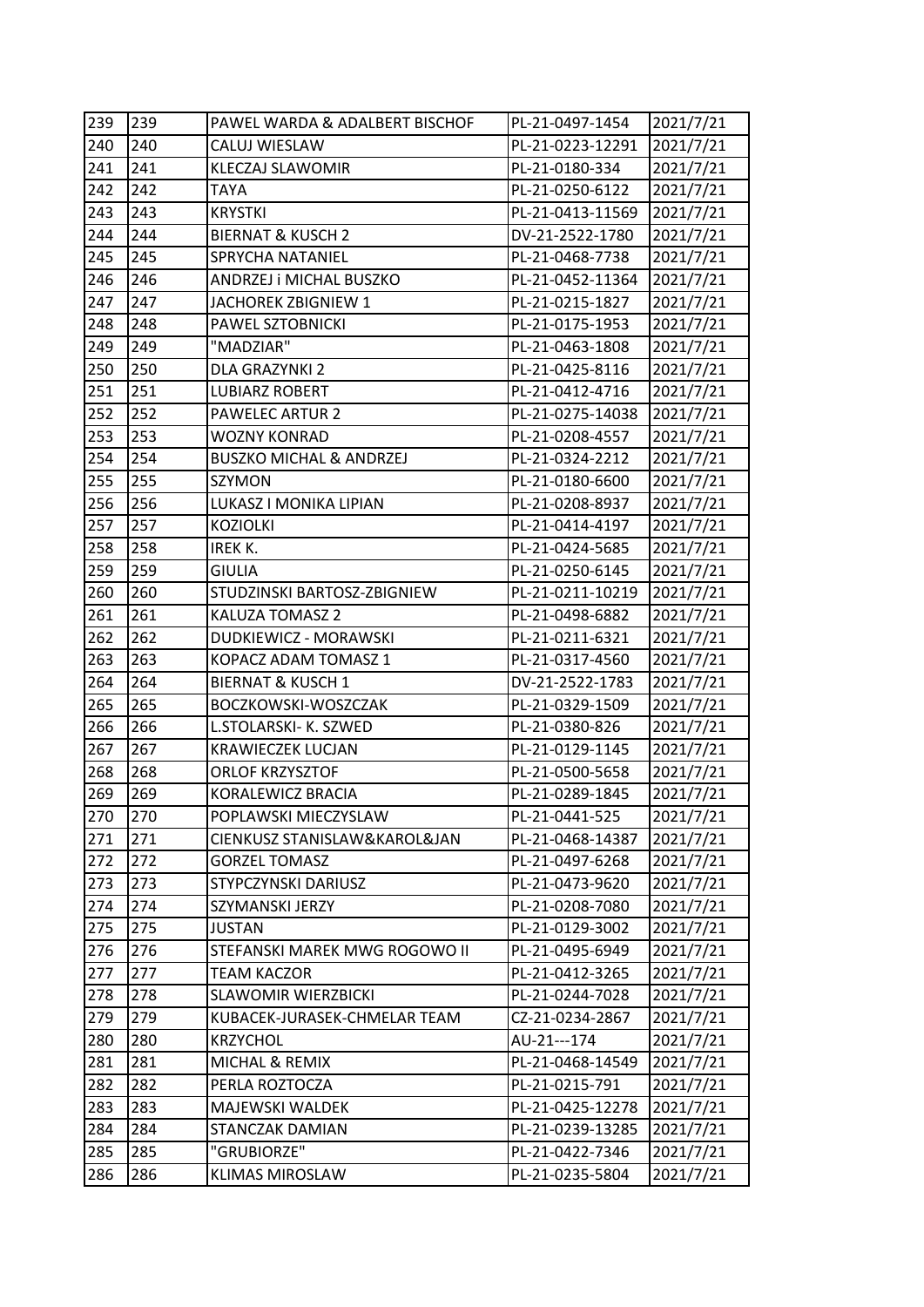| 239 | 239 | PAWEL WARDA & ADALBERT BISCHOF | PL-21-0497-1454 | 2021/7/21 |
|---|---|---|---|---|
| 240 | 240 | CALUJ WIESLAW | PL-21-0223-12291 | 2021/7/21 |
| 241 | 241 | KLECZAJ SLAWOMIR | PL-21-0180-334 | 2021/7/21 |
| 242 | 242 | TAYA | PL-21-0250-6122 | 2021/7/21 |
| 243 | 243 | KRYSTKI | PL-21-0413-11569 | 2021/7/21 |
| 244 | 244 | BIERNAT & KUSCH 2 | DV-21-2522-1780 | 2021/7/21 |
| 245 | 245 | SPRYCHA NATANIEL | PL-21-0468-7738 | 2021/7/21 |
| 246 | 246 | ANDRZEJ i MICHAL BUSZKO | PL-21-0452-11364 | 2021/7/21 |
| 247 | 247 | JACHOREK ZBIGNIEW 1 | PL-21-0215-1827 | 2021/7/21 |
| 248 | 248 | PAWEL SZTOBNICKI | PL-21-0175-1953 | 2021/7/21 |
| 249 | 249 | "MADZIAR" | PL-21-0463-1808 | 2021/7/21 |
| 250 | 250 | DLA GRAZYNKI 2 | PL-21-0425-8116 | 2021/7/21 |
| 251 | 251 | LUBIARZ ROBERT | PL-21-0412-4716 | 2021/7/21 |
| 252 | 252 | PAWELEC ARTUR 2 | PL-21-0275-14038 | 2021/7/21 |
| 253 | 253 | WOZNY KONRAD | PL-21-0208-4557 | 2021/7/21 |
| 254 | 254 | BUSZKO MICHAL & ANDRZEJ | PL-21-0324-2212 | 2021/7/21 |
| 255 | 255 | SZYMON | PL-21-0180-6600 | 2021/7/21 |
| 256 | 256 | LUKASZ I MONIKA LIPIAN | PL-21-0208-8937 | 2021/7/21 |
| 257 | 257 | KOZIOLKI | PL-21-0414-4197 | 2021/7/21 |
| 258 | 258 | IREK K. | PL-21-0424-5685 | 2021/7/21 |
| 259 | 259 | GIULIA | PL-21-0250-6145 | 2021/7/21 |
| 260 | 260 | STUDZINSKI BARTOSZ-ZBIGNIEW | PL-21-0211-10219 | 2021/7/21 |
| 261 | 261 | KALUZA TOMASZ 2 | PL-21-0498-6882 | 2021/7/21 |
| 262 | 262 | DUDKIEWICZ - MORAWSKI | PL-21-0211-6321 | 2021/7/21 |
| 263 | 263 | KOPACZ ADAM TOMASZ 1 | PL-21-0317-4560 | 2021/7/21 |
| 264 | 264 | BIERNAT & KUSCH 1 | DV-21-2522-1783 | 2021/7/21 |
| 265 | 265 | BOCZKOWSKI-WOSZCZAK | PL-21-0329-1509 | 2021/7/21 |
| 266 | 266 | L.STOLARSKI- K. SZWED | PL-21-0380-826 | 2021/7/21 |
| 267 | 267 | KRAWIECZEK LUCJAN | PL-21-0129-1145 | 2021/7/21 |
| 268 | 268 | ORLOF KRZYSZTOF | PL-21-0500-5658 | 2021/7/21 |
| 269 | 269 | KORALEWICZ BRACIA | PL-21-0289-1845 | 2021/7/21 |
| 270 | 270 | POPLAWSKI MIECZYSLAW | PL-21-0441-525 | 2021/7/21 |
| 271 | 271 | CIENKUSZ STANISLAW&KAROL&JAN | PL-21-0468-14387 | 2021/7/21 |
| 272 | 272 | GORZEL TOMASZ | PL-21-0497-6268 | 2021/7/21 |
| 273 | 273 | STYPCZYNSKI DARIUSZ | PL-21-0473-9620 | 2021/7/21 |
| 274 | 274 | SZYMANSKI JERZY | PL-21-0208-7080 | 2021/7/21 |
| 275 | 275 | JUSTAN | PL-21-0129-3002 | 2021/7/21 |
| 276 | 276 | STEFANSKI MAREK MWG ROGOWO II | PL-21-0495-6949 | 2021/7/21 |
| 277 | 277 | TEAM KACZOR | PL-21-0412-3265 | 2021/7/21 |
| 278 | 278 | SLAWOMIR WIERZBICKI | PL-21-0244-7028 | 2021/7/21 |
| 279 | 279 | KUBACEK-JURASEK-CHMELAR TEAM | CZ-21-0234-2867 | 2021/7/21 |
| 280 | 280 | KRZYCHOL | AU-21---174 | 2021/7/21 |
| 281 | 281 | MICHAL & REMIX | PL-21-0468-14549 | 2021/7/21 |
| 282 | 282 | PERLA ROZTOCZA | PL-21-0215-791 | 2021/7/21 |
| 283 | 283 | MAJEWSKI WALDEK | PL-21-0425-12278 | 2021/7/21 |
| 284 | 284 | STANCZAK DAMIAN | PL-21-0239-13285 | 2021/7/21 |
| 285 | 285 | "GRUBIORZE" | PL-21-0422-7346 | 2021/7/21 |
| 286 | 286 | KLIMAS MIROSLAW | PL-21-0235-5804 | 2021/7/21 |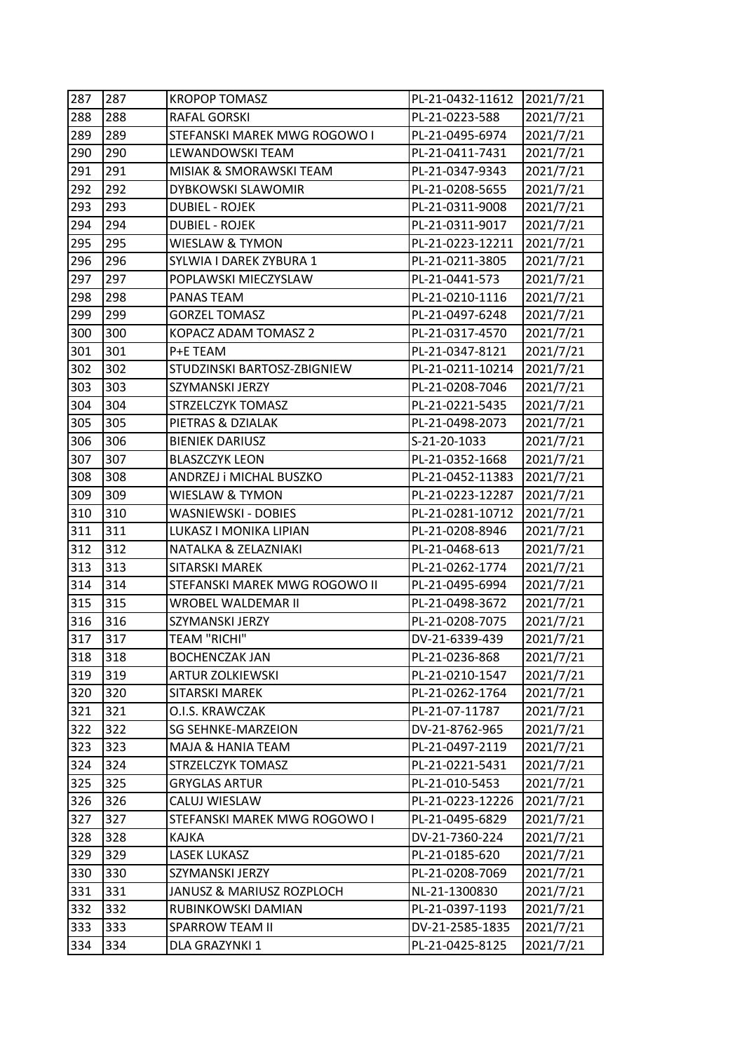| 287 | 287 | KROPOP TOMASZ | PL-21-0432-11612 | 2021/7/21 |
|---|---|---|---|---|
| 288 | 288 | RAFAL GORSKI | PL-21-0223-588 | 2021/7/21 |
| 289 | 289 | STEFANSKI MAREK MWG ROGOWO I | PL-21-0495-6974 | 2021/7/21 |
| 290 | 290 | LEWANDOWSKI TEAM | PL-21-0411-7431 | 2021/7/21 |
| 291 | 291 | MISIAK & SMORAWSKI TEAM | PL-21-0347-9343 | 2021/7/21 |
| 292 | 292 | DYBKOWSKI SLAWOMIR | PL-21-0208-5655 | 2021/7/21 |
| 293 | 293 | DUBIEL - ROJEK | PL-21-0311-9008 | 2021/7/21 |
| 294 | 294 | DUBIEL - ROJEK | PL-21-0311-9017 | 2021/7/21 |
| 295 | 295 | WIESLAW & TYMON | PL-21-0223-12211 | 2021/7/21 |
| 296 | 296 | SYLWIA I DAREK ZYBURA 1 | PL-21-0211-3805 | 2021/7/21 |
| 297 | 297 | POPLAWSKI MIECZYSLAW | PL-21-0441-573 | 2021/7/21 |
| 298 | 298 | PANAS TEAM | PL-21-0210-1116 | 2021/7/21 |
| 299 | 299 | GORZEL TOMASZ | PL-21-0497-6248 | 2021/7/21 |
| 300 | 300 | KOPACZ ADAM TOMASZ 2 | PL-21-0317-4570 | 2021/7/21 |
| 301 | 301 | P+E TEAM | PL-21-0347-8121 | 2021/7/21 |
| 302 | 302 | STUDZINSKI BARTOSZ-ZBIGNIEW | PL-21-0211-10214 | 2021/7/21 |
| 303 | 303 | SZYMANSKI JERZY | PL-21-0208-7046 | 2021/7/21 |
| 304 | 304 | STRZELCZYK TOMASZ | PL-21-0221-5435 | 2021/7/21 |
| 305 | 305 | PIETRAS & DZIALAK | PL-21-0498-2073 | 2021/7/21 |
| 306 | 306 | BIENIEK DARIUSZ | S-21-20-1033 | 2021/7/21 |
| 307 | 307 | BLASZCZYK LEON | PL-21-0352-1668 | 2021/7/21 |
| 308 | 308 | ANDRZEJ i MICHAL BUSZKO | PL-21-0452-11383 | 2021/7/21 |
| 309 | 309 | WIESLAW & TYMON | PL-21-0223-12287 | 2021/7/21 |
| 310 | 310 | WASNIEWSKI - DOBIES | PL-21-0281-10712 | 2021/7/21 |
| 311 | 311 | LUKASZ I MONIKA LIPIAN | PL-21-0208-8946 | 2021/7/21 |
| 312 | 312 | NATALKA & ZELAZNIAKI | PL-21-0468-613 | 2021/7/21 |
| 313 | 313 | SITARSKI MAREK | PL-21-0262-1774 | 2021/7/21 |
| 314 | 314 | STEFANSKI MAREK MWG ROGOWO II | PL-21-0495-6994 | 2021/7/21 |
| 315 | 315 | WROBEL WALDEMAR II | PL-21-0498-3672 | 2021/7/21 |
| 316 | 316 | SZYMANSKI JERZY | PL-21-0208-7075 | 2021/7/21 |
| 317 | 317 | TEAM "RICHI" | DV-21-6339-439 | 2021/7/21 |
| 318 | 318 | BOCHENCZAK JAN | PL-21-0236-868 | 2021/7/21 |
| 319 | 319 | ARTUR ZOLKIEWSKI | PL-21-0210-1547 | 2021/7/21 |
| 320 | 320 | SITARSKI MAREK | PL-21-0262-1764 | 2021/7/21 |
| 321 | 321 | O.I.S. KRAWCZAK | PL-21-07-11787 | 2021/7/21 |
| 322 | 322 | SG SEHNKE-MARZEION | DV-21-8762-965 | 2021/7/21 |
| 323 | 323 | MAJA & HANIA TEAM | PL-21-0497-2119 | 2021/7/21 |
| 324 | 324 | STRZELCZYK TOMASZ | PL-21-0221-5431 | 2021/7/21 |
| 325 | 325 | GRYGLAS ARTUR | PL-21-010-5453 | 2021/7/21 |
| 326 | 326 | CALUJ WIESLAW | PL-21-0223-12226 | 2021/7/21 |
| 327 | 327 | STEFANSKI MAREK MWG ROGOWO I | PL-21-0495-6829 | 2021/7/21 |
| 328 | 328 | KAJKA | DV-21-7360-224 | 2021/7/21 |
| 329 | 329 | LASEK LUKASZ | PL-21-0185-620 | 2021/7/21 |
| 330 | 330 | SZYMANSKI JERZY | PL-21-0208-7069 | 2021/7/21 |
| 331 | 331 | JANUSZ & MARIUSZ ROZPLOCH | NL-21-1300830 | 2021/7/21 |
| 332 | 332 | RUBINKOWSKI DAMIAN | PL-21-0397-1193 | 2021/7/21 |
| 333 | 333 | SPARROW TEAM II | DV-21-2585-1835 | 2021/7/21 |
| 334 | 334 | DLA GRAZYNKI 1 | PL-21-0425-8125 | 2021/7/21 |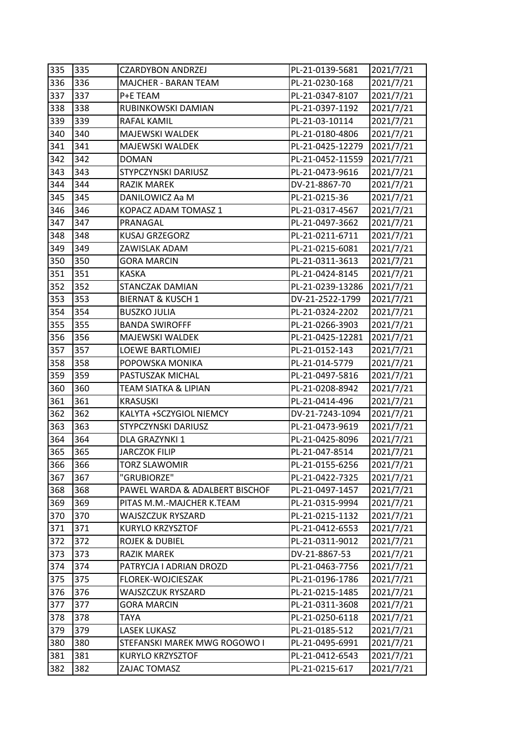| 335 | 335 | CZARDYBON ANDRZEJ | PL-21-0139-5681 | 2021/7/21 |
|---|---|---|---|---|
| 336 | 336 | MAJCHER - BARAN TEAM | PL-21-0230-168 | 2021/7/21 |
| 337 | 337 | P+E TEAM | PL-21-0347-8107 | 2021/7/21 |
| 338 | 338 | RUBINKOWSKI DAMIAN | PL-21-0397-1192 | 2021/7/21 |
| 339 | 339 | RAFAL KAMIL | PL-21-03-10114 | 2021/7/21 |
| 340 | 340 | MAJEWSKI WALDEK | PL-21-0180-4806 | 2021/7/21 |
| 341 | 341 | MAJEWSKI WALDEK | PL-21-0425-12279 | 2021/7/21 |
| 342 | 342 | DOMAN | PL-21-0452-11559 | 2021/7/21 |
| 343 | 343 | STYPCZYNSKI DARIUSZ | PL-21-0473-9616 | 2021/7/21 |
| 344 | 344 | RAZIK MAREK | DV-21-8867-70 | 2021/7/21 |
| 345 | 345 | DANILOWICZ Aa M | PL-21-0215-36 | 2021/7/21 |
| 346 | 346 | KOPACZ ADAM TOMASZ 1 | PL-21-0317-4567 | 2021/7/21 |
| 347 | 347 | PRANAGAL | PL-21-0497-3662 | 2021/7/21 |
| 348 | 348 | KUSAJ GRZEGORZ | PL-21-0211-6711 | 2021/7/21 |
| 349 | 349 | ZAWISLAK ADAM | PL-21-0215-6081 | 2021/7/21 |
| 350 | 350 | GORA MARCIN | PL-21-0311-3613 | 2021/7/21 |
| 351 | 351 | KASKA | PL-21-0424-8145 | 2021/7/21 |
| 352 | 352 | STANCZAK DAMIAN | PL-21-0239-13286 | 2021/7/21 |
| 353 | 353 | BIERNAT & KUSCH 1 | DV-21-2522-1799 | 2021/7/21 |
| 354 | 354 | BUSZKO JULIA | PL-21-0324-2202 | 2021/7/21 |
| 355 | 355 | BANDA SWIROFFF | PL-21-0266-3903 | 2021/7/21 |
| 356 | 356 | MAJEWSKI WALDEK | PL-21-0425-12281 | 2021/7/21 |
| 357 | 357 | LOEWE BARTLOMIEJ | PL-21-0152-143 | 2021/7/21 |
| 358 | 358 | POPOWSKA MONIKA | PL-21-014-5779 | 2021/7/21 |
| 359 | 359 | PASTUSZAK MICHAL | PL-21-0497-5816 | 2021/7/21 |
| 360 | 360 | TEAM SIATKA & LIPIAN | PL-21-0208-8942 | 2021/7/21 |
| 361 | 361 | KRASUSKI | PL-21-0414-496 | 2021/7/21 |
| 362 | 362 | KALYTA +SCZYGIOL NIEMCY | DV-21-7243-1094 | 2021/7/21 |
| 363 | 363 | STYPCZYNSKI DARIUSZ | PL-21-0473-9619 | 2021/7/21 |
| 364 | 364 | DLA GRAZYNKI 1 | PL-21-0425-8096 | 2021/7/21 |
| 365 | 365 | JARCZOK FILIP | PL-21-047-8514 | 2021/7/21 |
| 366 | 366 | TORZ SLAWOMIR | PL-21-0155-6256 | 2021/7/21 |
| 367 | 367 | "GRUBIORZE" | PL-21-0422-7325 | 2021/7/21 |
| 368 | 368 | PAWEL WARDA & ADALBERT BISCHOF | PL-21-0497-1457 | 2021/7/21 |
| 369 | 369 | PITAS M.M.-MAJCHER K.TEAM | PL-21-0315-9994 | 2021/7/21 |
| 370 | 370 | WAJSZCZUK RYSZARD | PL-21-0215-1132 | 2021/7/21 |
| 371 | 371 | KURYLO KRZYSZTOF | PL-21-0412-6553 | 2021/7/21 |
| 372 | 372 | ROJEK & DUBIEL | PL-21-0311-9012 | 2021/7/21 |
| 373 | 373 | RAZIK MAREK | DV-21-8867-53 | 2021/7/21 |
| 374 | 374 | PATRYCJA I ADRIAN DROZD | PL-21-0463-7756 | 2021/7/21 |
| 375 | 375 | FLOREK-WOJCIESZAK | PL-21-0196-1786 | 2021/7/21 |
| 376 | 376 | WAJSZCZUK RYSZARD | PL-21-0215-1485 | 2021/7/21 |
| 377 | 377 | GORA MARCIN | PL-21-0311-3608 | 2021/7/21 |
| 378 | 378 | TAYA | PL-21-0250-6118 | 2021/7/21 |
| 379 | 379 | LASEK LUKASZ | PL-21-0185-512 | 2021/7/21 |
| 380 | 380 | STEFANSKI MAREK MWG ROGOWO I | PL-21-0495-6991 | 2021/7/21 |
| 381 | 381 | KURYLO KRZYSZTOF | PL-21-0412-6543 | 2021/7/21 |
| 382 | 382 | ZAJAC TOMASZ | PL-21-0215-617 | 2021/7/21 |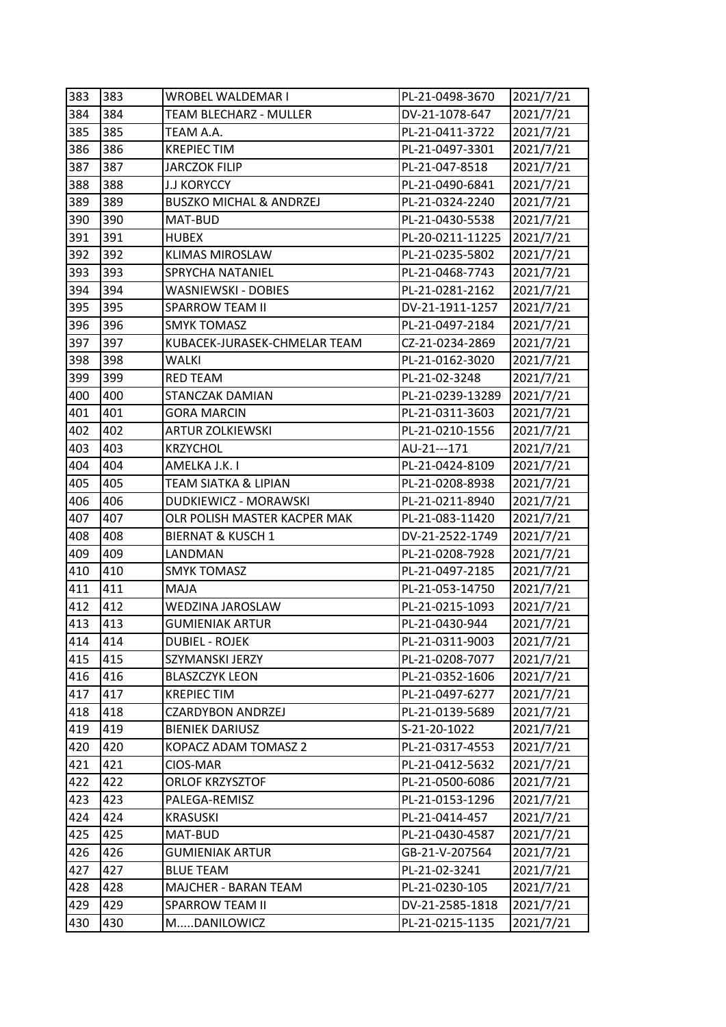| 383 | 383 | WROBEL WALDEMAR I | PL-21-0498-3670 | 2021/7/21 |
|---|---|---|---|---|
| 384 | 384 | TEAM BLECHARZ - MULLER | DV-21-1078-647 | 2021/7/21 |
| 385 | 385 | TEAM A.A. | PL-21-0411-3722 | 2021/7/21 |
| 386 | 386 | KREPIEC TIM | PL-21-0497-3301 | 2021/7/21 |
| 387 | 387 | JARCZOK FILIP | PL-21-047-8518 | 2021/7/21 |
| 388 | 388 | J.J KORYCCY | PL-21-0490-6841 | 2021/7/21 |
| 389 | 389 | BUSZKO MICHAL & ANDRZEJ | PL-21-0324-2240 | 2021/7/21 |
| 390 | 390 | MAT-BUD | PL-21-0430-5538 | 2021/7/21 |
| 391 | 391 | HUBEX | PL-20-0211-11225 | 2021/7/21 |
| 392 | 392 | KLIMAS MIROSLAW | PL-21-0235-5802 | 2021/7/21 |
| 393 | 393 | SPRYCHA NATANIEL | PL-21-0468-7743 | 2021/7/21 |
| 394 | 394 | WASNIEWSKI - DOBIES | PL-21-0281-2162 | 2021/7/21 |
| 395 | 395 | SPARROW TEAM II | DV-21-1911-1257 | 2021/7/21 |
| 396 | 396 | SMYK TOMASZ | PL-21-0497-2184 | 2021/7/21 |
| 397 | 397 | KUBACEK-JURASEK-CHMELAR TEAM | CZ-21-0234-2869 | 2021/7/21 |
| 398 | 398 | WALKI | PL-21-0162-3020 | 2021/7/21 |
| 399 | 399 | RED TEAM | PL-21-02-3248 | 2021/7/21 |
| 400 | 400 | STANCZAK DAMIAN | PL-21-0239-13289 | 2021/7/21 |
| 401 | 401 | GORA MARCIN | PL-21-0311-3603 | 2021/7/21 |
| 402 | 402 | ARTUR ZOLKIEWSKI | PL-21-0210-1556 | 2021/7/21 |
| 403 | 403 | KRZYCHOL | AU-21---171 | 2021/7/21 |
| 404 | 404 | AMELKA J.K. I | PL-21-0424-8109 | 2021/7/21 |
| 405 | 405 | TEAM SIATKA & LIPIAN | PL-21-0208-8938 | 2021/7/21 |
| 406 | 406 | DUDKIEWICZ - MORAWSKI | PL-21-0211-8940 | 2021/7/21 |
| 407 | 407 | OLR POLISH MASTER KACPER MAK | PL-21-083-11420 | 2021/7/21 |
| 408 | 408 | BIERNAT & KUSCH 1 | DV-21-2522-1749 | 2021/7/21 |
| 409 | 409 | LANDMAN | PL-21-0208-7928 | 2021/7/21 |
| 410 | 410 | SMYK TOMASZ | PL-21-0497-2185 | 2021/7/21 |
| 411 | 411 | MAJA | PL-21-053-14750 | 2021/7/21 |
| 412 | 412 | WEDZINA JAROSLAW | PL-21-0215-1093 | 2021/7/21 |
| 413 | 413 | GUMIENIAK ARTUR | PL-21-0430-944 | 2021/7/21 |
| 414 | 414 | DUBIEL - ROJEK | PL-21-0311-9003 | 2021/7/21 |
| 415 | 415 | SZYMANSKI JERZY | PL-21-0208-7077 | 2021/7/21 |
| 416 | 416 | BLASZCZYK LEON | PL-21-0352-1606 | 2021/7/21 |
| 417 | 417 | KREPIEC TIM | PL-21-0497-6277 | 2021/7/21 |
| 418 | 418 | CZARDYBON ANDRZEJ | PL-21-0139-5689 | 2021/7/21 |
| 419 | 419 | BIENIEK DARIUSZ | S-21-20-1022 | 2021/7/21 |
| 420 | 420 | KOPACZ ADAM TOMASZ 2 | PL-21-0317-4553 | 2021/7/21 |
| 421 | 421 | CIOS-MAR | PL-21-0412-5632 | 2021/7/21 |
| 422 | 422 | ORLOF KRZYSZTOF | PL-21-0500-6086 | 2021/7/21 |
| 423 | 423 | PALEGA-REMISZ | PL-21-0153-1296 | 2021/7/21 |
| 424 | 424 | KRASUSKI | PL-21-0414-457 | 2021/7/21 |
| 425 | 425 | MAT-BUD | PL-21-0430-4587 | 2021/7/21 |
| 426 | 426 | GUMIENIAK ARTUR | GB-21-V-207564 | 2021/7/21 |
| 427 | 427 | BLUE TEAM | PL-21-02-3241 | 2021/7/21 |
| 428 | 428 | MAJCHER - BARAN TEAM | PL-21-0230-105 | 2021/7/21 |
| 429 | 429 | SPARROW TEAM II | DV-21-2585-1818 | 2021/7/21 |
| 430 | 430 | M.....DANILOWICZ | PL-21-0215-1135 | 2021/7/21 |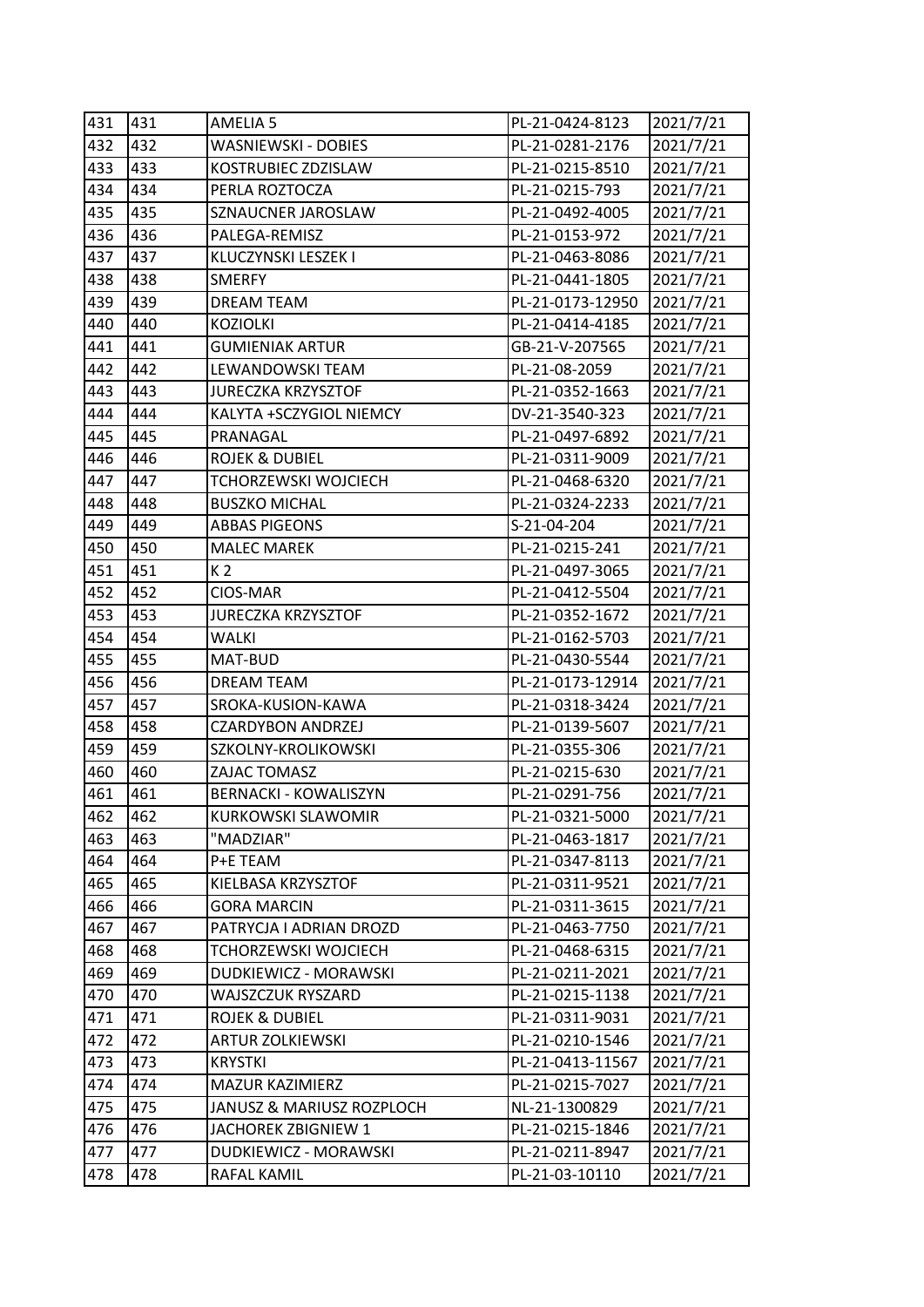| | | | | |
|---|---|---|---|---|
| 431 | 431 | AMELIA 5 | PL-21-0424-8123 | 2021/7/21 |
| 432 | 432 | WASNIEWSKI - DOBIES | PL-21-0281-2176 | 2021/7/21 |
| 433 | 433 | KOSTRUBIEC ZDZISLAW | PL-21-0215-8510 | 2021/7/21 |
| 434 | 434 | PERLA ROZTOCZA | PL-21-0215-793 | 2021/7/21 |
| 435 | 435 | SZNAUCNER JAROSLAW | PL-21-0492-4005 | 2021/7/21 |
| 436 | 436 | PALEGA-REMISZ | PL-21-0153-972 | 2021/7/21 |
| 437 | 437 | KLUCZYNSKI LESZEK I | PL-21-0463-8086 | 2021/7/21 |
| 438 | 438 | SMERFY | PL-21-0441-1805 | 2021/7/21 |
| 439 | 439 | DREAM TEAM | PL-21-0173-12950 | 2021/7/21 |
| 440 | 440 | KOZIOLKI | PL-21-0414-4185 | 2021/7/21 |
| 441 | 441 | GUMIENIAK ARTUR | GB-21-V-207565 | 2021/7/21 |
| 442 | 442 | LEWANDOWSKI TEAM | PL-21-08-2059 | 2021/7/21 |
| 443 | 443 | JURECZKA KRZYSZTOF | PL-21-0352-1663 | 2021/7/21 |
| 444 | 444 | KALYTA +SCZYGIOL NIEMCY | DV-21-3540-323 | 2021/7/21 |
| 445 | 445 | PRANAGAL | PL-21-0497-6892 | 2021/7/21 |
| 446 | 446 | ROJEK & DUBIEL | PL-21-0311-9009 | 2021/7/21 |
| 447 | 447 | TCHORZEWSKI WOJCIECH | PL-21-0468-6320 | 2021/7/21 |
| 448 | 448 | BUSZKO MICHAL | PL-21-0324-2233 | 2021/7/21 |
| 449 | 449 | ABBAS PIGEONS | S-21-04-204 | 2021/7/21 |
| 450 | 450 | MALEC MAREK | PL-21-0215-241 | 2021/7/21 |
| 451 | 451 | K 2 | PL-21-0497-3065 | 2021/7/21 |
| 452 | 452 | CIOS-MAR | PL-21-0412-5504 | 2021/7/21 |
| 453 | 453 | JURECZKA KRZYSZTOF | PL-21-0352-1672 | 2021/7/21 |
| 454 | 454 | WALKI | PL-21-0162-5703 | 2021/7/21 |
| 455 | 455 | MAT-BUD | PL-21-0430-5544 | 2021/7/21 |
| 456 | 456 | DREAM TEAM | PL-21-0173-12914 | 2021/7/21 |
| 457 | 457 | SROKA-KUSION-KAWA | PL-21-0318-3424 | 2021/7/21 |
| 458 | 458 | CZARDYBON ANDRZEJ | PL-21-0139-5607 | 2021/7/21 |
| 459 | 459 | SZKOLNY-KROLIKOWSKI | PL-21-0355-306 | 2021/7/21 |
| 460 | 460 | ZAJAC TOMASZ | PL-21-0215-630 | 2021/7/21 |
| 461 | 461 | BERNACKI - KOWALISZYN | PL-21-0291-756 | 2021/7/21 |
| 462 | 462 | KURKOWSKI SLAWOMIR | PL-21-0321-5000 | 2021/7/21 |
| 463 | 463 | "MADZIAR" | PL-21-0463-1817 | 2021/7/21 |
| 464 | 464 | P+E TEAM | PL-21-0347-8113 | 2021/7/21 |
| 465 | 465 | KIELBASA KRZYSZTOF | PL-21-0311-9521 | 2021/7/21 |
| 466 | 466 | GORA MARCIN | PL-21-0311-3615 | 2021/7/21 |
| 467 | 467 | PATRYCJA I ADRIAN DROZD | PL-21-0463-7750 | 2021/7/21 |
| 468 | 468 | TCHORZEWSKI WOJCIECH | PL-21-0468-6315 | 2021/7/21 |
| 469 | 469 | DUDKIEWICZ - MORAWSKI | PL-21-0211-2021 | 2021/7/21 |
| 470 | 470 | WAJSZCZUK RYSZARD | PL-21-0215-1138 | 2021/7/21 |
| 471 | 471 | ROJEK & DUBIEL | PL-21-0311-9031 | 2021/7/21 |
| 472 | 472 | ARTUR ZOLKIEWSKI | PL-21-0210-1546 | 2021/7/21 |
| 473 | 473 | KRYSTKI | PL-21-0413-11567 | 2021/7/21 |
| 474 | 474 | MAZUR KAZIMIERZ | PL-21-0215-7027 | 2021/7/21 |
| 475 | 475 | JANUSZ & MARIUSZ ROZPLOCH | NL-21-1300829 | 2021/7/21 |
| 476 | 476 | JACHOREK ZBIGNIEW 1 | PL-21-0215-1846 | 2021/7/21 |
| 477 | 477 | DUDKIEWICZ - MORAWSKI | PL-21-0211-8947 | 2021/7/21 |
| 478 | 478 | RAFAL KAMIL | PL-21-03-10110 | 2021/7/21 |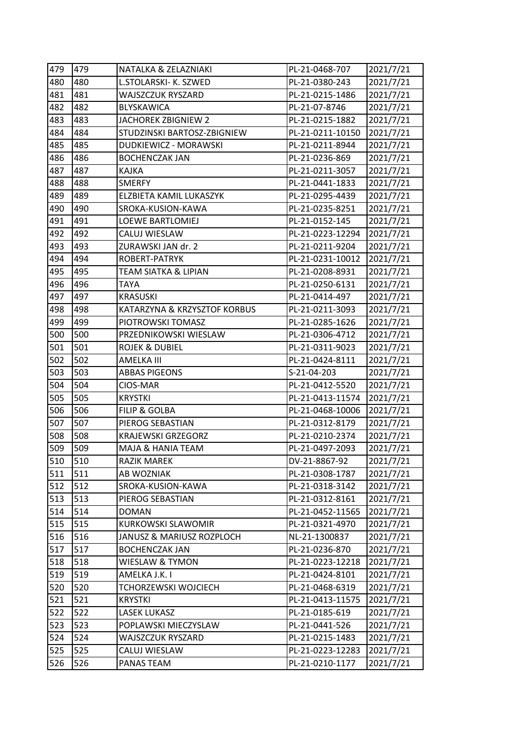| | | | | |
|---|---|---|---|---|
| 479 | 479 | NATALKA & ZELAZNIAKI | PL-21-0468-707 | 2021/7/21 |
| 480 | 480 | L.STOLARSKI- K. SZWED | PL-21-0380-243 | 2021/7/21 |
| 481 | 481 | WAJSZCZUK RYSZARD | PL-21-0215-1486 | 2021/7/21 |
| 482 | 482 | BLYSKAWICA | PL-21-07-8746 | 2021/7/21 |
| 483 | 483 | JACHOREK ZBIGNIEW 2 | PL-21-0215-1882 | 2021/7/21 |
| 484 | 484 | STUDZINSKI BARTOSZ-ZBIGNIEW | PL-21-0211-10150 | 2021/7/21 |
| 485 | 485 | DUDKIEWICZ - MORAWSKI | PL-21-0211-8944 | 2021/7/21 |
| 486 | 486 | BOCHENCZAK JAN | PL-21-0236-869 | 2021/7/21 |
| 487 | 487 | KAJKA | PL-21-0211-3057 | 2021/7/21 |
| 488 | 488 | SMERFY | PL-21-0441-1833 | 2021/7/21 |
| 489 | 489 | ELZBIETA KAMIL LUKASZYK | PL-21-0295-4439 | 2021/7/21 |
| 490 | 490 | SROKA-KUSION-KAWA | PL-21-0235-8251 | 2021/7/21 |
| 491 | 491 | LOEWE BARTLOMIEJ | PL-21-0152-145 | 2021/7/21 |
| 492 | 492 | CALUJ WIESLAW | PL-21-0223-12294 | 2021/7/21 |
| 493 | 493 | ZURAWSKI JAN dr. 2 | PL-21-0211-9204 | 2021/7/21 |
| 494 | 494 | ROBERT-PATRYK | PL-21-0231-10012 | 2021/7/21 |
| 495 | 495 | TEAM SIATKA & LIPIAN | PL-21-0208-8931 | 2021/7/21 |
| 496 | 496 | TAYA | PL-21-0250-6131 | 2021/7/21 |
| 497 | 497 | KRASUSKI | PL-21-0414-497 | 2021/7/21 |
| 498 | 498 | KATARZYNA & KRZYSZTOF KORBUS | PL-21-0211-3093 | 2021/7/21 |
| 499 | 499 | PIOTROWSKI TOMASZ | PL-21-0285-1626 | 2021/7/21 |
| 500 | 500 | PRZEDNIKOWSKI WIESLAW | PL-21-0306-4712 | 2021/7/21 |
| 501 | 501 | ROJEK & DUBIEL | PL-21-0311-9023 | 2021/7/21 |
| 502 | 502 | AMELKA III | PL-21-0424-8111 | 2021/7/21 |
| 503 | 503 | ABBAS PIGEONS | S-21-04-203 | 2021/7/21 |
| 504 | 504 | CIOS-MAR | PL-21-0412-5520 | 2021/7/21 |
| 505 | 505 | KRYSTKI | PL-21-0413-11574 | 2021/7/21 |
| 506 | 506 | FILIP & GOLBA | PL-21-0468-10006 | 2021/7/21 |
| 507 | 507 | PIEROG SEBASTIAN | PL-21-0312-8179 | 2021/7/21 |
| 508 | 508 | KRAJEWSKI GRZEGORZ | PL-21-0210-2374 | 2021/7/21 |
| 509 | 509 | MAJA & HANIA TEAM | PL-21-0497-2093 | 2021/7/21 |
| 510 | 510 | RAZIK MAREK | DV-21-8867-92 | 2021/7/21 |
| 511 | 511 | AB WOZNIAK | PL-21-0308-1787 | 2021/7/21 |
| 512 | 512 | SROKA-KUSION-KAWA | PL-21-0318-3142 | 2021/7/21 |
| 513 | 513 | PIEROG SEBASTIAN | PL-21-0312-8161 | 2021/7/21 |
| 514 | 514 | DOMAN | PL-21-0452-11565 | 2021/7/21 |
| 515 | 515 | KURKOWSKI SLAWOMIR | PL-21-0321-4970 | 2021/7/21 |
| 516 | 516 | JANUSZ & MARIUSZ ROZPLOCH | NL-21-1300837 | 2021/7/21 |
| 517 | 517 | BOCHENCZAK JAN | PL-21-0236-870 | 2021/7/21 |
| 518 | 518 | WIESLAW & TYMON | PL-21-0223-12218 | 2021/7/21 |
| 519 | 519 | AMELKA J.K. I | PL-21-0424-8101 | 2021/7/21 |
| 520 | 520 | TCHORZEWSKI WOJCIECH | PL-21-0468-6319 | 2021/7/21 |
| 521 | 521 | KRYSTKI | PL-21-0413-11575 | 2021/7/21 |
| 522 | 522 | LASEK LUKASZ | PL-21-0185-619 | 2021/7/21 |
| 523 | 523 | POPLAWSKI MIECZYSLAW | PL-21-0441-526 | 2021/7/21 |
| 524 | 524 | WAJSZCZUK RYSZARD | PL-21-0215-1483 | 2021/7/21 |
| 525 | 525 | CALUJ WIESLAW | PL-21-0223-12283 | 2021/7/21 |
| 526 | 526 | PANAS TEAM | PL-21-0210-1177 | 2021/7/21 |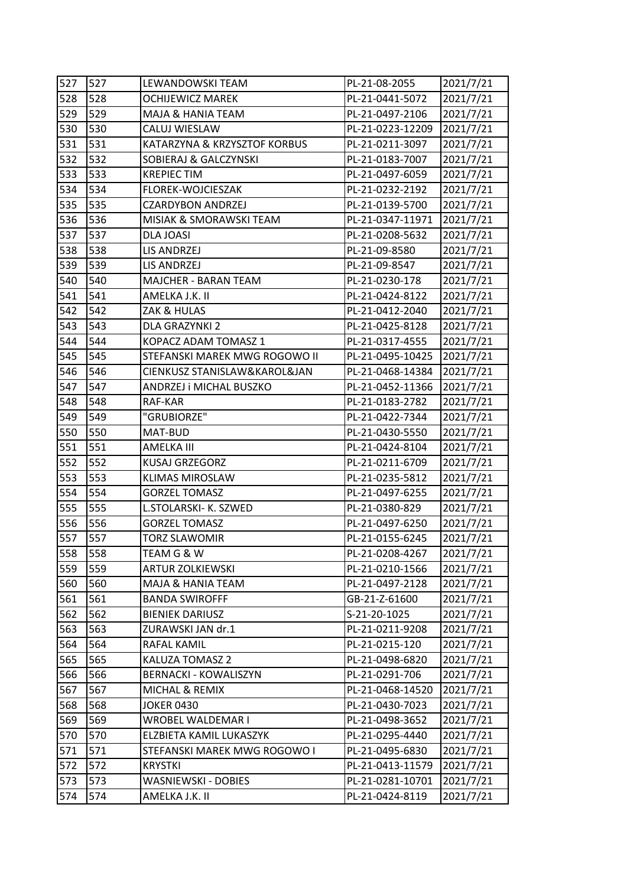| 527 | 527 | LEWANDOWSKI TEAM | PL-21-08-2055 | 2021/7/21 |
|---|---|---|---|---|
| 528 | 528 | OCHIJEWICZ MAREK | PL-21-0441-5072 | 2021/7/21 |
| 529 | 529 | MAJA & HANIA TEAM | PL-21-0497-2106 | 2021/7/21 |
| 530 | 530 | CALUJ WIESLAW | PL-21-0223-12209 | 2021/7/21 |
| 531 | 531 | KATARZYNA & KRZYSZTOF KORBUS | PL-21-0211-3097 | 2021/7/21 |
| 532 | 532 | SOBIERAJ & GALCZYNSKI | PL-21-0183-7007 | 2021/7/21 |
| 533 | 533 | KREPIEC TIM | PL-21-0497-6059 | 2021/7/21 |
| 534 | 534 | FLOREK-WOJCIESZAK | PL-21-0232-2192 | 2021/7/21 |
| 535 | 535 | CZARDYBON ANDRZEJ | PL-21-0139-5700 | 2021/7/21 |
| 536 | 536 | MISIAK & SMORAWSKI TEAM | PL-21-0347-11971 | 2021/7/21 |
| 537 | 537 | DLA JOASI | PL-21-0208-5632 | 2021/7/21 |
| 538 | 538 | LIS ANDRZEJ | PL-21-09-8580 | 2021/7/21 |
| 539 | 539 | LIS ANDRZEJ | PL-21-09-8547 | 2021/7/21 |
| 540 | 540 | MAJCHER - BARAN TEAM | PL-21-0230-178 | 2021/7/21 |
| 541 | 541 | AMELKA J.K. II | PL-21-0424-8122 | 2021/7/21 |
| 542 | 542 | ZAK & HULAS | PL-21-0412-2040 | 2021/7/21 |
| 543 | 543 | DLA GRAZYNKI 2 | PL-21-0425-8128 | 2021/7/21 |
| 544 | 544 | KOPACZ ADAM TOMASZ 1 | PL-21-0317-4555 | 2021/7/21 |
| 545 | 545 | STEFANSKI MAREK MWG ROGOWO II | PL-21-0495-10425 | 2021/7/21 |
| 546 | 546 | CIENKUSZ STANISLAW&KAROL&JAN | PL-21-0468-14384 | 2021/7/21 |
| 547 | 547 | ANDRZEJ i MICHAL BUSZKO | PL-21-0452-11366 | 2021/7/21 |
| 548 | 548 | RAF-KAR | PL-21-0183-2782 | 2021/7/21 |
| 549 | 549 | "GRUBIORZE" | PL-21-0422-7344 | 2021/7/21 |
| 550 | 550 | MAT-BUD | PL-21-0430-5550 | 2021/7/21 |
| 551 | 551 | AMELKA III | PL-21-0424-8104 | 2021/7/21 |
| 552 | 552 | KUSAJ GRZEGORZ | PL-21-0211-6709 | 2021/7/21 |
| 553 | 553 | KLIMAS MIROSLAW | PL-21-0235-5812 | 2021/7/21 |
| 554 | 554 | GORZEL TOMASZ | PL-21-0497-6255 | 2021/7/21 |
| 555 | 555 | L.STOLARSKI- K. SZWED | PL-21-0380-829 | 2021/7/21 |
| 556 | 556 | GORZEL TOMASZ | PL-21-0497-6250 | 2021/7/21 |
| 557 | 557 | TORZ SLAWOMIR | PL-21-0155-6245 | 2021/7/21 |
| 558 | 558 | TEAM G & W | PL-21-0208-4267 | 2021/7/21 |
| 559 | 559 | ARTUR ZOLKIEWSKI | PL-21-0210-1566 | 2021/7/21 |
| 560 | 560 | MAJA & HANIA TEAM | PL-21-0497-2128 | 2021/7/21 |
| 561 | 561 | BANDA SWIROFFF | GB-21-Z-61600 | 2021/7/21 |
| 562 | 562 | BIENIEK DARIUSZ | S-21-20-1025 | 2021/7/21 |
| 563 | 563 | ZURAWSKI JAN dr.1 | PL-21-0211-9208 | 2021/7/21 |
| 564 | 564 | RAFAL KAMIL | PL-21-0215-120 | 2021/7/21 |
| 565 | 565 | KALUZA TOMASZ 2 | PL-21-0498-6820 | 2021/7/21 |
| 566 | 566 | BERNACKI - KOWALISZYN | PL-21-0291-706 | 2021/7/21 |
| 567 | 567 | MICHAL & REMIX | PL-21-0468-14520 | 2021/7/21 |
| 568 | 568 | JOKER 0430 | PL-21-0430-7023 | 2021/7/21 |
| 569 | 569 | WROBEL WALDEMAR I | PL-21-0498-3652 | 2021/7/21 |
| 570 | 570 | ELZBIETA KAMIL LUKASZYK | PL-21-0295-4440 | 2021/7/21 |
| 571 | 571 | STEFANSKI MAREK MWG ROGOWO I | PL-21-0495-6830 | 2021/7/21 |
| 572 | 572 | KRYSTKI | PL-21-0413-11579 | 2021/7/21 |
| 573 | 573 | WASNIEWSKI - DOBIES | PL-21-0281-10701 | 2021/7/21 |
| 574 | 574 | AMELKA J.K. II | PL-21-0424-8119 | 2021/7/21 |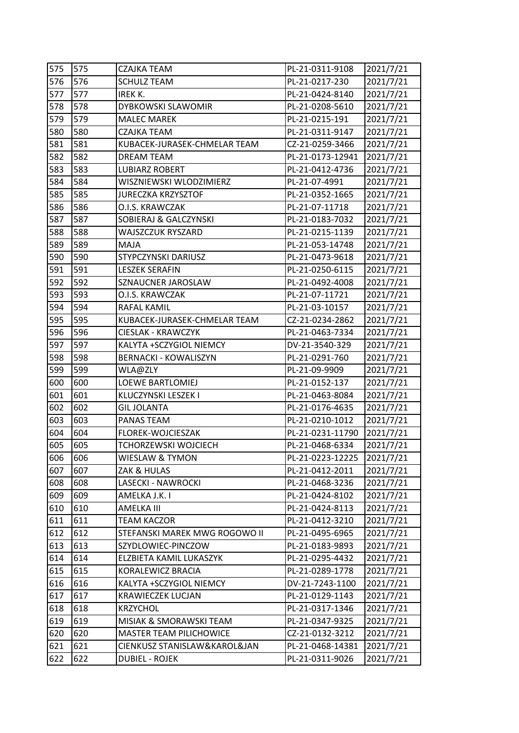| 575 | 575 | CZAJKA TEAM | PL-21-0311-9108 | 2021/7/21 |
|---|---|---|---|---|
| 576 | 576 | SCHULZ TEAM | PL-21-0217-230 | 2021/7/21 |
| 577 | 577 | IREK K. | PL-21-0424-8140 | 2021/7/21 |
| 578 | 578 | DYBKOWSKI SLAWOMIR | PL-21-0208-5610 | 2021/7/21 |
| 579 | 579 | MALEC MAREK | PL-21-0215-191 | 2021/7/21 |
| 580 | 580 | CZAJKA TEAM | PL-21-0311-9147 | 2021/7/21 |
| 581 | 581 | KUBACEK-JURASEK-CHMELAR TEAM | CZ-21-0259-3466 | 2021/7/21 |
| 582 | 582 | DREAM TEAM | PL-21-0173-12941 | 2021/7/21 |
| 583 | 583 | LUBIARZ ROBERT | PL-21-0412-4736 | 2021/7/21 |
| 584 | 584 | WISZNIEWSKI WLODZIMIERZ | PL-21-07-4991 | 2021/7/21 |
| 585 | 585 | JURECZKA KRZYSZTOF | PL-21-0352-1665 | 2021/7/21 |
| 586 | 586 | O.I.S. KRAWCZAK | PL-21-07-11718 | 2021/7/21 |
| 587 | 587 | SOBIERAJ & GALCZYNSKI | PL-21-0183-7032 | 2021/7/21 |
| 588 | 588 | WAJSZCZUK RYSZARD | PL-21-0215-1139 | 2021/7/21 |
| 589 | 589 | MAJA | PL-21-053-14748 | 2021/7/21 |
| 590 | 590 | STYPCZYNSKI DARIUSZ | PL-21-0473-9618 | 2021/7/21 |
| 591 | 591 | LESZEK SERAFIN | PL-21-0250-6115 | 2021/7/21 |
| 592 | 592 | SZNAUCNER JAROSLAW | PL-21-0492-4008 | 2021/7/21 |
| 593 | 593 | O.I.S. KRAWCZAK | PL-21-07-11721 | 2021/7/21 |
| 594 | 594 | RAFAL KAMIL | PL-21-03-10157 | 2021/7/21 |
| 595 | 595 | KUBACEK-JURASEK-CHMELAR TEAM | CZ-21-0234-2862 | 2021/7/21 |
| 596 | 596 | CIESLAK - KRAWCZYK | PL-21-0463-7334 | 2021/7/21 |
| 597 | 597 | KALYTA +SCZYGIOL NIEMCY | DV-21-3540-329 | 2021/7/21 |
| 598 | 598 | BERNACKI - KOWALISZYN | PL-21-0291-760 | 2021/7/21 |
| 599 | 599 | WLA@ZLY | PL-21-09-9909 | 2021/7/21 |
| 600 | 600 | LOEWE BARTLOMIEJ | PL-21-0152-137 | 2021/7/21 |
| 601 | 601 | KLUCZYNSKI LESZEK I | PL-21-0463-8084 | 2021/7/21 |
| 602 | 602 | GIL JOLANTA | PL-21-0176-4635 | 2021/7/21 |
| 603 | 603 | PANAS TEAM | PL-21-0210-1012 | 2021/7/21 |
| 604 | 604 | FLOREK-WOJCIESZAK | PL-21-0231-11790 | 2021/7/21 |
| 605 | 605 | TCHORZEWSKI WOJCIECH | PL-21-0468-6334 | 2021/7/21 |
| 606 | 606 | WIESLAW & TYMON | PL-21-0223-12225 | 2021/7/21 |
| 607 | 607 | ZAK & HULAS | PL-21-0412-2011 | 2021/7/21 |
| 608 | 608 | LASECKI - NAWROCKI | PL-21-0468-3236 | 2021/7/21 |
| 609 | 609 | AMELKA J.K. I | PL-21-0424-8102 | 2021/7/21 |
| 610 | 610 | AMELKA III | PL-21-0424-8113 | 2021/7/21 |
| 611 | 611 | TEAM KACZOR | PL-21-0412-3210 | 2021/7/21 |
| 612 | 612 | STEFANSKI MAREK MWG ROGOWO II | PL-21-0495-6965 | 2021/7/21 |
| 613 | 613 | SZYDLOWIEC-PINCZOW | PL-21-0183-9893 | 2021/7/21 |
| 614 | 614 | ELZBIETA KAMIL LUKASZYK | PL-21-0295-4432 | 2021/7/21 |
| 615 | 615 | KORALEWICZ BRACIA | PL-21-0289-1778 | 2021/7/21 |
| 616 | 616 | KALYTA +SCZYGIOL NIEMCY | DV-21-7243-1100 | 2021/7/21 |
| 617 | 617 | KRAWIECZEK LUCJAN | PL-21-0129-1143 | 2021/7/21 |
| 618 | 618 | KRZYCHOL | PL-21-0317-1346 | 2021/7/21 |
| 619 | 619 | MISIAK & SMORAWSKI TEAM | PL-21-0347-9325 | 2021/7/21 |
| 620 | 620 | MASTER TEAM PILICHOWICE | CZ-21-0132-3212 | 2021/7/21 |
| 621 | 621 | CIENKUSZ STANISLAW&KAROL&JAN | PL-21-0468-14381 | 2021/7/21 |
| 622 | 622 | DUBIEL - ROJEK | PL-21-0311-9026 | 2021/7/21 |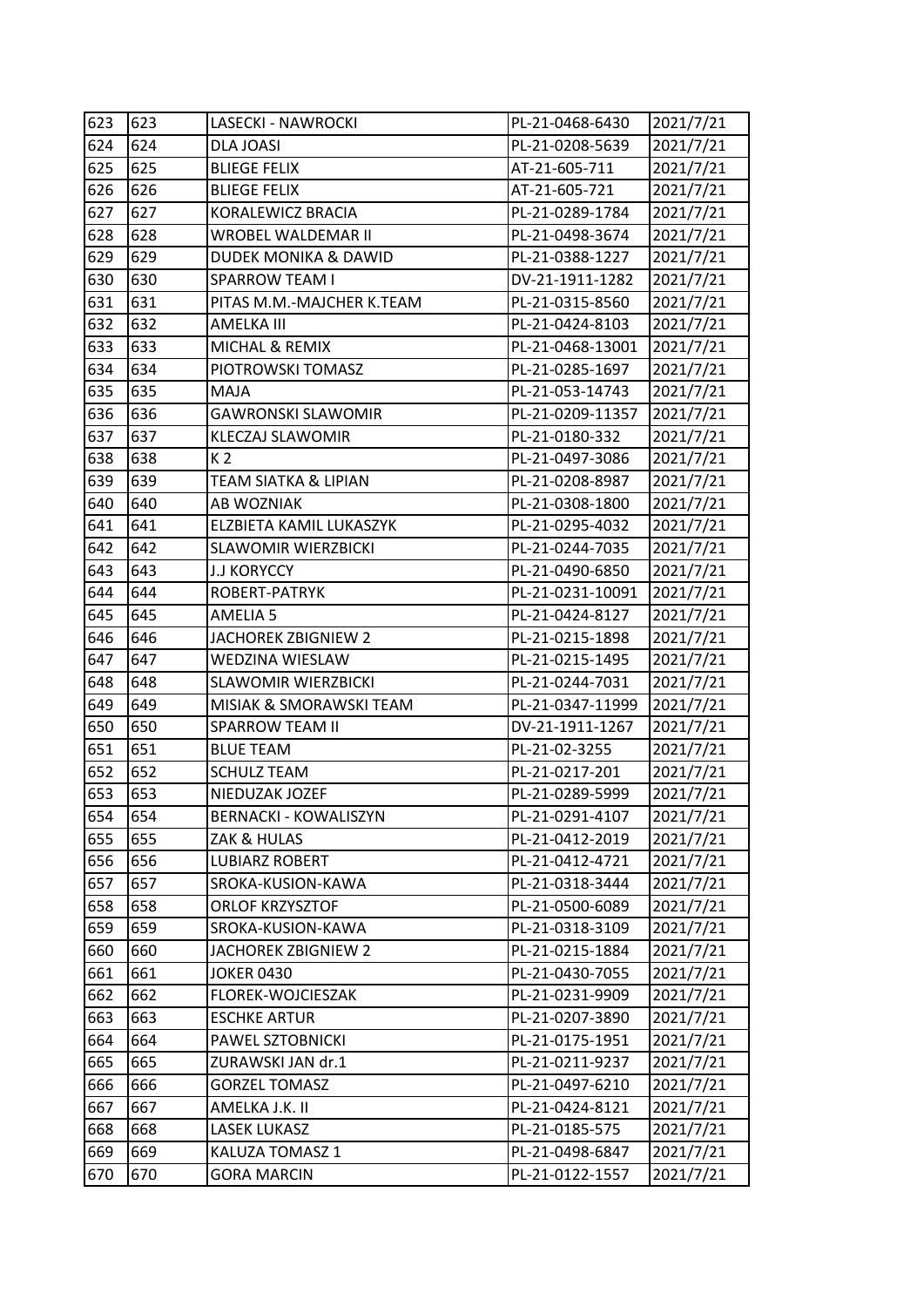| 623 | 623 | LASECKI - NAWROCKI | PL-21-0468-6430 | 2021/7/21 |
|---|---|---|---|---|
| 624 | 624 | DLA JOASI | PL-21-0208-5639 | 2021/7/21 |
| 625 | 625 | BLIEGE FELIX | AT-21-605-711 | 2021/7/21 |
| 626 | 626 | BLIEGE FELIX | AT-21-605-721 | 2021/7/21 |
| 627 | 627 | KORALEWICZ BRACIA | PL-21-0289-1784 | 2021/7/21 |
| 628 | 628 | WROBEL WALDEMAR II | PL-21-0498-3674 | 2021/7/21 |
| 629 | 629 | DUDEK MONIKA & DAWID | PL-21-0388-1227 | 2021/7/21 |
| 630 | 630 | SPARROW TEAM I | DV-21-1911-1282 | 2021/7/21 |
| 631 | 631 | PITAS M.M.-MAJCHER K.TEAM | PL-21-0315-8560 | 2021/7/21 |
| 632 | 632 | AMELKA III | PL-21-0424-8103 | 2021/7/21 |
| 633 | 633 | MICHAL & REMIX | PL-21-0468-13001 | 2021/7/21 |
| 634 | 634 | PIOTROWSKI TOMASZ | PL-21-0285-1697 | 2021/7/21 |
| 635 | 635 | MAJA | PL-21-053-14743 | 2021/7/21 |
| 636 | 636 | GAWRONSKI SLAWOMIR | PL-21-0209-11357 | 2021/7/21 |
| 637 | 637 | KLECZAJ SLAWOMIR | PL-21-0180-332 | 2021/7/21 |
| 638 | 638 | K 2 | PL-21-0497-3086 | 2021/7/21 |
| 639 | 639 | TEAM SIATKA & LIPIAN | PL-21-0208-8987 | 2021/7/21 |
| 640 | 640 | AB WOZNIAK | PL-21-0308-1800 | 2021/7/21 |
| 641 | 641 | ELZBIETA KAMIL LUKASZYK | PL-21-0295-4032 | 2021/7/21 |
| 642 | 642 | SLAWOMIR WIERZBICKI | PL-21-0244-7035 | 2021/7/21 |
| 643 | 643 | J.J KORYCCY | PL-21-0490-6850 | 2021/7/21 |
| 644 | 644 | ROBERT-PATRYK | PL-21-0231-10091 | 2021/7/21 |
| 645 | 645 | AMELIA 5 | PL-21-0424-8127 | 2021/7/21 |
| 646 | 646 | JACHOREK ZBIGNIEW 2 | PL-21-0215-1898 | 2021/7/21 |
| 647 | 647 | WEDZINA WIESLAW | PL-21-0215-1495 | 2021/7/21 |
| 648 | 648 | SLAWOMIR WIERZBICKI | PL-21-0244-7031 | 2021/7/21 |
| 649 | 649 | MISIAK & SMORAWSKI TEAM | PL-21-0347-11999 | 2021/7/21 |
| 650 | 650 | SPARROW TEAM II | DV-21-1911-1267 | 2021/7/21 |
| 651 | 651 | BLUE TEAM | PL-21-02-3255 | 2021/7/21 |
| 652 | 652 | SCHULZ TEAM | PL-21-0217-201 | 2021/7/21 |
| 653 | 653 | NIEDUZAK JOZEF | PL-21-0289-5999 | 2021/7/21 |
| 654 | 654 | BERNACKI - KOWALISZYN | PL-21-0291-4107 | 2021/7/21 |
| 655 | 655 | ZAK & HULAS | PL-21-0412-2019 | 2021/7/21 |
| 656 | 656 | LUBIARZ ROBERT | PL-21-0412-4721 | 2021/7/21 |
| 657 | 657 | SROKA-KUSION-KAWA | PL-21-0318-3444 | 2021/7/21 |
| 658 | 658 | ORLOF KRZYSZTOF | PL-21-0500-6089 | 2021/7/21 |
| 659 | 659 | SROKA-KUSION-KAWA | PL-21-0318-3109 | 2021/7/21 |
| 660 | 660 | JACHOREK ZBIGNIEW 2 | PL-21-0215-1884 | 2021/7/21 |
| 661 | 661 | JOKER 0430 | PL-21-0430-7055 | 2021/7/21 |
| 662 | 662 | FLOREK-WOJCIESZAK | PL-21-0231-9909 | 2021/7/21 |
| 663 | 663 | ESCHKE ARTUR | PL-21-0207-3890 | 2021/7/21 |
| 664 | 664 | PAWEL SZTOBNICKI | PL-21-0175-1951 | 2021/7/21 |
| 665 | 665 | ZURAWSKI JAN dr.1 | PL-21-0211-9237 | 2021/7/21 |
| 666 | 666 | GORZEL TOMASZ | PL-21-0497-6210 | 2021/7/21 |
| 667 | 667 | AMELKA J.K. II | PL-21-0424-8121 | 2021/7/21 |
| 668 | 668 | LASEK LUKASZ | PL-21-0185-575 | 2021/7/21 |
| 669 | 669 | KALUZA TOMASZ 1 | PL-21-0498-6847 | 2021/7/21 |
| 670 | 670 | GORA MARCIN | PL-21-0122-1557 | 2021/7/21 |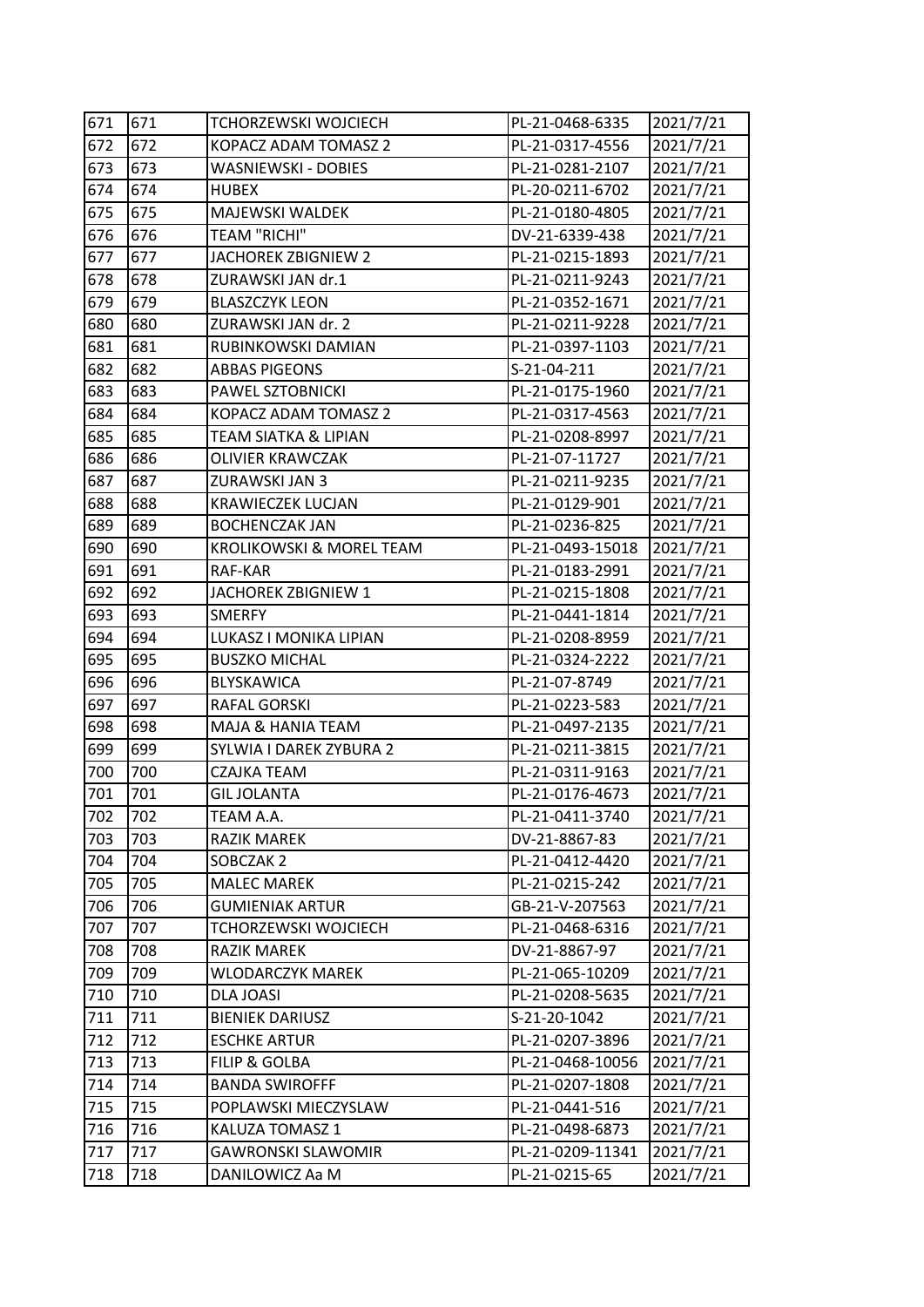| 671 | 671 | TCHORZEWSKI WOJCIECH | PL-21-0468-6335 | 2021/7/21 |
|---|---|---|---|---|
| 672 | 672 | KOPACZ ADAM TOMASZ 2 | PL-21-0317-4556 | 2021/7/21 |
| 673 | 673 | WASNIEWSKI - DOBIES | PL-21-0281-2107 | 2021/7/21 |
| 674 | 674 | HUBEX | PL-20-0211-6702 | 2021/7/21 |
| 675 | 675 | MAJEWSKI WALDEK | PL-21-0180-4805 | 2021/7/21 |
| 676 | 676 | TEAM "RICHI" | DV-21-6339-438 | 2021/7/21 |
| 677 | 677 | JACHOREK ZBIGNIEW 2 | PL-21-0215-1893 | 2021/7/21 |
| 678 | 678 | ZURAWSKI JAN dr.1 | PL-21-0211-9243 | 2021/7/21 |
| 679 | 679 | BLASZCZYK LEON | PL-21-0352-1671 | 2021/7/21 |
| 680 | 680 | ZURAWSKI JAN dr. 2 | PL-21-0211-9228 | 2021/7/21 |
| 681 | 681 | RUBINKOWSKI DAMIAN | PL-21-0397-1103 | 2021/7/21 |
| 682 | 682 | ABBAS PIGEONS | S-21-04-211 | 2021/7/21 |
| 683 | 683 | PAWEL SZTOBNICKI | PL-21-0175-1960 | 2021/7/21 |
| 684 | 684 | KOPACZ ADAM TOMASZ 2 | PL-21-0317-4563 | 2021/7/21 |
| 685 | 685 | TEAM SIATKA & LIPIAN | PL-21-0208-8997 | 2021/7/21 |
| 686 | 686 | OLIVIER KRAWCZAK | PL-21-07-11727 | 2021/7/21 |
| 687 | 687 | ZURAWSKI JAN 3 | PL-21-0211-9235 | 2021/7/21 |
| 688 | 688 | KRAWIECZEK LUCJAN | PL-21-0129-901 | 2021/7/21 |
| 689 | 689 | BOCHENCZAK JAN | PL-21-0236-825 | 2021/7/21 |
| 690 | 690 | KROLIKOWSKI & MOREL TEAM | PL-21-0493-15018 | 2021/7/21 |
| 691 | 691 | RAF-KAR | PL-21-0183-2991 | 2021/7/21 |
| 692 | 692 | JACHOREK ZBIGNIEW 1 | PL-21-0215-1808 | 2021/7/21 |
| 693 | 693 | SMERFY | PL-21-0441-1814 | 2021/7/21 |
| 694 | 694 | LUKASZ I MONIKA LIPIAN | PL-21-0208-8959 | 2021/7/21 |
| 695 | 695 | BUSZKO MICHAL | PL-21-0324-2222 | 2021/7/21 |
| 696 | 696 | BLYSKAWICA | PL-21-07-8749 | 2021/7/21 |
| 697 | 697 | RAFAL GORSKI | PL-21-0223-583 | 2021/7/21 |
| 698 | 698 | MAJA & HANIA TEAM | PL-21-0497-2135 | 2021/7/21 |
| 699 | 699 | SYLWIA I DAREK ZYBURA 2 | PL-21-0211-3815 | 2021/7/21 |
| 700 | 700 | CZAJKA TEAM | PL-21-0311-9163 | 2021/7/21 |
| 701 | 701 | GIL JOLANTA | PL-21-0176-4673 | 2021/7/21 |
| 702 | 702 | TEAM A.A. | PL-21-0411-3740 | 2021/7/21 |
| 703 | 703 | RAZIK MAREK | DV-21-8867-83 | 2021/7/21 |
| 704 | 704 | SOBCZAK 2 | PL-21-0412-4420 | 2021/7/21 |
| 705 | 705 | MALEC MAREK | PL-21-0215-242 | 2021/7/21 |
| 706 | 706 | GUMIENIAK ARTUR | GB-21-V-207563 | 2021/7/21 |
| 707 | 707 | TCHORZEWSKI WOJCIECH | PL-21-0468-6316 | 2021/7/21 |
| 708 | 708 | RAZIK MAREK | DV-21-8867-97 | 2021/7/21 |
| 709 | 709 | WLODARCZYK MAREK | PL-21-065-10209 | 2021/7/21 |
| 710 | 710 | DLA JOASI | PL-21-0208-5635 | 2021/7/21 |
| 711 | 711 | BIENIEK DARIUSZ | S-21-20-1042 | 2021/7/21 |
| 712 | 712 | ESCHKE ARTUR | PL-21-0207-3896 | 2021/7/21 |
| 713 | 713 | FILIP & GOLBA | PL-21-0468-10056 | 2021/7/21 |
| 714 | 714 | BANDA SWIROFFF | PL-21-0207-1808 | 2021/7/21 |
| 715 | 715 | POPLAWSKI MIECZYSLAW | PL-21-0441-516 | 2021/7/21 |
| 716 | 716 | KALUZA TOMASZ 1 | PL-21-0498-6873 | 2021/7/21 |
| 717 | 717 | GAWRONSKI SLAWOMIR | PL-21-0209-11341 | 2021/7/21 |
| 718 | 718 | DANILOWICZ Aa M | PL-21-0215-65 | 2021/7/21 |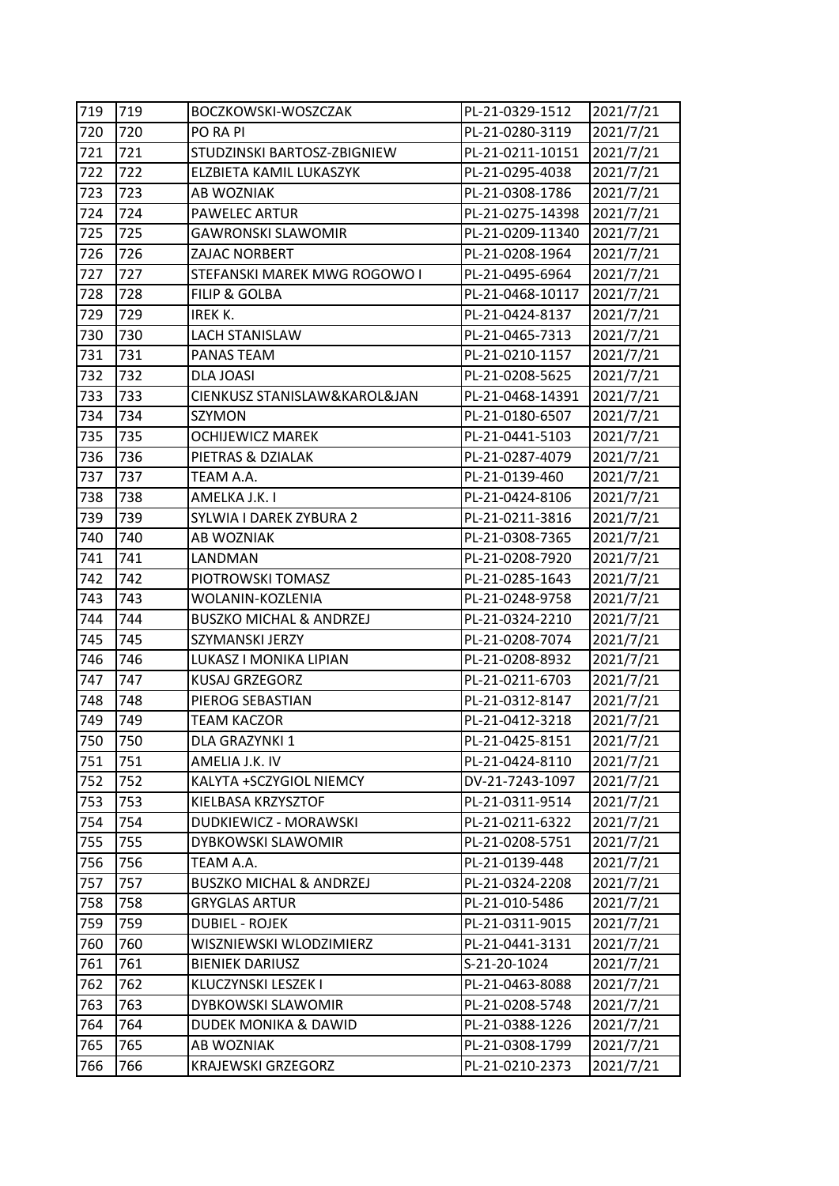| 719 | 719 | BOCZKOWSKI-WOSZCZAK | PL-21-0329-1512 | 2021/7/21 |
|---|---|---|---|---|
| 720 | 720 | PO RA PI | PL-21-0280-3119 | 2021/7/21 |
| 721 | 721 | STUDZINSKI BARTOSZ-ZBIGNIEW | PL-21-0211-10151 | 2021/7/21 |
| 722 | 722 | ELZBIETA KAMIL LUKASZYK | PL-21-0295-4038 | 2021/7/21 |
| 723 | 723 | AB WOZNIAK | PL-21-0308-1786 | 2021/7/21 |
| 724 | 724 | PAWELEC ARTUR | PL-21-0275-14398 | 2021/7/21 |
| 725 | 725 | GAWRONSKI SLAWOMIR | PL-21-0209-11340 | 2021/7/21 |
| 726 | 726 | ZAJAC NORBERT | PL-21-0208-1964 | 2021/7/21 |
| 727 | 727 | STEFANSKI MAREK MWG ROGOWO I | PL-21-0495-6964 | 2021/7/21 |
| 728 | 728 | FILIP & GOLBA | PL-21-0468-10117 | 2021/7/21 |
| 729 | 729 | IREK K. | PL-21-0424-8137 | 2021/7/21 |
| 730 | 730 | LACH STANISLAW | PL-21-0465-7313 | 2021/7/21 |
| 731 | 731 | PANAS TEAM | PL-21-0210-1157 | 2021/7/21 |
| 732 | 732 | DLA JOASI | PL-21-0208-5625 | 2021/7/21 |
| 733 | 733 | CIENKUSZ STANISLAW&KAROL&JAN | PL-21-0468-14391 | 2021/7/21 |
| 734 | 734 | SZYMON | PL-21-0180-6507 | 2021/7/21 |
| 735 | 735 | OCHIJEWICZ MAREK | PL-21-0441-5103 | 2021/7/21 |
| 736 | 736 | PIETRAS & DZIALAK | PL-21-0287-4079 | 2021/7/21 |
| 737 | 737 | TEAM A.A. | PL-21-0139-460 | 2021/7/21 |
| 738 | 738 | AMELKA J.K. I | PL-21-0424-8106 | 2021/7/21 |
| 739 | 739 | SYLWIA I DAREK ZYBURA 2 | PL-21-0211-3816 | 2021/7/21 |
| 740 | 740 | AB WOZNIAK | PL-21-0308-7365 | 2021/7/21 |
| 741 | 741 | LANDMAN | PL-21-0208-7920 | 2021/7/21 |
| 742 | 742 | PIOTROWSKI TOMASZ | PL-21-0285-1643 | 2021/7/21 |
| 743 | 743 | WOLANIN-KOZLENIA | PL-21-0248-9758 | 2021/7/21 |
| 744 | 744 | BUSZKO MICHAL & ANDRZEJ | PL-21-0324-2210 | 2021/7/21 |
| 745 | 745 | SZYMANSKI JERZY | PL-21-0208-7074 | 2021/7/21 |
| 746 | 746 | LUKASZ I MONIKA LIPIAN | PL-21-0208-8932 | 2021/7/21 |
| 747 | 747 | KUSAJ GRZEGORZ | PL-21-0211-6703 | 2021/7/21 |
| 748 | 748 | PIEROG SEBASTIAN | PL-21-0312-8147 | 2021/7/21 |
| 749 | 749 | TEAM KACZOR | PL-21-0412-3218 | 2021/7/21 |
| 750 | 750 | DLA GRAZYNKI 1 | PL-21-0425-8151 | 2021/7/21 |
| 751 | 751 | AMELIA J.K. IV | PL-21-0424-8110 | 2021/7/21 |
| 752 | 752 | KALYTA +SCZYGIOL NIEMCY | DV-21-7243-1097 | 2021/7/21 |
| 753 | 753 | KIELBASA KRZYSZTOF | PL-21-0311-9514 | 2021/7/21 |
| 754 | 754 | DUDKIEWICZ - MORAWSKI | PL-21-0211-6322 | 2021/7/21 |
| 755 | 755 | DYBKOWSKI SLAWOMIR | PL-21-0208-5751 | 2021/7/21 |
| 756 | 756 | TEAM A.A. | PL-21-0139-448 | 2021/7/21 |
| 757 | 757 | BUSZKO MICHAL & ANDRZEJ | PL-21-0324-2208 | 2021/7/21 |
| 758 | 758 | GRYGLAS ARTUR | PL-21-010-5486 | 2021/7/21 |
| 759 | 759 | DUBIEL - ROJEK | PL-21-0311-9015 | 2021/7/21 |
| 760 | 760 | WISZNIEWSKI WLODZIMIERZ | PL-21-0441-3131 | 2021/7/21 |
| 761 | 761 | BIENIEK DARIUSZ | S-21-20-1024 | 2021/7/21 |
| 762 | 762 | KLUCZYNSKI LESZEK I | PL-21-0463-8088 | 2021/7/21 |
| 763 | 763 | DYBKOWSKI SLAWOMIR | PL-21-0208-5748 | 2021/7/21 |
| 764 | 764 | DUDEK MONIKA & DAWID | PL-21-0388-1226 | 2021/7/21 |
| 765 | 765 | AB WOZNIAK | PL-21-0308-1799 | 2021/7/21 |
| 766 | 766 | KRAJEWSKI GRZEGORZ | PL-21-0210-2373 | 2021/7/21 |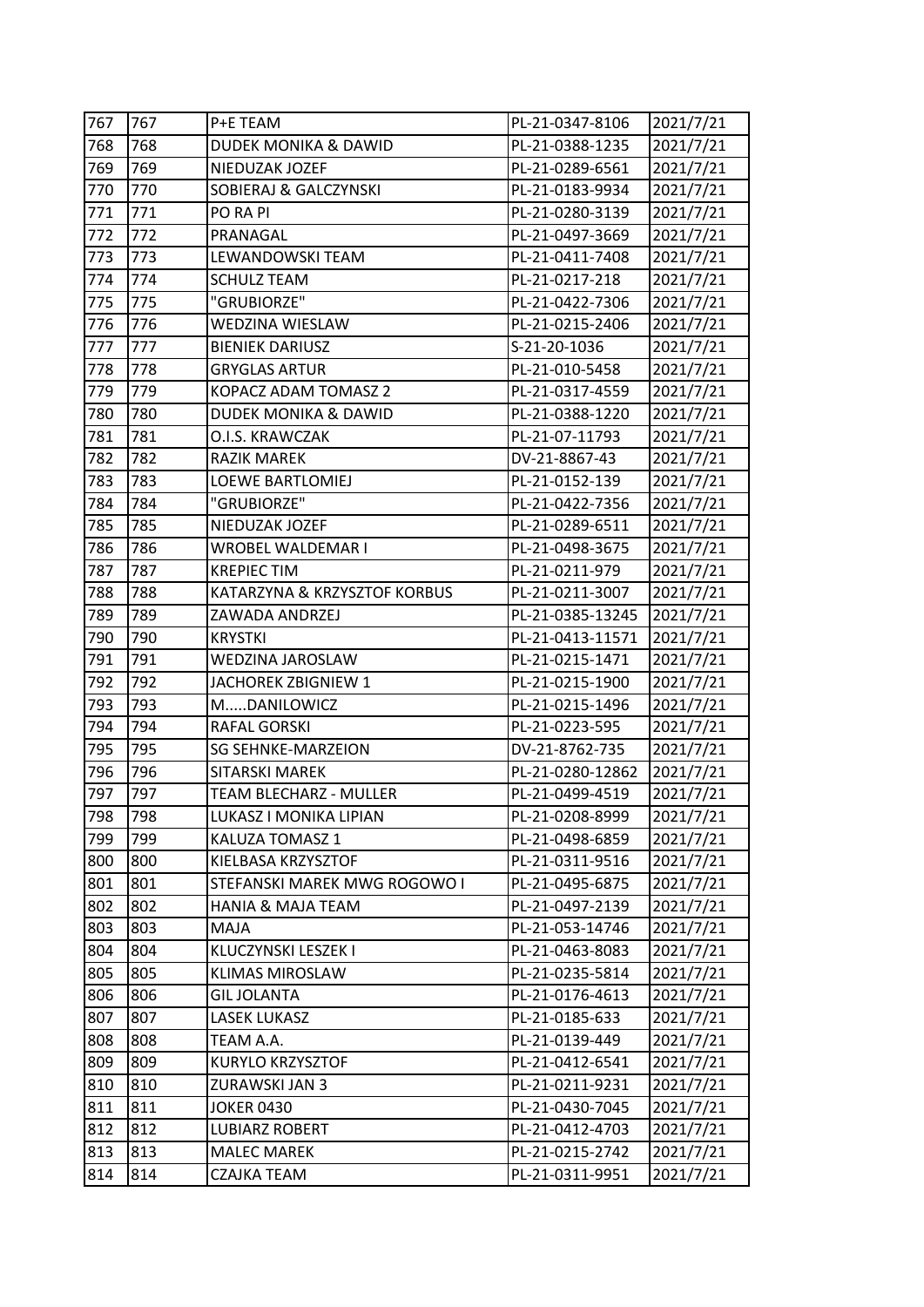| 767 | 767 | P+E TEAM | PL-21-0347-8106 | 2021/7/21 |
|---|---|---|---|---|
| 768 | 768 | DUDEK MONIKA & DAWID | PL-21-0388-1235 | 2021/7/21 |
| 769 | 769 | NIEDUZAK JOZEF | PL-21-0289-6561 | 2021/7/21 |
| 770 | 770 | SOBIERAJ & GALCZYNSKI | PL-21-0183-9934 | 2021/7/21 |
| 771 | 771 | PO RA PI | PL-21-0280-3139 | 2021/7/21 |
| 772 | 772 | PRANAGAL | PL-21-0497-3669 | 2021/7/21 |
| 773 | 773 | LEWANDOWSKI TEAM | PL-21-0411-7408 | 2021/7/21 |
| 774 | 774 | SCHULZ TEAM | PL-21-0217-218 | 2021/7/21 |
| 775 | 775 | "GRUBIORZE" | PL-21-0422-7306 | 2021/7/21 |
| 776 | 776 | WEDZINA WIESLAW | PL-21-0215-2406 | 2021/7/21 |
| 777 | 777 | BIENIEK DARIUSZ | S-21-20-1036 | 2021/7/21 |
| 778 | 778 | GRYGLAS ARTUR | PL-21-010-5458 | 2021/7/21 |
| 779 | 779 | KOPACZ ADAM TOMASZ 2 | PL-21-0317-4559 | 2021/7/21 |
| 780 | 780 | DUDEK MONIKA & DAWID | PL-21-0388-1220 | 2021/7/21 |
| 781 | 781 | O.I.S. KRAWCZAK | PL-21-07-11793 | 2021/7/21 |
| 782 | 782 | RAZIK MAREK | DV-21-8867-43 | 2021/7/21 |
| 783 | 783 | LOEWE BARTLOMIEJ | PL-21-0152-139 | 2021/7/21 |
| 784 | 784 | "GRUBIORZE" | PL-21-0422-7356 | 2021/7/21 |
| 785 | 785 | NIEDUZAK JOZEF | PL-21-0289-6511 | 2021/7/21 |
| 786 | 786 | WROBEL WALDEMAR I | PL-21-0498-3675 | 2021/7/21 |
| 787 | 787 | KREPIEC TIM | PL-21-0211-979 | 2021/7/21 |
| 788 | 788 | KATARZYNA & KRZYSZTOF KORBUS | PL-21-0211-3007 | 2021/7/21 |
| 789 | 789 | ZAWADA ANDRZEJ | PL-21-0385-13245 | 2021/7/21 |
| 790 | 790 | KRYSTKI | PL-21-0413-11571 | 2021/7/21 |
| 791 | 791 | WEDZINA JAROSLAW | PL-21-0215-1471 | 2021/7/21 |
| 792 | 792 | JACHOREK ZBIGNIEW 1 | PL-21-0215-1900 | 2021/7/21 |
| 793 | 793 | M.....DANILOWICZ | PL-21-0215-1496 | 2021/7/21 |
| 794 | 794 | RAFAL GORSKI | PL-21-0223-595 | 2021/7/21 |
| 795 | 795 | SG SEHNKE-MARZEION | DV-21-8762-735 | 2021/7/21 |
| 796 | 796 | SITARSKI MAREK | PL-21-0280-12862 | 2021/7/21 |
| 797 | 797 | TEAM BLECHARZ - MULLER | PL-21-0499-4519 | 2021/7/21 |
| 798 | 798 | LUKASZ I MONIKA LIPIAN | PL-21-0208-8999 | 2021/7/21 |
| 799 | 799 | KALUZA TOMASZ 1 | PL-21-0498-6859 | 2021/7/21 |
| 800 | 800 | KIELBASA KRZYSZTOF | PL-21-0311-9516 | 2021/7/21 |
| 801 | 801 | STEFANSKI MAREK MWG ROGOWO I | PL-21-0495-6875 | 2021/7/21 |
| 802 | 802 | HANIA & MAJA TEAM | PL-21-0497-2139 | 2021/7/21 |
| 803 | 803 | MAJA | PL-21-053-14746 | 2021/7/21 |
| 804 | 804 | KLUCZYNSKI LESZEK I | PL-21-0463-8083 | 2021/7/21 |
| 805 | 805 | KLIMAS MIROSLAW | PL-21-0235-5814 | 2021/7/21 |
| 806 | 806 | GIL JOLANTA | PL-21-0176-4613 | 2021/7/21 |
| 807 | 807 | LASEK LUKASZ | PL-21-0185-633 | 2021/7/21 |
| 808 | 808 | TEAM A.A. | PL-21-0139-449 | 2021/7/21 |
| 809 | 809 | KURYLO KRZYSZTOF | PL-21-0412-6541 | 2021/7/21 |
| 810 | 810 | ZURAWSKI JAN 3 | PL-21-0211-9231 | 2021/7/21 |
| 811 | 811 | JOKER 0430 | PL-21-0430-7045 | 2021/7/21 |
| 812 | 812 | LUBIARZ ROBERT | PL-21-0412-4703 | 2021/7/21 |
| 813 | 813 | MALEC MAREK | PL-21-0215-2742 | 2021/7/21 |
| 814 | 814 | CZAJKA TEAM | PL-21-0311-9951 | 2021/7/21 |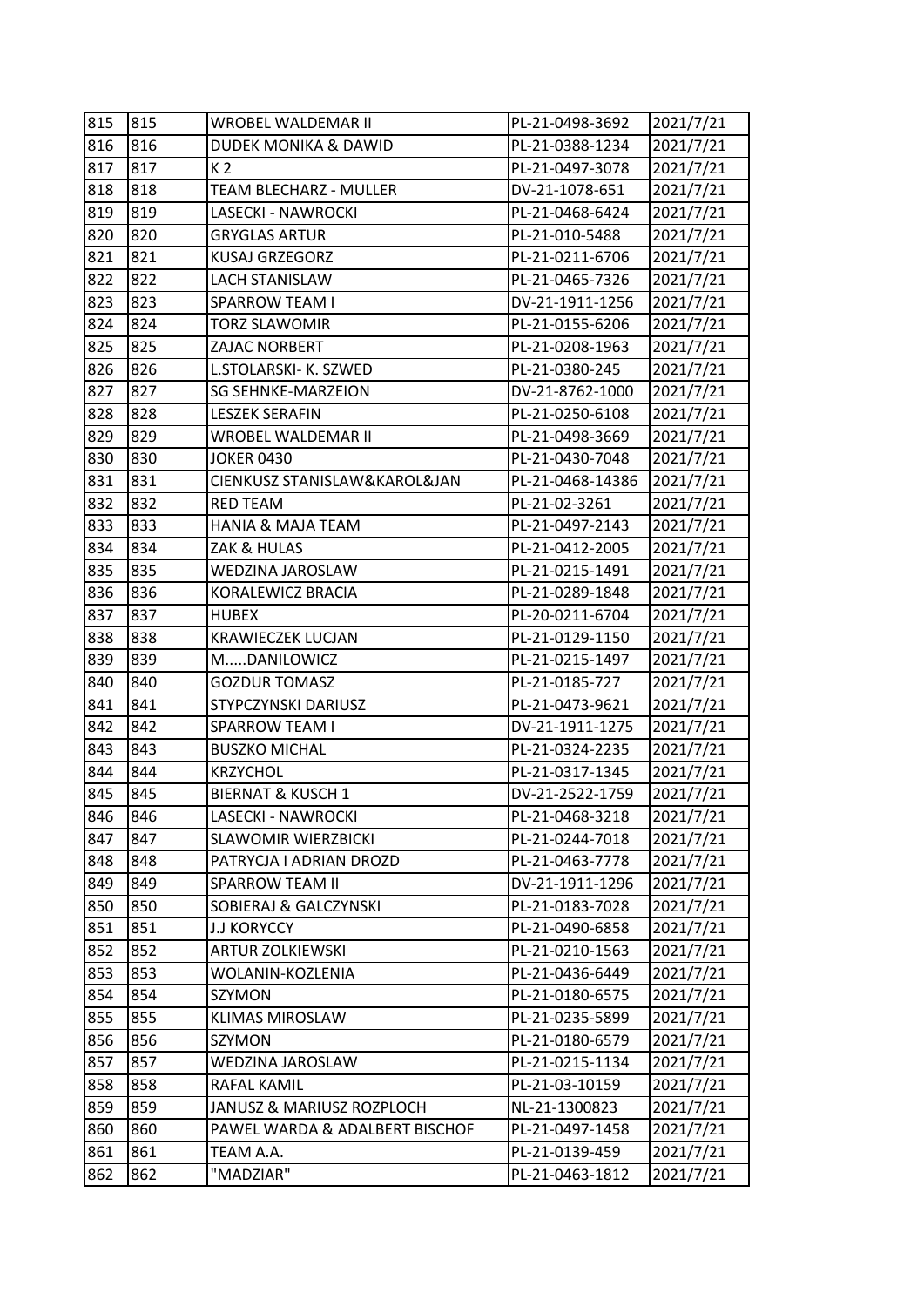| 815 | 815 | WROBEL WALDEMAR II | PL-21-0498-3692 | 2021/7/21 |
|---|---|---|---|---|
| 816 | 816 | DUDEK MONIKA & DAWID | PL-21-0388-1234 | 2021/7/21 |
| 817 | 817 | K 2 | PL-21-0497-3078 | 2021/7/21 |
| 818 | 818 | TEAM BLECHARZ - MULLER | DV-21-1078-651 | 2021/7/21 |
| 819 | 819 | LASECKI - NAWROCKI | PL-21-0468-6424 | 2021/7/21 |
| 820 | 820 | GRYGLAS ARTUR | PL-21-010-5488 | 2021/7/21 |
| 821 | 821 | KUSAJ GRZEGORZ | PL-21-0211-6706 | 2021/7/21 |
| 822 | 822 | LACH STANISLAW | PL-21-0465-7326 | 2021/7/21 |
| 823 | 823 | SPARROW TEAM I | DV-21-1911-1256 | 2021/7/21 |
| 824 | 824 | TORZ SLAWOMIR | PL-21-0155-6206 | 2021/7/21 |
| 825 | 825 | ZAJAC NORBERT | PL-21-0208-1963 | 2021/7/21 |
| 826 | 826 | L.STOLARSKI- K. SZWED | PL-21-0380-245 | 2021/7/21 |
| 827 | 827 | SG SEHNKE-MARZEION | DV-21-8762-1000 | 2021/7/21 |
| 828 | 828 | LESZEK SERAFIN | PL-21-0250-6108 | 2021/7/21 |
| 829 | 829 | WROBEL WALDEMAR II | PL-21-0498-3669 | 2021/7/21 |
| 830 | 830 | JOKER 0430 | PL-21-0430-7048 | 2021/7/21 |
| 831 | 831 | CIENKUSZ STANISLAW&KAROL&JAN | PL-21-0468-14386 | 2021/7/21 |
| 832 | 832 | RED TEAM | PL-21-02-3261 | 2021/7/21 |
| 833 | 833 | HANIA & MAJA TEAM | PL-21-0497-2143 | 2021/7/21 |
| 834 | 834 | ZAK & HULAS | PL-21-0412-2005 | 2021/7/21 |
| 835 | 835 | WEDZINA JAROSLAW | PL-21-0215-1491 | 2021/7/21 |
| 836 | 836 | KORALEWICZ BRACIA | PL-21-0289-1848 | 2021/7/21 |
| 837 | 837 | HUBEX | PL-20-0211-6704 | 2021/7/21 |
| 838 | 838 | KRAWIECZEK LUCJAN | PL-21-0129-1150 | 2021/7/21 |
| 839 | 839 | M.....DANILOWICZ | PL-21-0215-1497 | 2021/7/21 |
| 840 | 840 | GOZDUR TOMASZ | PL-21-0185-727 | 2021/7/21 |
| 841 | 841 | STYPCZYNSKI DARIUSZ | PL-21-0473-9621 | 2021/7/21 |
| 842 | 842 | SPARROW TEAM I | DV-21-1911-1275 | 2021/7/21 |
| 843 | 843 | BUSZKO MICHAL | PL-21-0324-2235 | 2021/7/21 |
| 844 | 844 | KRZYCHOL | PL-21-0317-1345 | 2021/7/21 |
| 845 | 845 | BIERNAT & KUSCH 1 | DV-21-2522-1759 | 2021/7/21 |
| 846 | 846 | LASECKI - NAWROCKI | PL-21-0468-3218 | 2021/7/21 |
| 847 | 847 | SLAWOMIR WIERZBICKI | PL-21-0244-7018 | 2021/7/21 |
| 848 | 848 | PATRYCJA I ADRIAN DROZD | PL-21-0463-7778 | 2021/7/21 |
| 849 | 849 | SPARROW TEAM II | DV-21-1911-1296 | 2021/7/21 |
| 850 | 850 | SOBIERAJ & GALCZYNSKI | PL-21-0183-7028 | 2021/7/21 |
| 851 | 851 | J.J KORYCCY | PL-21-0490-6858 | 2021/7/21 |
| 852 | 852 | ARTUR ZOLKIEWSKI | PL-21-0210-1563 | 2021/7/21 |
| 853 | 853 | WOLANIN-KOZLENIA | PL-21-0436-6449 | 2021/7/21 |
| 854 | 854 | SZYMON | PL-21-0180-6575 | 2021/7/21 |
| 855 | 855 | KLIMAS MIROSLAW | PL-21-0235-5899 | 2021/7/21 |
| 856 | 856 | SZYMON | PL-21-0180-6579 | 2021/7/21 |
| 857 | 857 | WEDZINA JAROSLAW | PL-21-0215-1134 | 2021/7/21 |
| 858 | 858 | RAFAL KAMIL | PL-21-03-10159 | 2021/7/21 |
| 859 | 859 | JANUSZ & MARIUSZ ROZPLOCH | NL-21-1300823 | 2021/7/21 |
| 860 | 860 | PAWEL WARDA & ADALBERT BISCHOF | PL-21-0497-1458 | 2021/7/21 |
| 861 | 861 | TEAM A.A. | PL-21-0139-459 | 2021/7/21 |
| 862 | 862 | "MADZIAR" | PL-21-0463-1812 | 2021/7/21 |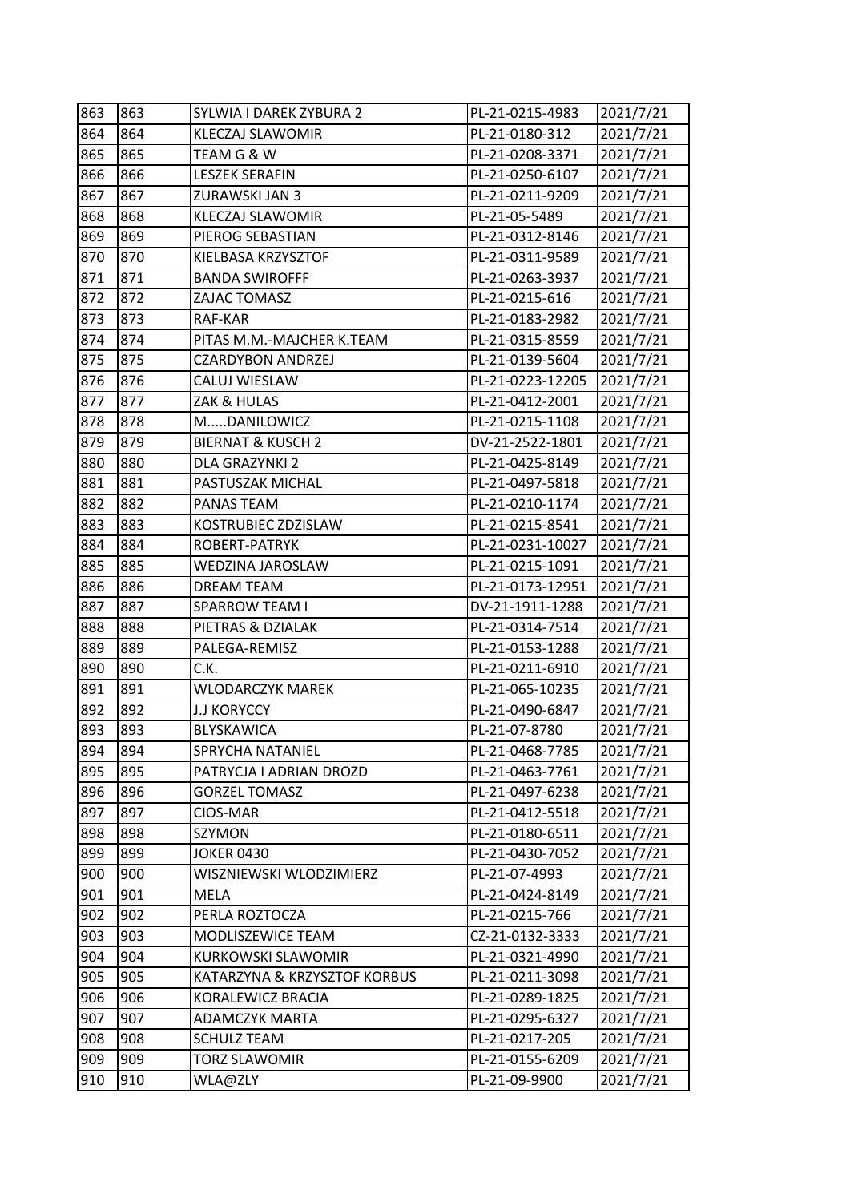| 863 | 863 | SYLWIA I DAREK ZYBURA 2 | PL-21-0215-4983 | 2021/7/21 |
|---|---|---|---|---|
| 864 | 864 | KLECZAJ SLAWOMIR | PL-21-0180-312 | 2021/7/21 |
| 865 | 865 | TEAM G & W | PL-21-0208-3371 | 2021/7/21 |
| 866 | 866 | LESZEK SERAFIN | PL-21-0250-6107 | 2021/7/21 |
| 867 | 867 | ZURAWSKI JAN 3 | PL-21-0211-9209 | 2021/7/21 |
| 868 | 868 | KLECZAJ SLAWOMIR | PL-21-05-5489 | 2021/7/21 |
| 869 | 869 | PIEROG SEBASTIAN | PL-21-0312-8146 | 2021/7/21 |
| 870 | 870 | KIELBASA KRZYSZTOF | PL-21-0311-9589 | 2021/7/21 |
| 871 | 871 | BANDA SWIROFFF | PL-21-0263-3937 | 2021/7/21 |
| 872 | 872 | ZAJAC TOMASZ | PL-21-0215-616 | 2021/7/21 |
| 873 | 873 | RAF-KAR | PL-21-0183-2982 | 2021/7/21 |
| 874 | 874 | PITAS M.M.-MAJCHER K.TEAM | PL-21-0315-8559 | 2021/7/21 |
| 875 | 875 | CZARDYBON ANDRZEJ | PL-21-0139-5604 | 2021/7/21 |
| 876 | 876 | CALUJ WIESLAW | PL-21-0223-12205 | 2021/7/21 |
| 877 | 877 | ZAK & HULAS | PL-21-0412-2001 | 2021/7/21 |
| 878 | 878 | M.....DANILOWICZ | PL-21-0215-1108 | 2021/7/21 |
| 879 | 879 | BIERNAT & KUSCH 2 | DV-21-2522-1801 | 2021/7/21 |
| 880 | 880 | DLA GRAZYNKI 2 | PL-21-0425-8149 | 2021/7/21 |
| 881 | 881 | PASTUSZAK MICHAL | PL-21-0497-5818 | 2021/7/21 |
| 882 | 882 | PANAS TEAM | PL-21-0210-1174 | 2021/7/21 |
| 883 | 883 | KOSTRUBIEC ZDZISLAW | PL-21-0215-8541 | 2021/7/21 |
| 884 | 884 | ROBERT-PATRYK | PL-21-0231-10027 | 2021/7/21 |
| 885 | 885 | WEDZINA JAROSLAW | PL-21-0215-1091 | 2021/7/21 |
| 886 | 886 | DREAM TEAM | PL-21-0173-12951 | 2021/7/21 |
| 887 | 887 | SPARROW TEAM I | DV-21-1911-1288 | 2021/7/21 |
| 888 | 888 | PIETRAS & DZIALAK | PL-21-0314-7514 | 2021/7/21 |
| 889 | 889 | PALEGA-REMISZ | PL-21-0153-1288 | 2021/7/21 |
| 890 | 890 | C.K. | PL-21-0211-6910 | 2021/7/21 |
| 891 | 891 | WLODARCZYK MAREK | PL-21-065-10235 | 2021/7/21 |
| 892 | 892 | J.J KORYCCY | PL-21-0490-6847 | 2021/7/21 |
| 893 | 893 | BLYSKAWICA | PL-21-07-8780 | 2021/7/21 |
| 894 | 894 | SPRYCHA NATANIEL | PL-21-0468-7785 | 2021/7/21 |
| 895 | 895 | PATRYCJA I ADRIAN DROZD | PL-21-0463-7761 | 2021/7/21 |
| 896 | 896 | GORZEL TOMASZ | PL-21-0497-6238 | 2021/7/21 |
| 897 | 897 | CIOS-MAR | PL-21-0412-5518 | 2021/7/21 |
| 898 | 898 | SZYMON | PL-21-0180-6511 | 2021/7/21 |
| 899 | 899 | JOKER 0430 | PL-21-0430-7052 | 2021/7/21 |
| 900 | 900 | WISZNIEWSKI WLODZIMIERZ | PL-21-07-4993 | 2021/7/21 |
| 901 | 901 | MELA | PL-21-0424-8149 | 2021/7/21 |
| 902 | 902 | PERLA ROZTOCZA | PL-21-0215-766 | 2021/7/21 |
| 903 | 903 | MODLISZEWICE TEAM | CZ-21-0132-3333 | 2021/7/21 |
| 904 | 904 | KURKOWSKI SLAWOMIR | PL-21-0321-4990 | 2021/7/21 |
| 905 | 905 | KATARZYNA & KRZYSZTOF KORBUS | PL-21-0211-3098 | 2021/7/21 |
| 906 | 906 | KORALEWICZ BRACIA | PL-21-0289-1825 | 2021/7/21 |
| 907 | 907 | ADAMCZYK MARTA | PL-21-0295-6327 | 2021/7/21 |
| 908 | 908 | SCHULZ TEAM | PL-21-0217-205 | 2021/7/21 |
| 909 | 909 | TORZ SLAWOMIR | PL-21-0155-6209 | 2021/7/21 |
| 910 | 910 | WLA@ZLY | PL-21-09-9900 | 2021/7/21 |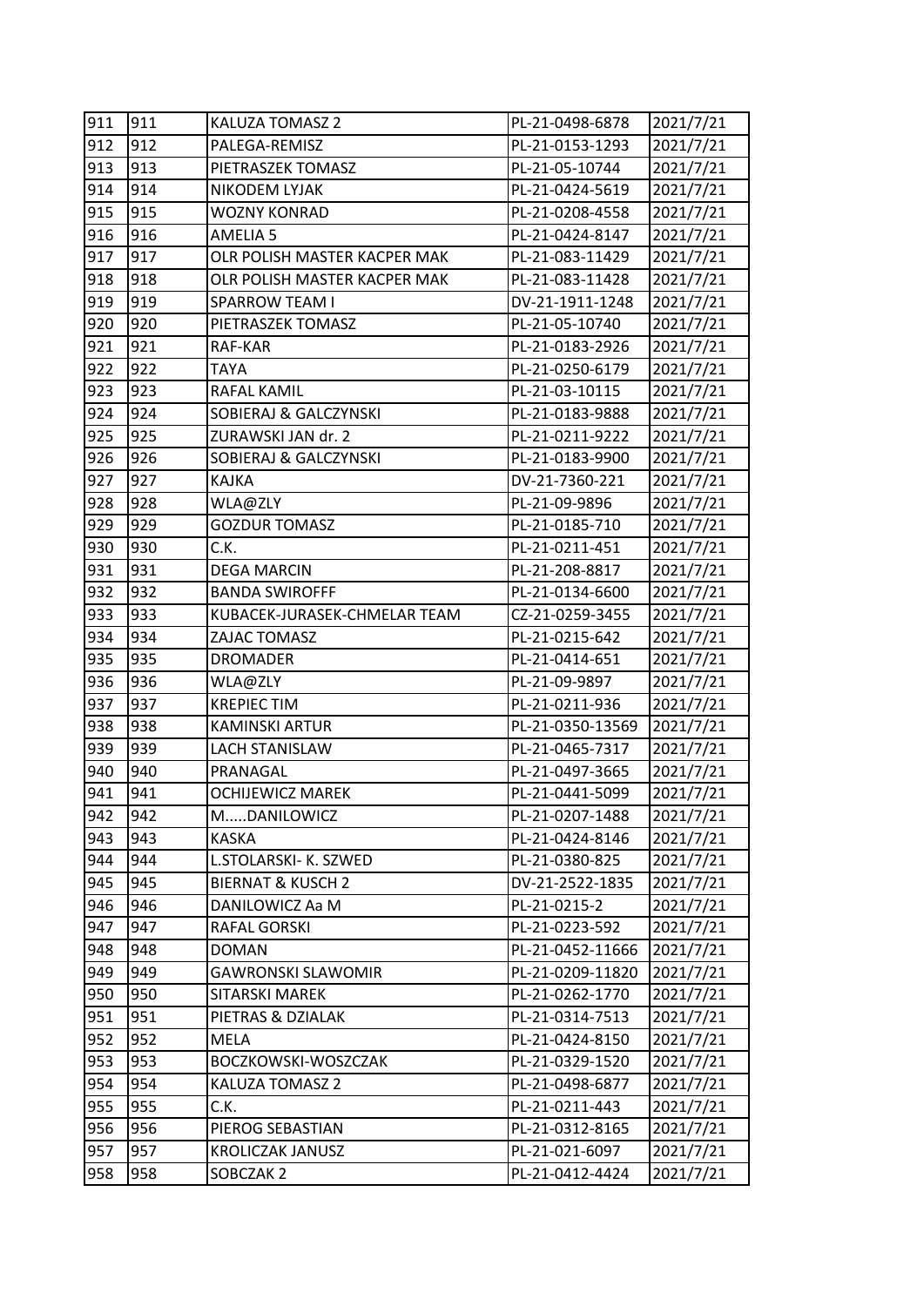| 911 | 911 | KALUZA TOMASZ 2 | PL-21-0498-6878 | 2021/7/21 |
|---|---|---|---|---|
| 912 | 912 | PALEGA-REMISZ | PL-21-0153-1293 | 2021/7/21 |
| 913 | 913 | PIETRASZEK TOMASZ | PL-21-05-10744 | 2021/7/21 |
| 914 | 914 | NIKODEM LYJAK | PL-21-0424-5619 | 2021/7/21 |
| 915 | 915 | WOZNY KONRAD | PL-21-0208-4558 | 2021/7/21 |
| 916 | 916 | AMELIA 5 | PL-21-0424-8147 | 2021/7/21 |
| 917 | 917 | OLR POLISH MASTER KACPER MAK | PL-21-083-11429 | 2021/7/21 |
| 918 | 918 | OLR POLISH MASTER KACPER MAK | PL-21-083-11428 | 2021/7/21 |
| 919 | 919 | SPARROW TEAM I | DV-21-1911-1248 | 2021/7/21 |
| 920 | 920 | PIETRASZEK TOMASZ | PL-21-05-10740 | 2021/7/21 |
| 921 | 921 | RAF-KAR | PL-21-0183-2926 | 2021/7/21 |
| 922 | 922 | TAYA | PL-21-0250-6179 | 2021/7/21 |
| 923 | 923 | RAFAL KAMIL | PL-21-03-10115 | 2021/7/21 |
| 924 | 924 | SOBIERAJ & GALCZYNSKI | PL-21-0183-9888 | 2021/7/21 |
| 925 | 925 | ZURAWSKI JAN dr. 2 | PL-21-0211-9222 | 2021/7/21 |
| 926 | 926 | SOBIERAJ & GALCZYNSKI | PL-21-0183-9900 | 2021/7/21 |
| 927 | 927 | KAJKA | DV-21-7360-221 | 2021/7/21 |
| 928 | 928 | WLA@ZLY | PL-21-09-9896 | 2021/7/21 |
| 929 | 929 | GOZDUR TOMASZ | PL-21-0185-710 | 2021/7/21 |
| 930 | 930 | C.K. | PL-21-0211-451 | 2021/7/21 |
| 931 | 931 | DEGA MARCIN | PL-21-208-8817 | 2021/7/21 |
| 932 | 932 | BANDA SWIROFFF | PL-21-0134-6600 | 2021/7/21 |
| 933 | 933 | KUBACEK-JURASEK-CHMELAR TEAM | CZ-21-0259-3455 | 2021/7/21 |
| 934 | 934 | ZAJAC TOMASZ | PL-21-0215-642 | 2021/7/21 |
| 935 | 935 | DROMADER | PL-21-0414-651 | 2021/7/21 |
| 936 | 936 | WLA@ZLY | PL-21-09-9897 | 2021/7/21 |
| 937 | 937 | KREPIEC TIM | PL-21-0211-936 | 2021/7/21 |
| 938 | 938 | KAMINSKI ARTUR | PL-21-0350-13569 | 2021/7/21 |
| 939 | 939 | LACH STANISLAW | PL-21-0465-7317 | 2021/7/21 |
| 940 | 940 | PRANAGAL | PL-21-0497-3665 | 2021/7/21 |
| 941 | 941 | OCHIJEWICZ MAREK | PL-21-0441-5099 | 2021/7/21 |
| 942 | 942 | M.....DANILOWICZ | PL-21-0207-1488 | 2021/7/21 |
| 943 | 943 | KASKA | PL-21-0424-8146 | 2021/7/21 |
| 944 | 944 | L.STOLARSKI- K. SZWED | PL-21-0380-825 | 2021/7/21 |
| 945 | 945 | BIERNAT & KUSCH 2 | DV-21-2522-1835 | 2021/7/21 |
| 946 | 946 | DANILOWICZ Aa M | PL-21-0215-2 | 2021/7/21 |
| 947 | 947 | RAFAL GORSKI | PL-21-0223-592 | 2021/7/21 |
| 948 | 948 | DOMAN | PL-21-0452-11666 | 2021/7/21 |
| 949 | 949 | GAWRONSKI SLAWOMIR | PL-21-0209-11820 | 2021/7/21 |
| 950 | 950 | SITARSKI MAREK | PL-21-0262-1770 | 2021/7/21 |
| 951 | 951 | PIETRAS & DZIALAK | PL-21-0314-7513 | 2021/7/21 |
| 952 | 952 | MELA | PL-21-0424-8150 | 2021/7/21 |
| 953 | 953 | BOCZKOWSKI-WOSZCZAK | PL-21-0329-1520 | 2021/7/21 |
| 954 | 954 | KALUZA TOMASZ 2 | PL-21-0498-6877 | 2021/7/21 |
| 955 | 955 | C.K. | PL-21-0211-443 | 2021/7/21 |
| 956 | 956 | PIEROG SEBASTIAN | PL-21-0312-8165 | 2021/7/21 |
| 957 | 957 | KROLICZAK JANUSZ | PL-21-021-6097 | 2021/7/21 |
| 958 | 958 | SOBCZAK 2 | PL-21-0412-4424 | 2021/7/21 |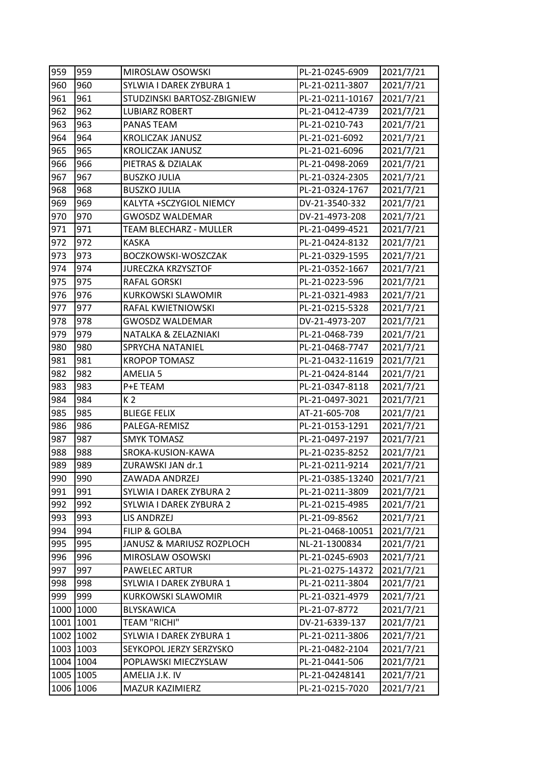| 959 | 959 | MIROSLAW OSOWSKI | PL-21-0245-6909 | 2021/7/21 |
|---|---|---|---|---|
| 960 | 960 | SYLWIA I DAREK ZYBURA 1 | PL-21-0211-3807 | 2021/7/21 |
| 961 | 961 | STUDZINSKI BARTOSZ-ZBIGNIEW | PL-21-0211-10167 | 2021/7/21 |
| 962 | 962 | LUBIARZ ROBERT | PL-21-0412-4739 | 2021/7/21 |
| 963 | 963 | PANAS TEAM | PL-21-0210-743 | 2021/7/21 |
| 964 | 964 | KROLICZAK JANUSZ | PL-21-021-6092 | 2021/7/21 |
| 965 | 965 | KROLICZAK JANUSZ | PL-21-021-6096 | 2021/7/21 |
| 966 | 966 | PIETRAS & DZIALAK | PL-21-0498-2069 | 2021/7/21 |
| 967 | 967 | BUSZKO JULIA | PL-21-0324-2305 | 2021/7/21 |
| 968 | 968 | BUSZKO JULIA | PL-21-0324-1767 | 2021/7/21 |
| 969 | 969 | KALYTA +SCZYGIOL NIEMCY | DV-21-3540-332 | 2021/7/21 |
| 970 | 970 | GWOSDZ WALDEMAR | DV-21-4973-208 | 2021/7/21 |
| 971 | 971 | TEAM BLECHARZ - MULLER | PL-21-0499-4521 | 2021/7/21 |
| 972 | 972 | KASKA | PL-21-0424-8132 | 2021/7/21 |
| 973 | 973 | BOCZKOWSKI-WOSZCZAK | PL-21-0329-1595 | 2021/7/21 |
| 974 | 974 | JURECZKA KRZYSZTOF | PL-21-0352-1667 | 2021/7/21 |
| 975 | 975 | RAFAL GORSKI | PL-21-0223-596 | 2021/7/21 |
| 976 | 976 | KURKOWSKI SLAWOMIR | PL-21-0321-4983 | 2021/7/21 |
| 977 | 977 | RAFAL KWIETNIOWSKI | PL-21-0215-5328 | 2021/7/21 |
| 978 | 978 | GWOSDZ WALDEMAR | DV-21-4973-207 | 2021/7/21 |
| 979 | 979 | NATALKA & ZELAZNIAKI | PL-21-0468-739 | 2021/7/21 |
| 980 | 980 | SPRYCHA NATANIEL | PL-21-0468-7747 | 2021/7/21 |
| 981 | 981 | KROPOP TOMASZ | PL-21-0432-11619 | 2021/7/21 |
| 982 | 982 | AMELIA 5 | PL-21-0424-8144 | 2021/7/21 |
| 983 | 983 | P+E TEAM | PL-21-0347-8118 | 2021/7/21 |
| 984 | 984 | K 2 | PL-21-0497-3021 | 2021/7/21 |
| 985 | 985 | BLIEGE FELIX | AT-21-605-708 | 2021/7/21 |
| 986 | 986 | PALEGA-REMISZ | PL-21-0153-1291 | 2021/7/21 |
| 987 | 987 | SMYK TOMASZ | PL-21-0497-2197 | 2021/7/21 |
| 988 | 988 | SROKA-KUSION-KAWA | PL-21-0235-8252 | 2021/7/21 |
| 989 | 989 | ZURAWSKI JAN dr.1 | PL-21-0211-9214 | 2021/7/21 |
| 990 | 990 | ZAWADA ANDRZEJ | PL-21-0385-13240 | 2021/7/21 |
| 991 | 991 | SYLWIA I DAREK ZYBURA 2 | PL-21-0211-3809 | 2021/7/21 |
| 992 | 992 | SYLWIA I DAREK ZYBURA 2 | PL-21-0215-4985 | 2021/7/21 |
| 993 | 993 | LIS ANDRZEJ | PL-21-09-8562 | 2021/7/21 |
| 994 | 994 | FILIP & GOLBA | PL-21-0468-10051 | 2021/7/21 |
| 995 | 995 | JANUSZ & MARIUSZ ROZPLOCH | NL-21-1300834 | 2021/7/21 |
| 996 | 996 | MIROSLAW OSOWSKI | PL-21-0245-6903 | 2021/7/21 |
| 997 | 997 | PAWELEC ARTUR | PL-21-0275-14372 | 2021/7/21 |
| 998 | 998 | SYLWIA I DAREK ZYBURA 1 | PL-21-0211-3804 | 2021/7/21 |
| 999 | 999 | KURKOWSKI SLAWOMIR | PL-21-0321-4979 | 2021/7/21 |
| 1000 | 1000 | BLYSKAWICA | PL-21-07-8772 | 2021/7/21 |
| 1001 | 1001 | TEAM "RICHI" | DV-21-6339-137 | 2021/7/21 |
| 1002 | 1002 | SYLWIA I DAREK ZYBURA 1 | PL-21-0211-3806 | 2021/7/21 |
| 1003 | 1003 | SEYKOPOL JERZY SERZYSKO | PL-21-0482-2104 | 2021/7/21 |
| 1004 | 1004 | POPLAWSKI MIECZYSLAW | PL-21-0441-506 | 2021/7/21 |
| 1005 | 1005 | AMELIA J.K. IV | PL-21-04248141 | 2021/7/21 |
| 1006 | 1006 | MAZUR KAZIMIERZ | PL-21-0215-7020 | 2021/7/21 |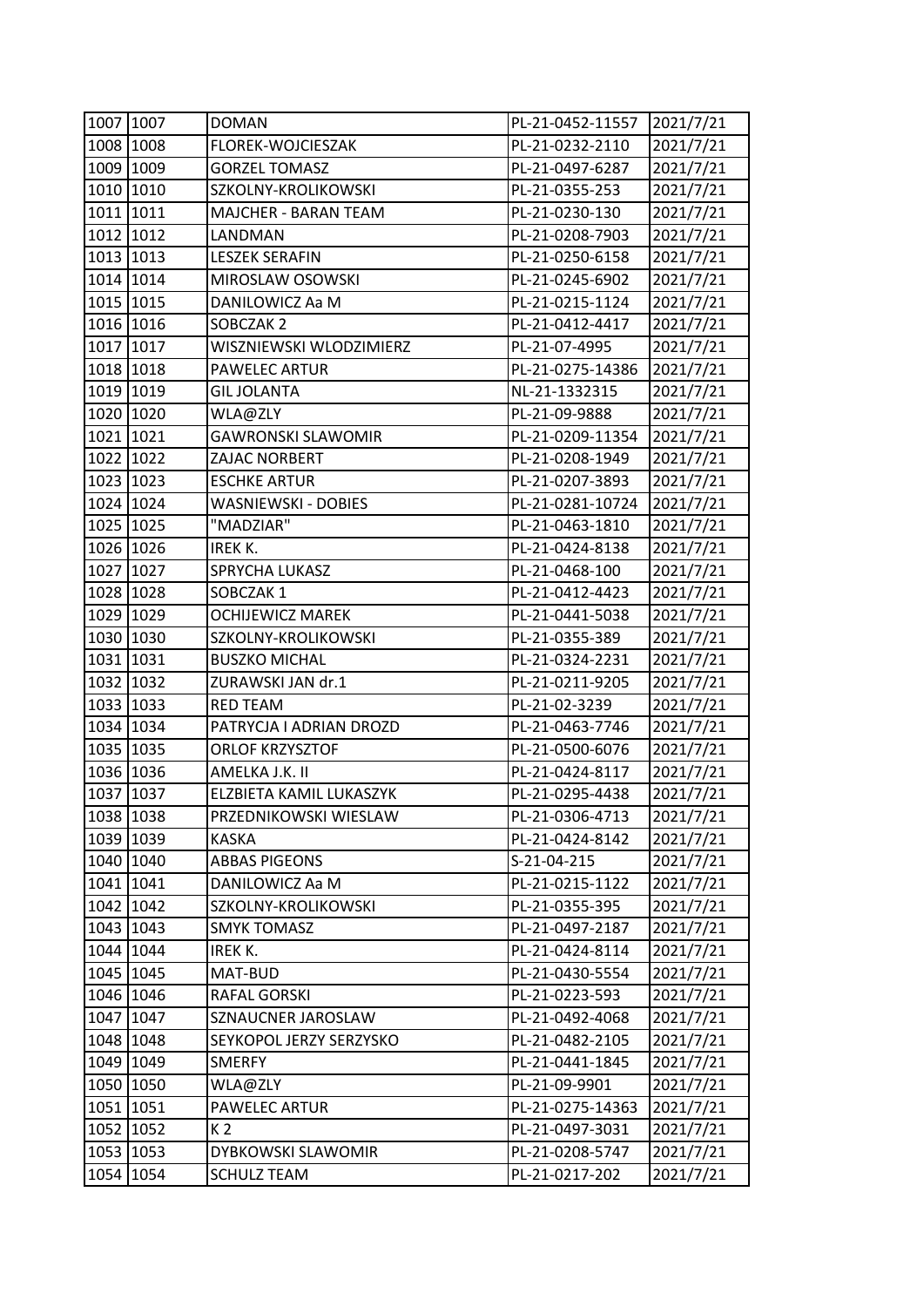| 1007 | 1007 | DOMAN | PL-21-0452-11557 | 2021/7/21 |
|---|---|---|---|---|
| 1008 | 1008 | FLOREK-WOJCIESZAK | PL-21-0232-2110 | 2021/7/21 |
| 1009 | 1009 | GORZEL TOMASZ | PL-21-0497-6287 | 2021/7/21 |
| 1010 | 1010 | SZKOLNY-KROLIKOWSKI | PL-21-0355-253 | 2021/7/21 |
| 1011 | 1011 | MAJCHER - BARAN TEAM | PL-21-0230-130 | 2021/7/21 |
| 1012 | 1012 | LANDMAN | PL-21-0208-7903 | 2021/7/21 |
| 1013 | 1013 | LESZEK SERAFIN | PL-21-0250-6158 | 2021/7/21 |
| 1014 | 1014 | MIROSLAW OSOWSKI | PL-21-0245-6902 | 2021/7/21 |
| 1015 | 1015 | DANILOWICZ Aa M | PL-21-0215-1124 | 2021/7/21 |
| 1016 | 1016 | SOBCZAK 2 | PL-21-0412-4417 | 2021/7/21 |
| 1017 | 1017 | WISZNIEWSKI WLODZIMIERZ | PL-21-07-4995 | 2021/7/21 |
| 1018 | 1018 | PAWELEC ARTUR | PL-21-0275-14386 | 2021/7/21 |
| 1019 | 1019 | GIL JOLANTA | NL-21-1332315 | 2021/7/21 |
| 1020 | 1020 | WLA@ZLY | PL-21-09-9888 | 2021/7/21 |
| 1021 | 1021 | GAWRONSKI SLAWOMIR | PL-21-0209-11354 | 2021/7/21 |
| 1022 | 1022 | ZAJAC NORBERT | PL-21-0208-1949 | 2021/7/21 |
| 1023 | 1023 | ESCHKE ARTUR | PL-21-0207-3893 | 2021/7/21 |
| 1024 | 1024 | WASNIEWSKI - DOBIES | PL-21-0281-10724 | 2021/7/21 |
| 1025 | 1025 | "MADZIAR" | PL-21-0463-1810 | 2021/7/21 |
| 1026 | 1026 | IREK K. | PL-21-0424-8138 | 2021/7/21 |
| 1027 | 1027 | SPRYCHA LUKASZ | PL-21-0468-100 | 2021/7/21 |
| 1028 | 1028 | SOBCZAK 1 | PL-21-0412-4423 | 2021/7/21 |
| 1029 | 1029 | OCHIJEWICZ MAREK | PL-21-0441-5038 | 2021/7/21 |
| 1030 | 1030 | SZKOLNY-KROLIKOWSKI | PL-21-0355-389 | 2021/7/21 |
| 1031 | 1031 | BUSZKO MICHAL | PL-21-0324-2231 | 2021/7/21 |
| 1032 | 1032 | ZURAWSKI JAN dr.1 | PL-21-0211-9205 | 2021/7/21 |
| 1033 | 1033 | RED TEAM | PL-21-02-3239 | 2021/7/21 |
| 1034 | 1034 | PATRYCJA I ADRIAN DROZD | PL-21-0463-7746 | 2021/7/21 |
| 1035 | 1035 | ORLOF KRZYSZTOF | PL-21-0500-6076 | 2021/7/21 |
| 1036 | 1036 | AMELKA J.K. II | PL-21-0424-8117 | 2021/7/21 |
| 1037 | 1037 | ELZBIETA KAMIL LUKASZYK | PL-21-0295-4438 | 2021/7/21 |
| 1038 | 1038 | PRZEDNIKOWSKI WIESLAW | PL-21-0306-4713 | 2021/7/21 |
| 1039 | 1039 | KASKA | PL-21-0424-8142 | 2021/7/21 |
| 1040 | 1040 | ABBAS PIGEONS | S-21-04-215 | 2021/7/21 |
| 1041 | 1041 | DANILOWICZ Aa M | PL-21-0215-1122 | 2021/7/21 |
| 1042 | 1042 | SZKOLNY-KROLIKOWSKI | PL-21-0355-395 | 2021/7/21 |
| 1043 | 1043 | SMYK TOMASZ | PL-21-0497-2187 | 2021/7/21 |
| 1044 | 1044 | IREK K. | PL-21-0424-8114 | 2021/7/21 |
| 1045 | 1045 | MAT-BUD | PL-21-0430-5554 | 2021/7/21 |
| 1046 | 1046 | RAFAL GORSKI | PL-21-0223-593 | 2021/7/21 |
| 1047 | 1047 | SZNAUCNER JAROSLAW | PL-21-0492-4068 | 2021/7/21 |
| 1048 | 1048 | SEYKOPOL JERZY SERZYSKO | PL-21-0482-2105 | 2021/7/21 |
| 1049 | 1049 | SMERFY | PL-21-0441-1845 | 2021/7/21 |
| 1050 | 1050 | WLA@ZLY | PL-21-09-9901 | 2021/7/21 |
| 1051 | 1051 | PAWELEC ARTUR | PL-21-0275-14363 | 2021/7/21 |
| 1052 | 1052 | K 2 | PL-21-0497-3031 | 2021/7/21 |
| 1053 | 1053 | DYBKOWSKI SLAWOMIR | PL-21-0208-5747 | 2021/7/21 |
| 1054 | 1054 | SCHULZ TEAM | PL-21-0217-202 | 2021/7/21 |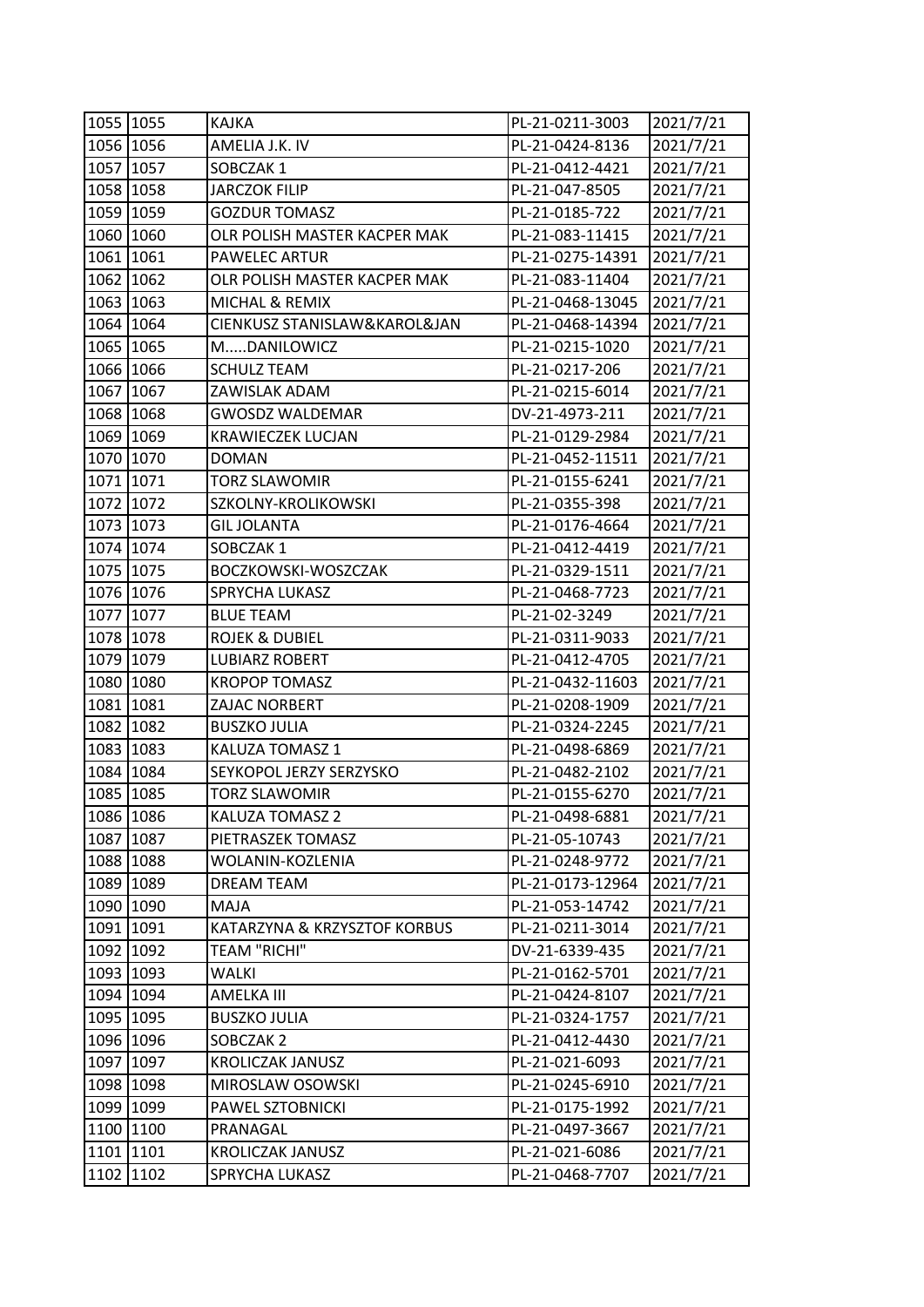| | | | | |
|---|---|---|---|---|
| 1055 | 1055 | KAJKA | PL-21-0211-3003 | 2021/7/21 |
| 1056 | 1056 | AMELIA J.K. IV | PL-21-0424-8136 | 2021/7/21 |
| 1057 | 1057 | SOBCZAK 1 | PL-21-0412-4421 | 2021/7/21 |
| 1058 | 1058 | JARCZOK FILIP | PL-21-047-8505 | 2021/7/21 |
| 1059 | 1059 | GOZDUR TOMASZ | PL-21-0185-722 | 2021/7/21 |
| 1060 | 1060 | OLR POLISH MASTER KACPER MAK | PL-21-083-11415 | 2021/7/21 |
| 1061 | 1061 | PAWELEC ARTUR | PL-21-0275-14391 | 2021/7/21 |
| 1062 | 1062 | OLR POLISH MASTER KACPER MAK | PL-21-083-11404 | 2021/7/21 |
| 1063 | 1063 | MICHAL & REMIX | PL-21-0468-13045 | 2021/7/21 |
| 1064 | 1064 | CIENKUSZ STANISLAW&KAROL&JAN | PL-21-0468-14394 | 2021/7/21 |
| 1065 | 1065 | M.....DANILOWICZ | PL-21-0215-1020 | 2021/7/21 |
| 1066 | 1066 | SCHULZ TEAM | PL-21-0217-206 | 2021/7/21 |
| 1067 | 1067 | ZAWISLAK ADAM | PL-21-0215-6014 | 2021/7/21 |
| 1068 | 1068 | GWOSDZ WALDEMAR | DV-21-4973-211 | 2021/7/21 |
| 1069 | 1069 | KRAWIECZEK LUCJAN | PL-21-0129-2984 | 2021/7/21 |
| 1070 | 1070 | DOMAN | PL-21-0452-11511 | 2021/7/21 |
| 1071 | 1071 | TORZ SLAWOMIR | PL-21-0155-6241 | 2021/7/21 |
| 1072 | 1072 | SZKOLNY-KROLIKOWSKI | PL-21-0355-398 | 2021/7/21 |
| 1073 | 1073 | GIL JOLANTA | PL-21-0176-4664 | 2021/7/21 |
| 1074 | 1074 | SOBCZAK 1 | PL-21-0412-4419 | 2021/7/21 |
| 1075 | 1075 | BOCZKOWSKI-WOSZCZAK | PL-21-0329-1511 | 2021/7/21 |
| 1076 | 1076 | SPRYCHA LUKASZ | PL-21-0468-7723 | 2021/7/21 |
| 1077 | 1077 | BLUE TEAM | PL-21-02-3249 | 2021/7/21 |
| 1078 | 1078 | ROJEK & DUBIEL | PL-21-0311-9033 | 2021/7/21 |
| 1079 | 1079 | LUBIARZ ROBERT | PL-21-0412-4705 | 2021/7/21 |
| 1080 | 1080 | KROPOP TOMASZ | PL-21-0432-11603 | 2021/7/21 |
| 1081 | 1081 | ZAJAC NORBERT | PL-21-0208-1909 | 2021/7/21 |
| 1082 | 1082 | BUSZKO JULIA | PL-21-0324-2245 | 2021/7/21 |
| 1083 | 1083 | KALUZA TOMASZ 1 | PL-21-0498-6869 | 2021/7/21 |
| 1084 | 1084 | SEYKOPOL JERZY SERZYSKO | PL-21-0482-2102 | 2021/7/21 |
| 1085 | 1085 | TORZ SLAWOMIR | PL-21-0155-6270 | 2021/7/21 |
| 1086 | 1086 | KALUZA TOMASZ 2 | PL-21-0498-6881 | 2021/7/21 |
| 1087 | 1087 | PIETRASZEK TOMASZ | PL-21-05-10743 | 2021/7/21 |
| 1088 | 1088 | WOLANIN-KOZLENIA | PL-21-0248-9772 | 2021/7/21 |
| 1089 | 1089 | DREAM TEAM | PL-21-0173-12964 | 2021/7/21 |
| 1090 | 1090 | MAJA | PL-21-053-14742 | 2021/7/21 |
| 1091 | 1091 | KATARZYNA & KRZYSZTOF KORBUS | PL-21-0211-3014 | 2021/7/21 |
| 1092 | 1092 | TEAM "RICHI" | DV-21-6339-435 | 2021/7/21 |
| 1093 | 1093 | WALKI | PL-21-0162-5701 | 2021/7/21 |
| 1094 | 1094 | AMELKA III | PL-21-0424-8107 | 2021/7/21 |
| 1095 | 1095 | BUSZKO JULIA | PL-21-0324-1757 | 2021/7/21 |
| 1096 | 1096 | SOBCZAK 2 | PL-21-0412-4430 | 2021/7/21 |
| 1097 | 1097 | KROLICZAK JANUSZ | PL-21-021-6093 | 2021/7/21 |
| 1098 | 1098 | MIROSLAW OSOWSKI | PL-21-0245-6910 | 2021/7/21 |
| 1099 | 1099 | PAWEL SZTOBNICKI | PL-21-0175-1992 | 2021/7/21 |
| 1100 | 1100 | PRANAGAL | PL-21-0497-3667 | 2021/7/21 |
| 1101 | 1101 | KROLICZAK JANUSZ | PL-21-021-6086 | 2021/7/21 |
| 1102 | 1102 | SPRYCHA LUKASZ | PL-21-0468-7707 | 2021/7/21 |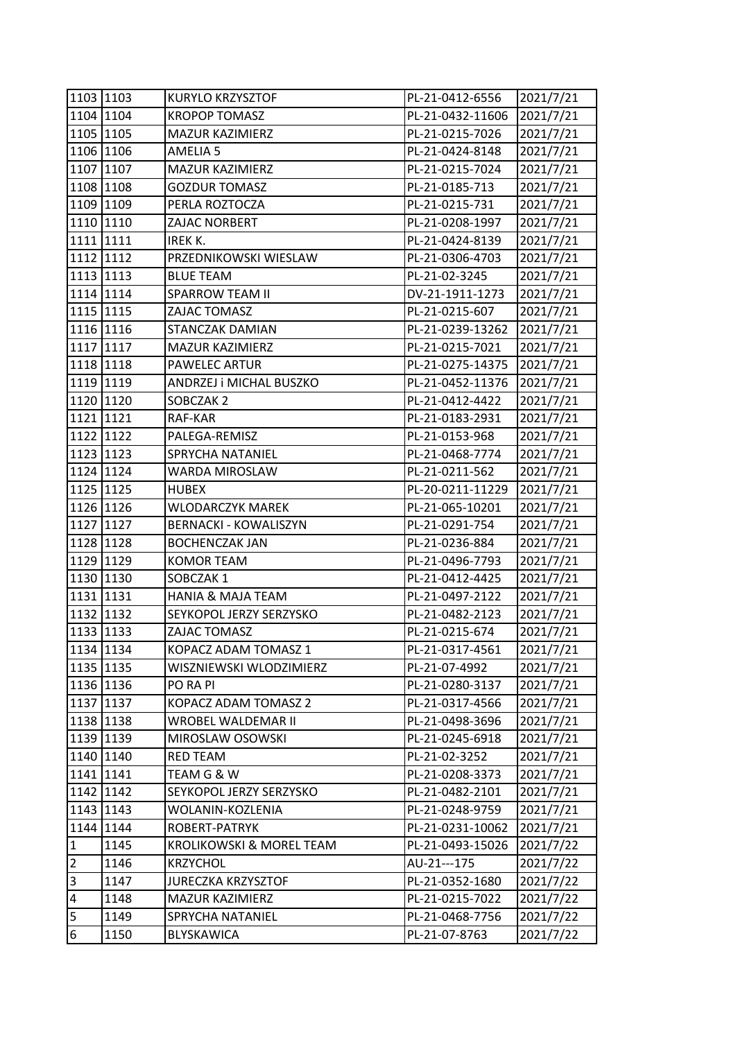| | | | | |
|---|---|---|---|---|
| 1103 | 1103 | KURYLO KRZYSZTOF | PL-21-0412-6556 | 2021/7/21 |
| 1104 | 1104 | KROPOP TOMASZ | PL-21-0432-11606 | 2021/7/21 |
| 1105 | 1105 | MAZUR KAZIMIERZ | PL-21-0215-7026 | 2021/7/21 |
| 1106 | 1106 | AMELIA 5 | PL-21-0424-8148 | 2021/7/21 |
| 1107 | 1107 | MAZUR KAZIMIERZ | PL-21-0215-7024 | 2021/7/21 |
| 1108 | 1108 | GOZDUR TOMASZ | PL-21-0185-713 | 2021/7/21 |
| 1109 | 1109 | PERLA ROZTOCZA | PL-21-0215-731 | 2021/7/21 |
| 1110 | 1110 | ZAJAC NORBERT | PL-21-0208-1997 | 2021/7/21 |
| 1111 | 1111 | IREK K. | PL-21-0424-8139 | 2021/7/21 |
| 1112 | 1112 | PRZEDNIKOWSKI WIESLAW | PL-21-0306-4703 | 2021/7/21 |
| 1113 | 1113 | BLUE TEAM | PL-21-02-3245 | 2021/7/21 |
| 1114 | 1114 | SPARROW TEAM II | DV-21-1911-1273 | 2021/7/21 |
| 1115 | 1115 | ZAJAC TOMASZ | PL-21-0215-607 | 2021/7/21 |
| 1116 | 1116 | STANCZAK DAMIAN | PL-21-0239-13262 | 2021/7/21 |
| 1117 | 1117 | MAZUR KAZIMIERZ | PL-21-0215-7021 | 2021/7/21 |
| 1118 | 1118 | PAWELEC ARTUR | PL-21-0275-14375 | 2021/7/21 |
| 1119 | 1119 | ANDRZEJ i MICHAL BUSZKO | PL-21-0452-11376 | 2021/7/21 |
| 1120 | 1120 | SOBCZAK 2 | PL-21-0412-4422 | 2021/7/21 |
| 1121 | 1121 | RAF-KAR | PL-21-0183-2931 | 2021/7/21 |
| 1122 | 1122 | PALEGA-REMISZ | PL-21-0153-968 | 2021/7/21 |
| 1123 | 1123 | SPRYCHA NATANIEL | PL-21-0468-7774 | 2021/7/21 |
| 1124 | 1124 | WARDA MIROSLAW | PL-21-0211-562 | 2021/7/21 |
| 1125 | 1125 | HUBEX | PL-20-0211-11229 | 2021/7/21 |
| 1126 | 1126 | WLODARCZYK MAREK | PL-21-065-10201 | 2021/7/21 |
| 1127 | 1127 | BERNACKI - KOWALISZYN | PL-21-0291-754 | 2021/7/21 |
| 1128 | 1128 | BOCHENCZAK JAN | PL-21-0236-884 | 2021/7/21 |
| 1129 | 1129 | KOMOR TEAM | PL-21-0496-7793 | 2021/7/21 |
| 1130 | 1130 | SOBCZAK 1 | PL-21-0412-4425 | 2021/7/21 |
| 1131 | 1131 | HANIA & MAJA TEAM | PL-21-0497-2122 | 2021/7/21 |
| 1132 | 1132 | SEYKOPOL JERZY SERZYSKO | PL-21-0482-2123 | 2021/7/21 |
| 1133 | 1133 | ZAJAC TOMASZ | PL-21-0215-674 | 2021/7/21 |
| 1134 | 1134 | KOPACZ ADAM TOMASZ 1 | PL-21-0317-4561 | 2021/7/21 |
| 1135 | 1135 | WISZNIEWSKI WLODZIMIERZ | PL-21-07-4992 | 2021/7/21 |
| 1136 | 1136 | PO RA PI | PL-21-0280-3137 | 2021/7/21 |
| 1137 | 1137 | KOPACZ ADAM TOMASZ 2 | PL-21-0317-4566 | 2021/7/21 |
| 1138 | 1138 | WROBEL WALDEMAR II | PL-21-0498-3696 | 2021/7/21 |
| 1139 | 1139 | MIROSLAW OSOWSKI | PL-21-0245-6918 | 2021/7/21 |
| 1140 | 1140 | RED TEAM | PL-21-02-3252 | 2021/7/21 |
| 1141 | 1141 | TEAM G & W | PL-21-0208-3373 | 2021/7/21 |
| 1142 | 1142 | SEYKOPOL JERZY SERZYSKO | PL-21-0482-2101 | 2021/7/21 |
| 1143 | 1143 | WOLANIN-KOZLENIA | PL-21-0248-9759 | 2021/7/21 |
| 1144 | 1144 | ROBERT-PATRYK | PL-21-0231-10062 | 2021/7/21 |
| 1 | 1145 | KROLIKOWSKI & MOREL TEAM | PL-21-0493-15026 | 2021/7/22 |
| 2 | 1146 | KRZYCHOL | AU-21---175 | 2021/7/22 |
| 3 | 1147 | JURECZKA KRZYSZTOF | PL-21-0352-1680 | 2021/7/22 |
| 4 | 1148 | MAZUR KAZIMIERZ | PL-21-0215-7022 | 2021/7/22 |
| 5 | 1149 | SPRYCHA NATANIEL | PL-21-0468-7756 | 2021/7/22 |
| 6 | 1150 | BLYSKAWICA | PL-21-07-8763 | 2021/7/22 |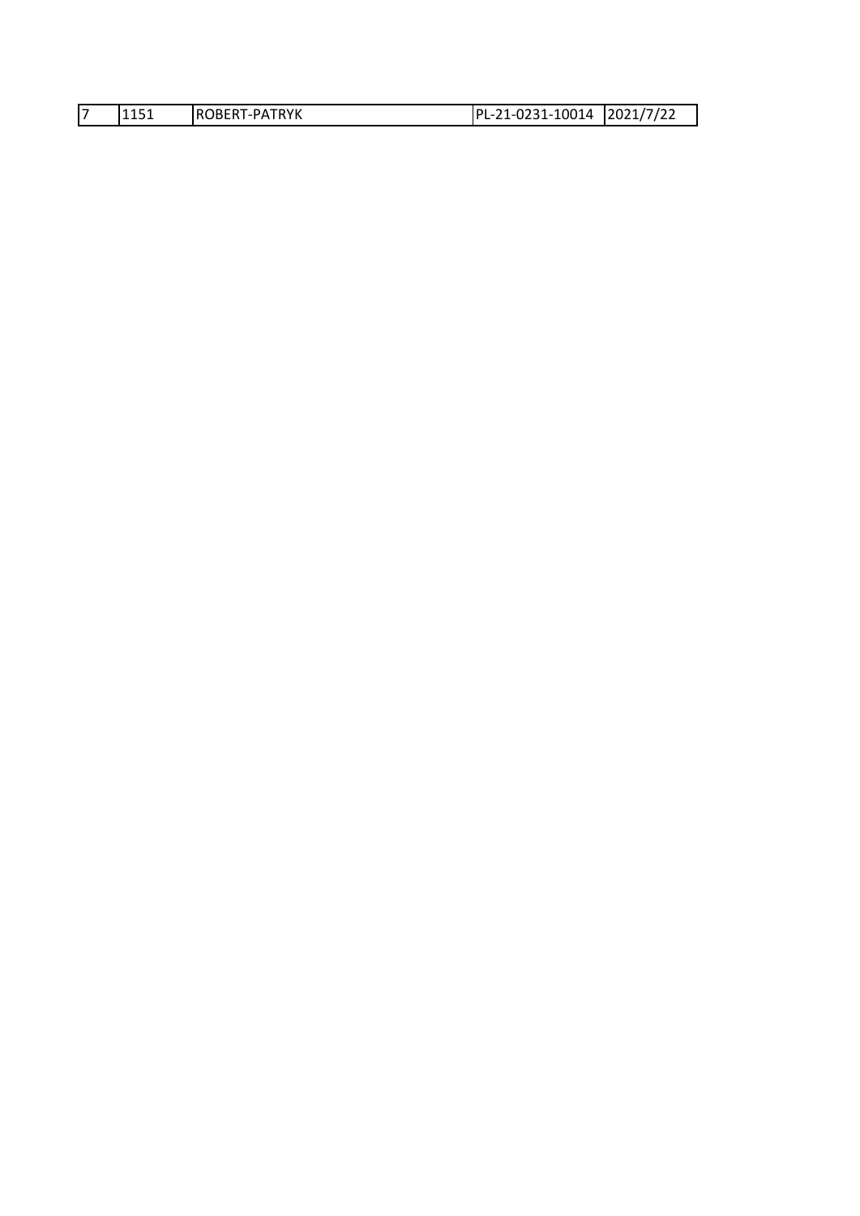| 7 | 1151 | ROBERT-PATRYK | PL-21-0231-10014 | 2021/7/22 |
|---|---|---|---|---|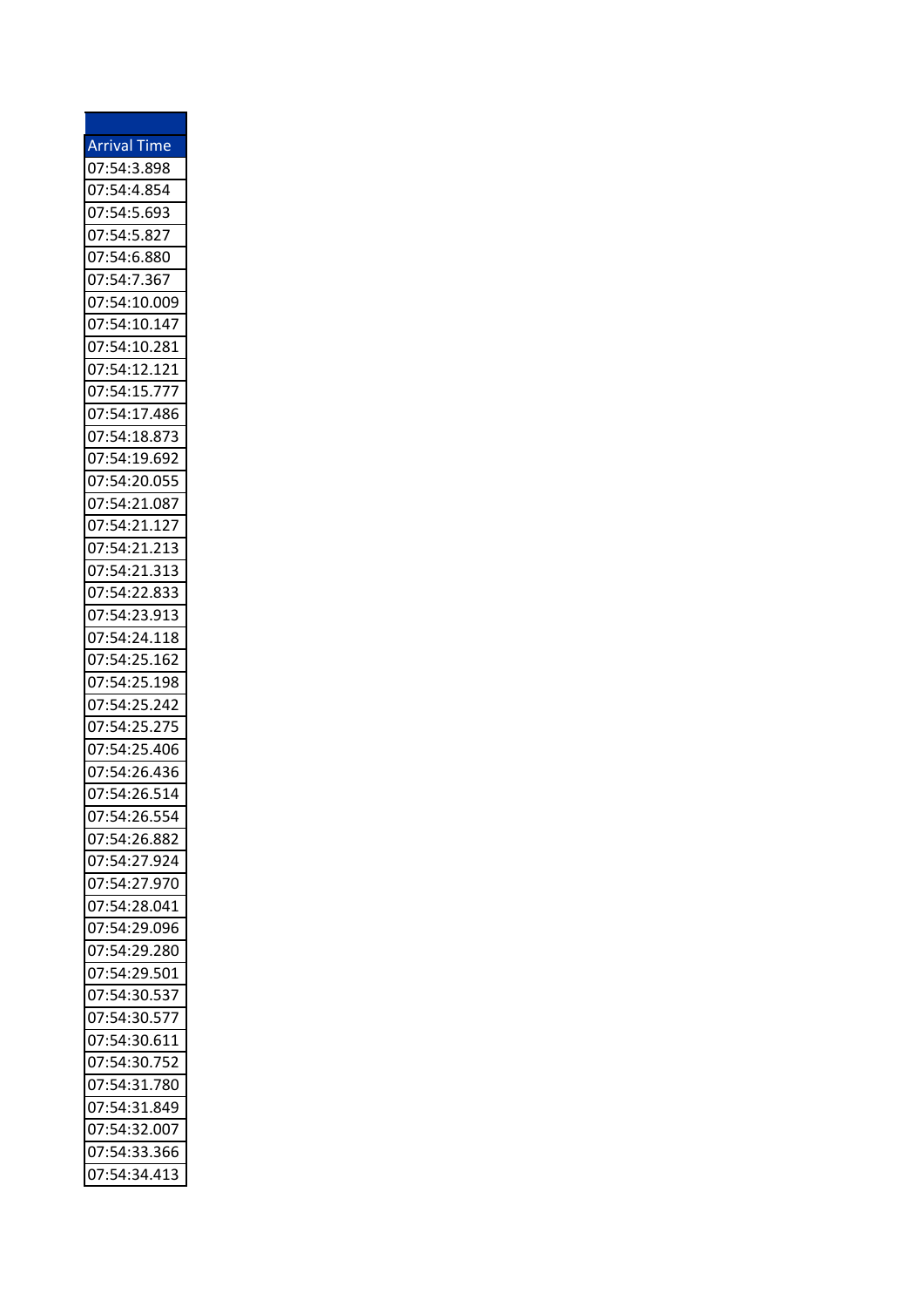| Arrival Time |
| --- |
| 07:54:3.898 |
| 07:54:4.854 |
| 07:54:5.693 |
| 07:54:5.827 |
| 07:54:6.880 |
| 07:54:7.367 |
| 07:54:10.009 |
| 07:54:10.147 |
| 07:54:10.281 |
| 07:54:12.121 |
| 07:54:15.777 |
| 07:54:17.486 |
| 07:54:18.873 |
| 07:54:19.692 |
| 07:54:20.055 |
| 07:54:21.087 |
| 07:54:21.127 |
| 07:54:21.213 |
| 07:54:21.313 |
| 07:54:22.833 |
| 07:54:23.913 |
| 07:54:24.118 |
| 07:54:25.162 |
| 07:54:25.198 |
| 07:54:25.242 |
| 07:54:25.275 |
| 07:54:25.406 |
| 07:54:26.436 |
| 07:54:26.514 |
| 07:54:26.554 |
| 07:54:26.882 |
| 07:54:27.924 |
| 07:54:27.970 |
| 07:54:28.041 |
| 07:54:29.096 |
| 07:54:29.280 |
| 07:54:29.501 |
| 07:54:30.537 |
| 07:54:30.577 |
| 07:54:30.611 |
| 07:54:30.752 |
| 07:54:31.780 |
| 07:54:31.849 |
| 07:54:32.007 |
| 07:54:33.366 |
| 07:54:34.413 |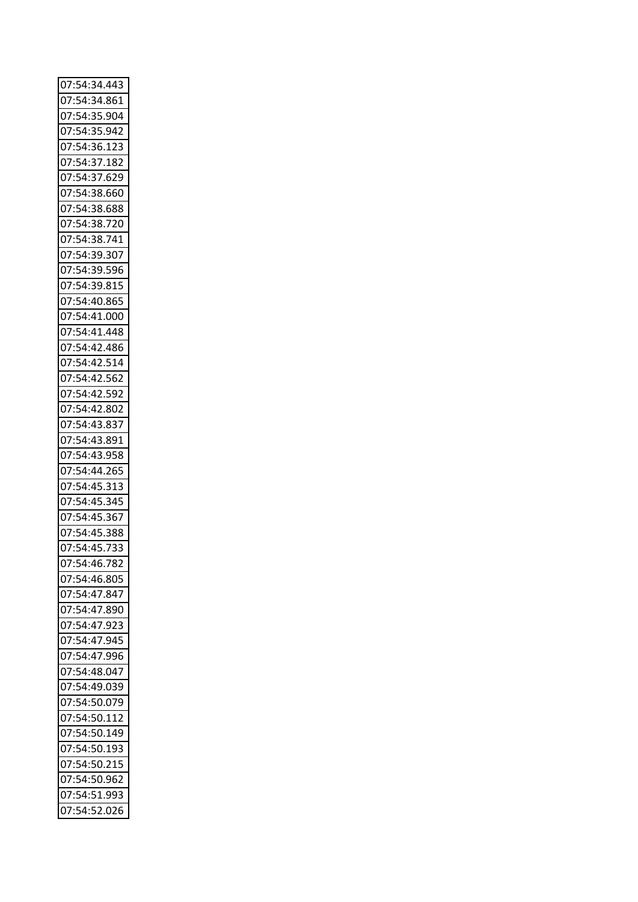| 07:54:34.443 |
|---|
| 07:54:34.861 |
| 07:54:35.904 |
| 07:54:35.942 |
| 07:54:36.123 |
| 07:54:37.182 |
| 07:54:37.629 |
| 07:54:38.660 |
| 07:54:38.688 |
| 07:54:38.720 |
| 07:54:38.741 |
| 07:54:39.307 |
| 07:54:39.596 |
| 07:54:39.815 |
| 07:54:40.865 |
| 07:54:41.000 |
| 07:54:41.448 |
| 07:54:42.486 |
| 07:54:42.514 |
| 07:54:42.562 |
| 07:54:42.592 |
| 07:54:42.802 |
| 07:54:43.837 |
| 07:54:43.891 |
| 07:54:43.958 |
| 07:54:44.265 |
| 07:54:45.313 |
| 07:54:45.345 |
| 07:54:45.367 |
| 07:54:45.388 |
| 07:54:45.733 |
| 07:54:46.782 |
| 07:54:46.805 |
| 07:54:47.847 |
| 07:54:47.890 |
| 07:54:47.923 |
| 07:54:47.945 |
| 07:54:47.996 |
| 07:54:48.047 |
| 07:54:49.039 |
| 07:54:50.079 |
| 07:54:50.112 |
| 07:54:50.149 |
| 07:54:50.193 |
| 07:54:50.215 |
| 07:54:50.962 |
| 07:54:51.993 |
| 07:54:52.026 |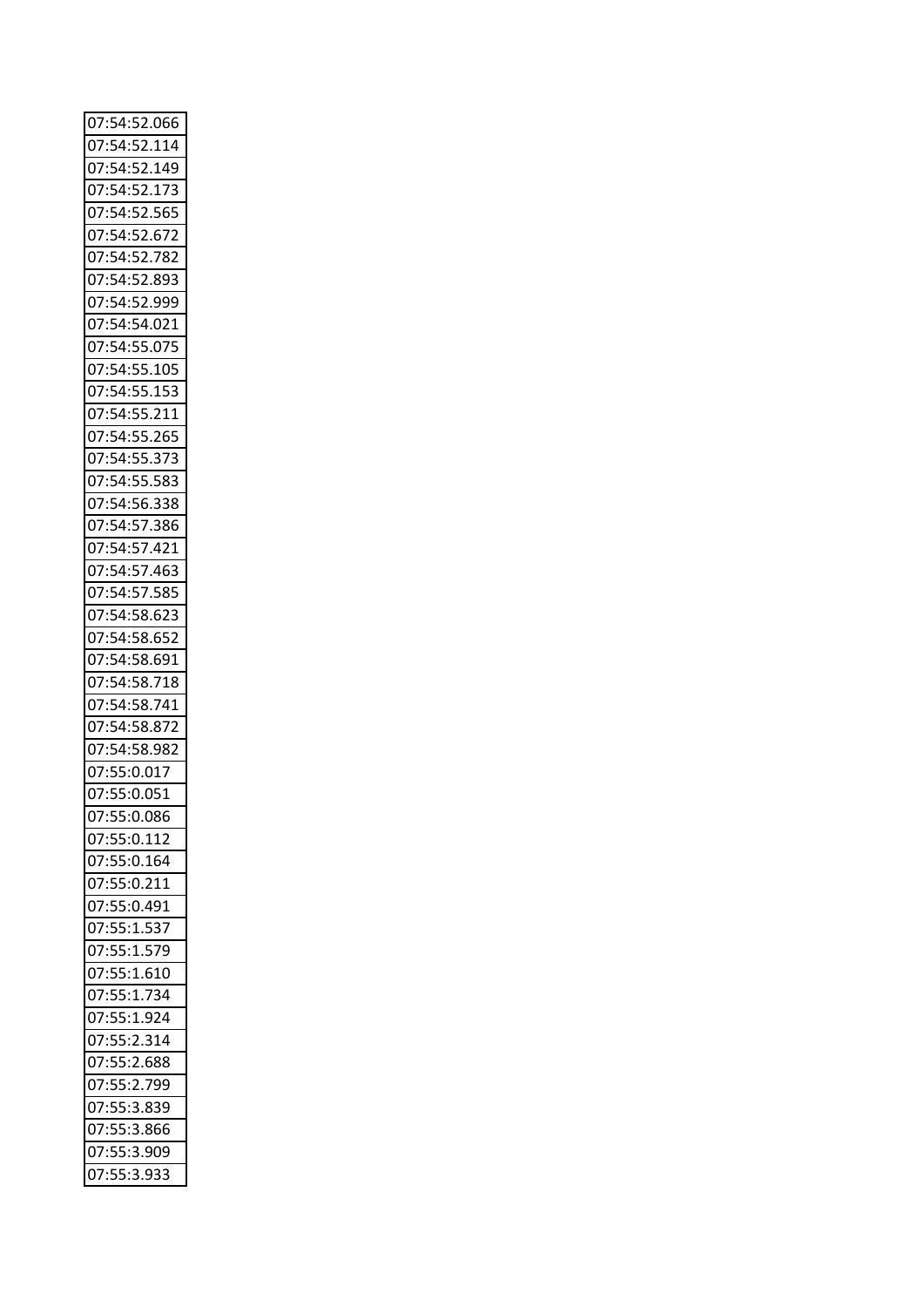| 07:54:52.066 |
|---|
| 07:54:52.114 |
| 07:54:52.149 |
| 07:54:52.173 |
| 07:54:52.565 |
| 07:54:52.672 |
| 07:54:52.782 |
| 07:54:52.893 |
| 07:54:52.999 |
| 07:54:54.021 |
| 07:54:55.075 |
| 07:54:55.105 |
| 07:54:55.153 |
| 07:54:55.211 |
| 07:54:55.265 |
| 07:54:55.373 |
| 07:54:55.583 |
| 07:54:56.338 |
| 07:54:57.386 |
| 07:54:57.421 |
| 07:54:57.463 |
| 07:54:57.585 |
| 07:54:58.623 |
| 07:54:58.652 |
| 07:54:58.691 |
| 07:54:58.718 |
| 07:54:58.741 |
| 07:54:58.872 |
| 07:54:58.982 |
| 07:55:0.017 |
| 07:55:0.051 |
| 07:55:0.086 |
| 07:55:0.112 |
| 07:55:0.164 |
| 07:55:0.211 |
| 07:55:0.491 |
| 07:55:1.537 |
| 07:55:1.579 |
| 07:55:1.610 |
| 07:55:1.734 |
| 07:55:1.924 |
| 07:55:2.314 |
| 07:55:2.688 |
| 07:55:2.799 |
| 07:55:3.839 |
| 07:55:3.866 |
| 07:55:3.909 |
| 07:55:3.933 |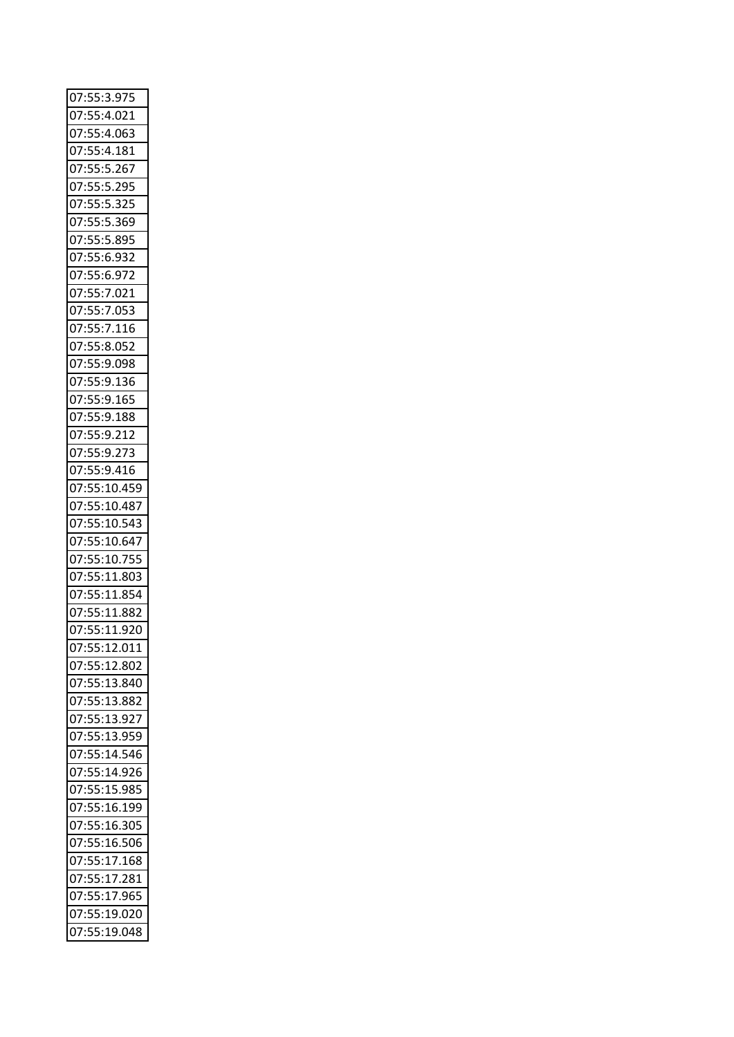| 07:55:3.975 |
| --- |
| 07:55:4.021 |
| 07:55:4.063 |
| 07:55:4.181 |
| 07:55:5.267 |
| 07:55:5.295 |
| 07:55:5.325 |
| 07:55:5.369 |
| 07:55:5.895 |
| 07:55:6.932 |
| 07:55:6.972 |
| 07:55:7.021 |
| 07:55:7.053 |
| 07:55:7.116 |
| 07:55:8.052 |
| 07:55:9.098 |
| 07:55:9.136 |
| 07:55:9.165 |
| 07:55:9.188 |
| 07:55:9.212 |
| 07:55:9.273 |
| 07:55:9.416 |
| 07:55:10.459 |
| 07:55:10.487 |
| 07:55:10.543 |
| 07:55:10.647 |
| 07:55:10.755 |
| 07:55:11.803 |
| 07:55:11.854 |
| 07:55:11.882 |
| 07:55:11.920 |
| 07:55:12.011 |
| 07:55:12.802 |
| 07:55:13.840 |
| 07:55:13.882 |
| 07:55:13.927 |
| 07:55:13.959 |
| 07:55:14.546 |
| 07:55:14.926 |
| 07:55:15.985 |
| 07:55:16.199 |
| 07:55:16.305 |
| 07:55:16.506 |
| 07:55:17.168 |
| 07:55:17.281 |
| 07:55:17.965 |
| 07:55:19.020 |
| 07:55:19.048 |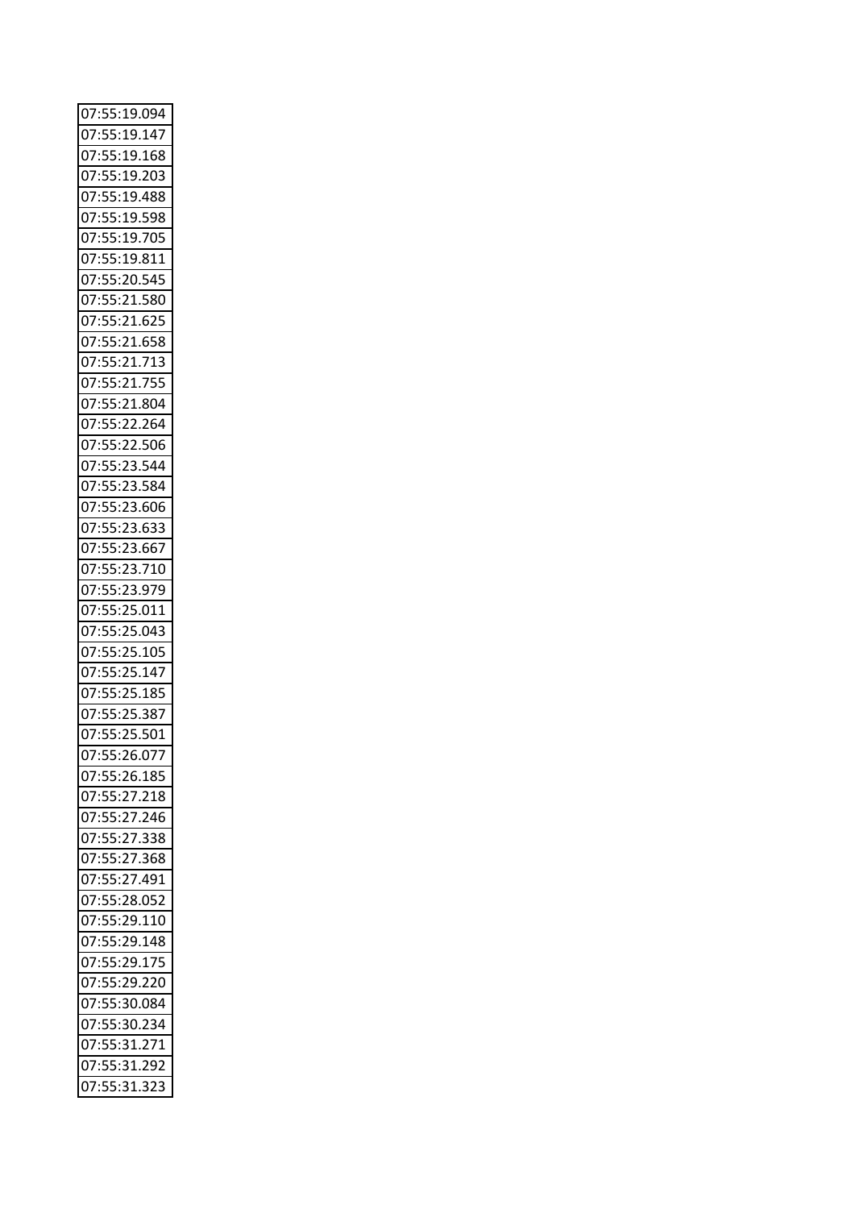| 07:55:19.094 |
|---|
| 07:55:19.147 |
| 07:55:19.168 |
| 07:55:19.203 |
| 07:55:19.488 |
| 07:55:19.598 |
| 07:55:19.705 |
| 07:55:19.811 |
| 07:55:20.545 |
| 07:55:21.580 |
| 07:55:21.625 |
| 07:55:21.658 |
| 07:55:21.713 |
| 07:55:21.755 |
| 07:55:21.804 |
| 07:55:22.264 |
| 07:55:22.506 |
| 07:55:23.544 |
| 07:55:23.584 |
| 07:55:23.606 |
| 07:55:23.633 |
| 07:55:23.667 |
| 07:55:23.710 |
| 07:55:23.979 |
| 07:55:25.011 |
| 07:55:25.043 |
| 07:55:25.105 |
| 07:55:25.147 |
| 07:55:25.185 |
| 07:55:25.387 |
| 07:55:25.501 |
| 07:55:26.077 |
| 07:55:26.185 |
| 07:55:27.218 |
| 07:55:27.246 |
| 07:55:27.338 |
| 07:55:27.368 |
| 07:55:27.491 |
| 07:55:28.052 |
| 07:55:29.110 |
| 07:55:29.148 |
| 07:55:29.175 |
| 07:55:29.220 |
| 07:55:30.084 |
| 07:55:30.234 |
| 07:55:31.271 |
| 07:55:31.292 |
| 07:55:31.323 |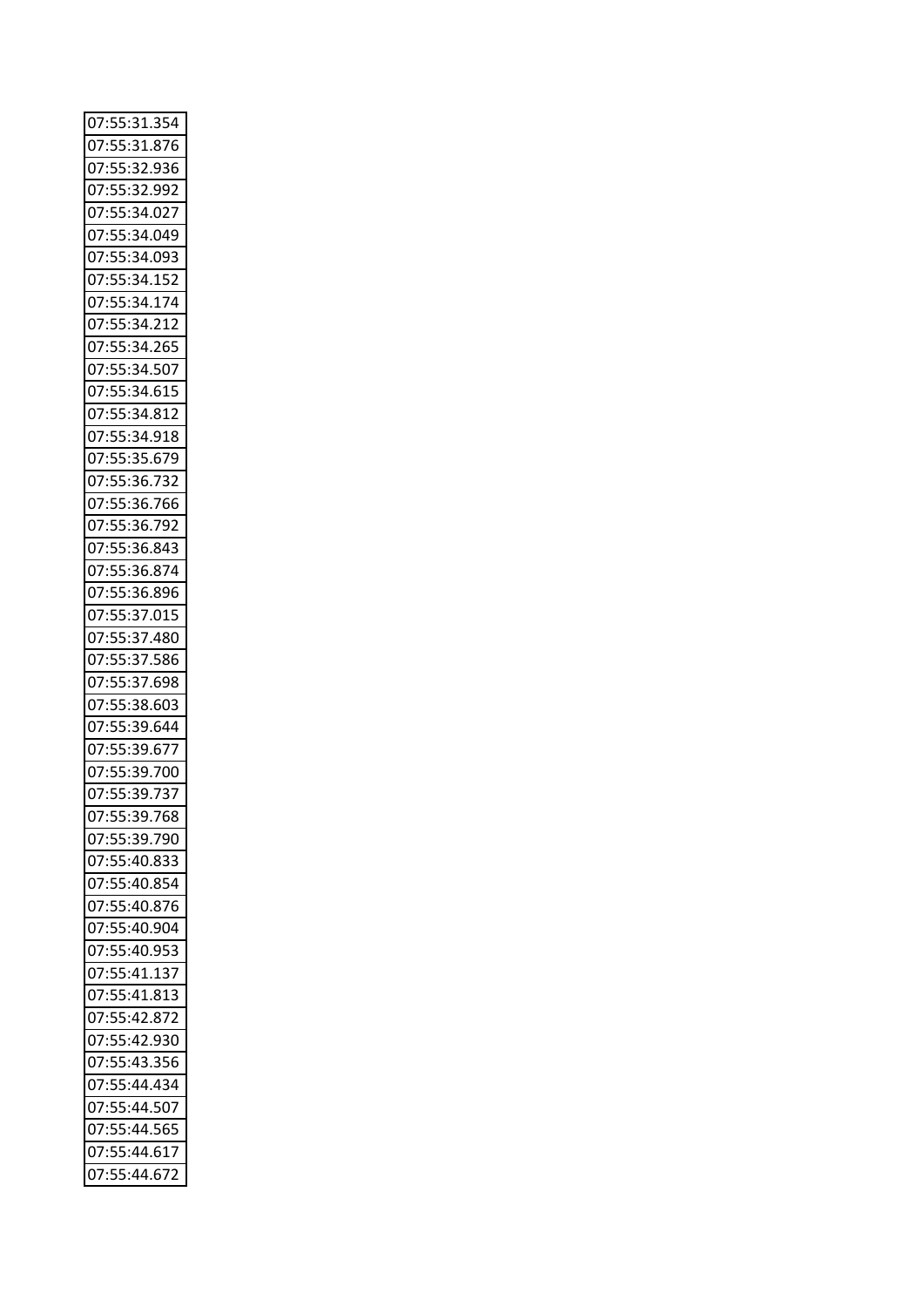| 07:55:31.354 |
| --- |
| 07:55:31.876 |
| 07:55:32.936 |
| 07:55:32.992 |
| 07:55:34.027 |
| 07:55:34.049 |
| 07:55:34.093 |
| 07:55:34.152 |
| 07:55:34.174 |
| 07:55:34.212 |
| 07:55:34.265 |
| 07:55:34.507 |
| 07:55:34.615 |
| 07:55:34.812 |
| 07:55:34.918 |
| 07:55:35.679 |
| 07:55:36.732 |
| 07:55:36.766 |
| 07:55:36.792 |
| 07:55:36.843 |
| 07:55:36.874 |
| 07:55:36.896 |
| 07:55:37.015 |
| 07:55:37.480 |
| 07:55:37.586 |
| 07:55:37.698 |
| 07:55:38.603 |
| 07:55:39.644 |
| 07:55:39.677 |
| 07:55:39.700 |
| 07:55:39.737 |
| 07:55:39.768 |
| 07:55:39.790 |
| 07:55:40.833 |
| 07:55:40.854 |
| 07:55:40.876 |
| 07:55:40.904 |
| 07:55:40.953 |
| 07:55:41.137 |
| 07:55:41.813 |
| 07:55:42.872 |
| 07:55:42.930 |
| 07:55:43.356 |
| 07:55:44.434 |
| 07:55:44.507 |
| 07:55:44.565 |
| 07:55:44.617 |
| 07:55:44.672 |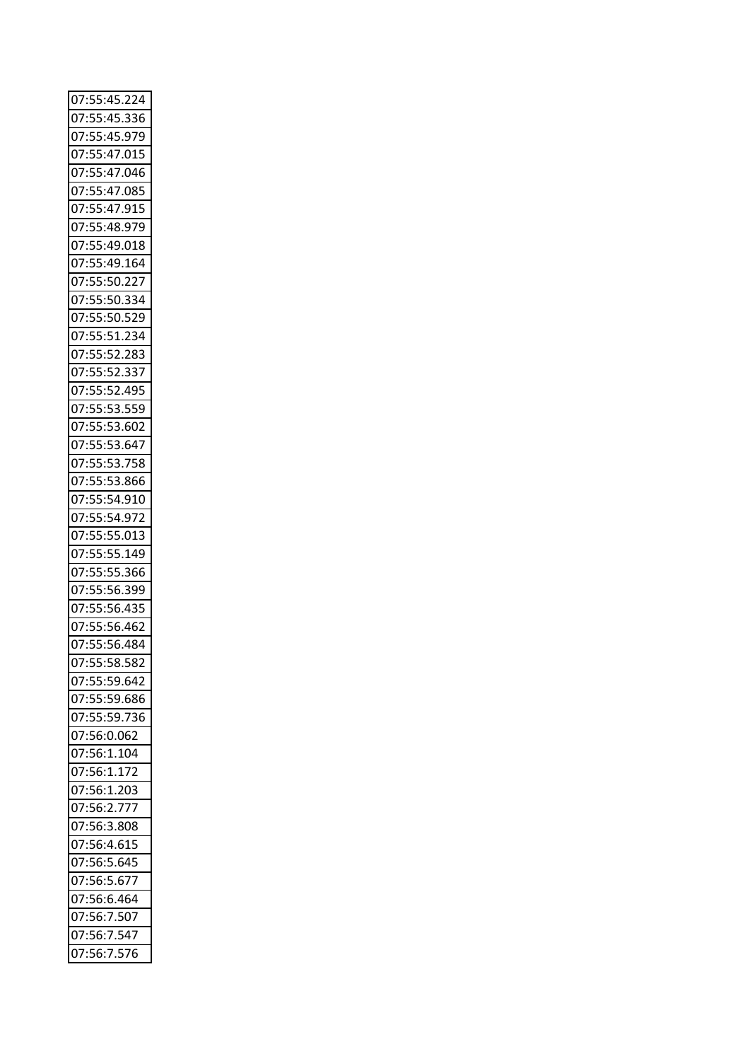| 07:55:45.224 |
|---|
| 07:55:45.336 |
| 07:55:45.979 |
| 07:55:47.015 |
| 07:55:47.046 |
| 07:55:47.085 |
| 07:55:47.915 |
| 07:55:48.979 |
| 07:55:49.018 |
| 07:55:49.164 |
| 07:55:50.227 |
| 07:55:50.334 |
| 07:55:50.529 |
| 07:55:51.234 |
| 07:55:52.283 |
| 07:55:52.337 |
| 07:55:52.495 |
| 07:55:53.559 |
| 07:55:53.602 |
| 07:55:53.647 |
| 07:55:53.758 |
| 07:55:53.866 |
| 07:55:54.910 |
| 07:55:54.972 |
| 07:55:55.013 |
| 07:55:55.149 |
| 07:55:55.366 |
| 07:55:56.399 |
| 07:55:56.435 |
| 07:55:56.462 |
| 07:55:56.484 |
| 07:55:58.582 |
| 07:55:59.642 |
| 07:55:59.686 |
| 07:55:59.736 |
| 07:56:0.062 |
| 07:56:1.104 |
| 07:56:1.172 |
| 07:56:1.203 |
| 07:56:2.777 |
| 07:56:3.808 |
| 07:56:4.615 |
| 07:56:5.645 |
| 07:56:5.677 |
| 07:56:6.464 |
| 07:56:7.507 |
| 07:56:7.547 |
| 07:56:7.576 |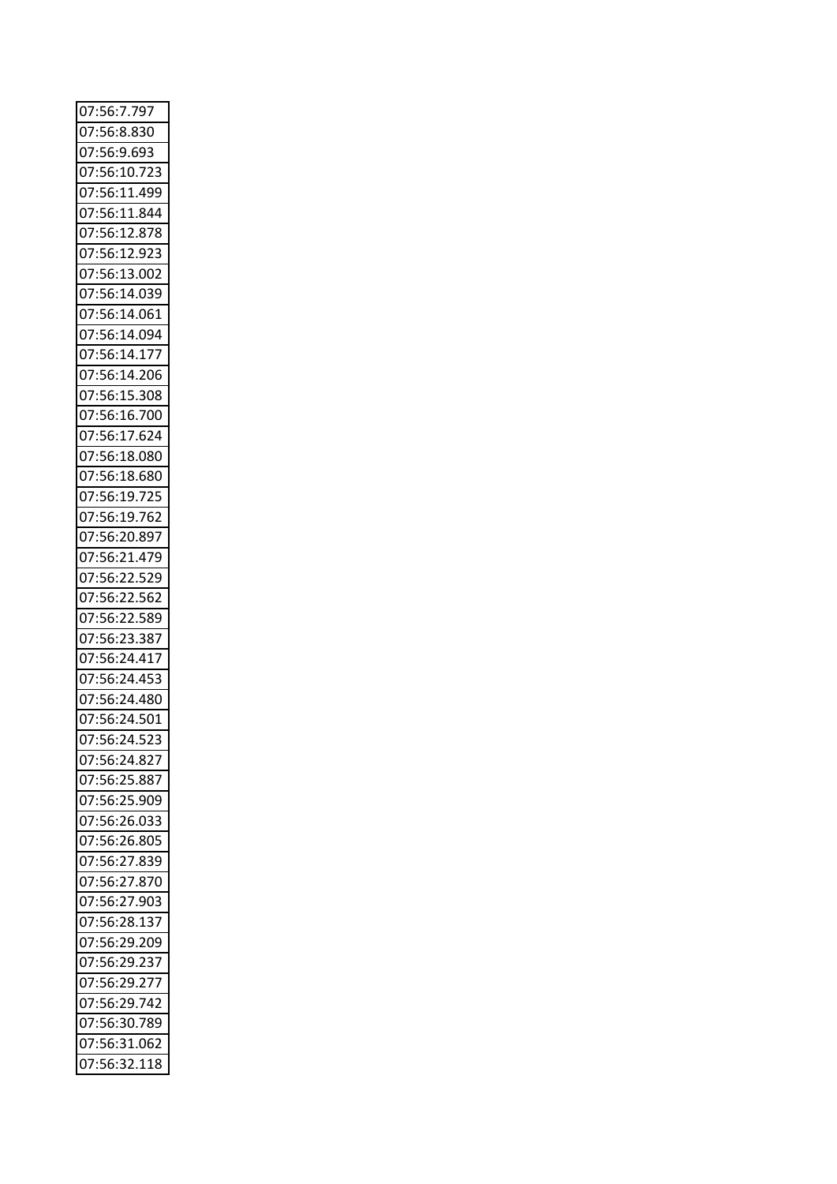| 07:56:7.797 |
|---|
| 07:56:8.830 |
| 07:56:9.693 |
| 07:56:10.723 |
| 07:56:11.499 |
| 07:56:11.844 |
| 07:56:12.878 |
| 07:56:12.923 |
| 07:56:13.002 |
| 07:56:14.039 |
| 07:56:14.061 |
| 07:56:14.094 |
| 07:56:14.177 |
| 07:56:14.206 |
| 07:56:15.308 |
| 07:56:16.700 |
| 07:56:17.624 |
| 07:56:18.080 |
| 07:56:18.680 |
| 07:56:19.725 |
| 07:56:19.762 |
| 07:56:20.897 |
| 07:56:21.479 |
| 07:56:22.529 |
| 07:56:22.562 |
| 07:56:22.589 |
| 07:56:23.387 |
| 07:56:24.417 |
| 07:56:24.453 |
| 07:56:24.480 |
| 07:56:24.501 |
| 07:56:24.523 |
| 07:56:24.827 |
| 07:56:25.887 |
| 07:56:25.909 |
| 07:56:26.033 |
| 07:56:26.805 |
| 07:56:27.839 |
| 07:56:27.870 |
| 07:56:27.903 |
| 07:56:28.137 |
| 07:56:29.209 |
| 07:56:29.237 |
| 07:56:29.277 |
| 07:56:29.742 |
| 07:56:30.789 |
| 07:56:31.062 |
| 07:56:32.118 |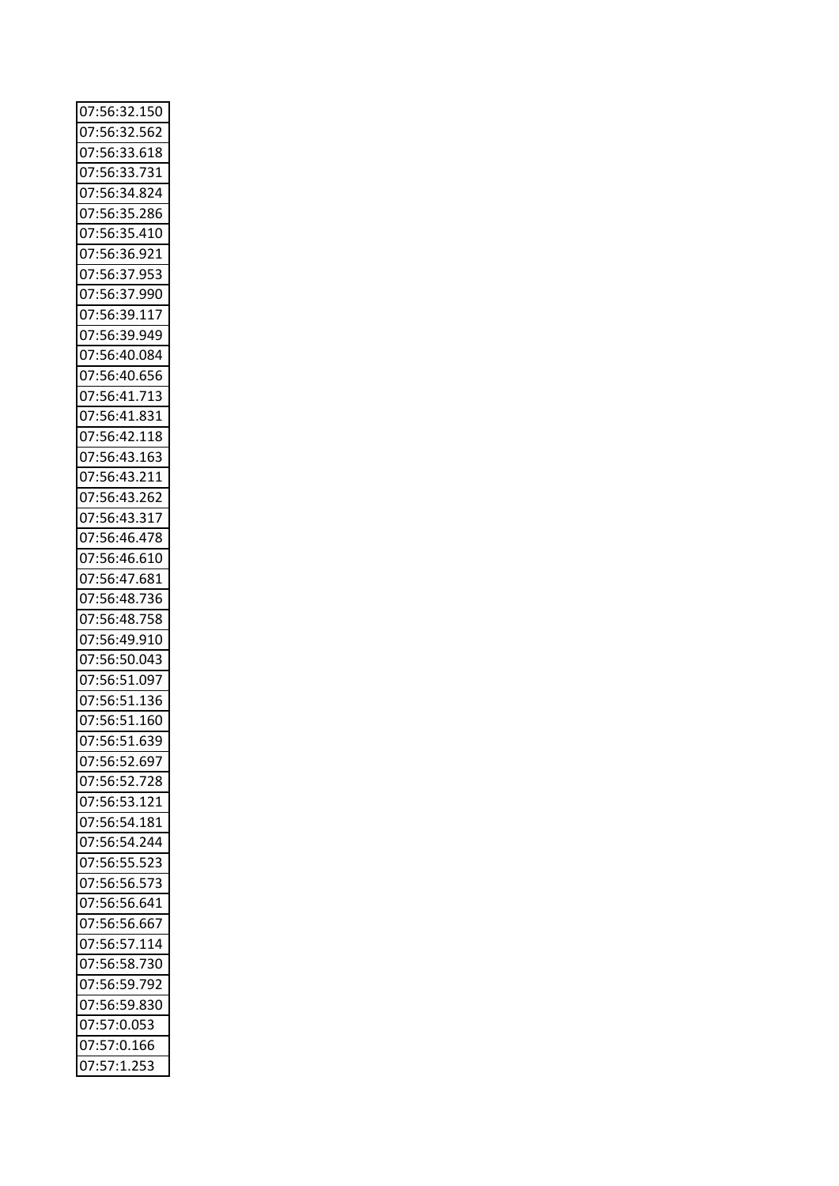| 07:56:32.150 |
|---|
| 07:56:32.562 |
| 07:56:33.618 |
| 07:56:33.731 |
| 07:56:34.824 |
| 07:56:35.286 |
| 07:56:35.410 |
| 07:56:36.921 |
| 07:56:37.953 |
| 07:56:37.990 |
| 07:56:39.117 |
| 07:56:39.949 |
| 07:56:40.084 |
| 07:56:40.656 |
| 07:56:41.713 |
| 07:56:41.831 |
| 07:56:42.118 |
| 07:56:43.163 |
| 07:56:43.211 |
| 07:56:43.262 |
| 07:56:43.317 |
| 07:56:46.478 |
| 07:56:46.610 |
| 07:56:47.681 |
| 07:56:48.736 |
| 07:56:48.758 |
| 07:56:49.910 |
| 07:56:50.043 |
| 07:56:51.097 |
| 07:56:51.136 |
| 07:56:51.160 |
| 07:56:51.639 |
| 07:56:52.697 |
| 07:56:52.728 |
| 07:56:53.121 |
| 07:56:54.181 |
| 07:56:54.244 |
| 07:56:55.523 |
| 07:56:56.573 |
| 07:56:56.641 |
| 07:56:56.667 |
| 07:56:57.114 |
| 07:56:58.730 |
| 07:56:59.792 |
| 07:56:59.830 |
| 07:57:0.053 |
| 07:57:0.166 |
| 07:57:1.253 |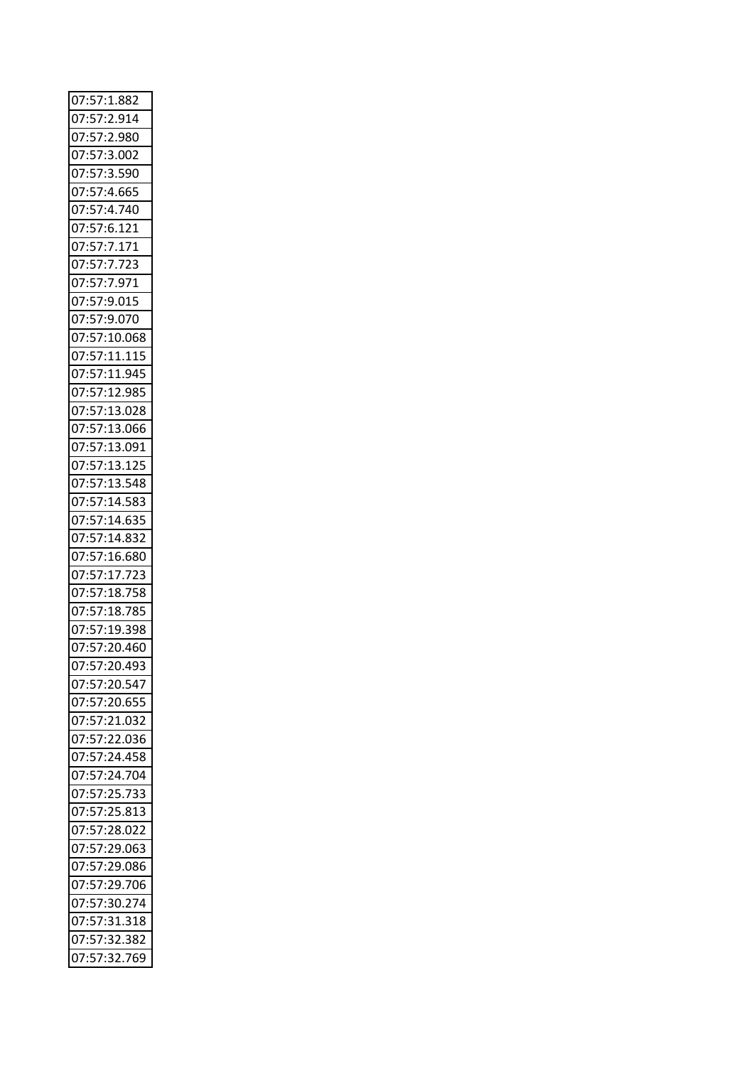| 07:57:1.882 |
|---|
| 07:57:2.914 |
| 07:57:2.980 |
| 07:57:3.002 |
| 07:57:3.590 |
| 07:57:4.665 |
| 07:57:4.740 |
| 07:57:6.121 |
| 07:57:7.171 |
| 07:57:7.723 |
| 07:57:7.971 |
| 07:57:9.015 |
| 07:57:9.070 |
| 07:57:10.068 |
| 07:57:11.115 |
| 07:57:11.945 |
| 07:57:12.985 |
| 07:57:13.028 |
| 07:57:13.066 |
| 07:57:13.091 |
| 07:57:13.125 |
| 07:57:13.548 |
| 07:57:14.583 |
| 07:57:14.635 |
| 07:57:14.832 |
| 07:57:16.680 |
| 07:57:17.723 |
| 07:57:18.758 |
| 07:57:18.785 |
| 07:57:19.398 |
| 07:57:20.460 |
| 07:57:20.493 |
| 07:57:20.547 |
| 07:57:20.655 |
| 07:57:21.032 |
| 07:57:22.036 |
| 07:57:24.458 |
| 07:57:24.704 |
| 07:57:25.733 |
| 07:57:25.813 |
| 07:57:28.022 |
| 07:57:29.063 |
| 07:57:29.086 |
| 07:57:29.706 |
| 07:57:30.274 |
| 07:57:31.318 |
| 07:57:32.382 |
| 07:57:32.769 |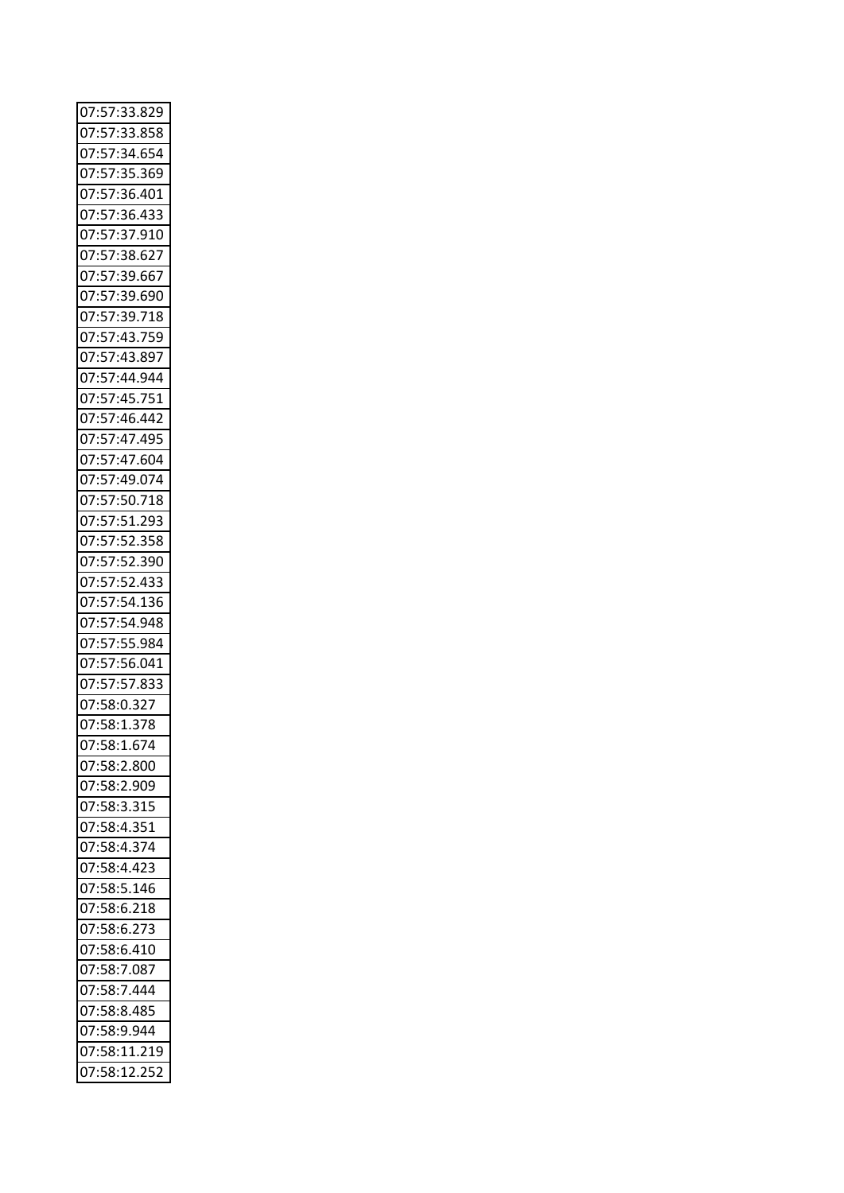| 07:57:33.829 |
|---|
| 07:57:33.858 |
| 07:57:34.654 |
| 07:57:35.369 |
| 07:57:36.401 |
| 07:57:36.433 |
| 07:57:37.910 |
| 07:57:38.627 |
| 07:57:39.667 |
| 07:57:39.690 |
| 07:57:39.718 |
| 07:57:43.759 |
| 07:57:43.897 |
| 07:57:44.944 |
| 07:57:45.751 |
| 07:57:46.442 |
| 07:57:47.495 |
| 07:57:47.604 |
| 07:57:49.074 |
| 07:57:50.718 |
| 07:57:51.293 |
| 07:57:52.358 |
| 07:57:52.390 |
| 07:57:52.433 |
| 07:57:54.136 |
| 07:57:54.948 |
| 07:57:55.984 |
| 07:57:56.041 |
| 07:57:57.833 |
| 07:58:0.327 |
| 07:58:1.378 |
| 07:58:1.674 |
| 07:58:2.800 |
| 07:58:2.909 |
| 07:58:3.315 |
| 07:58:4.351 |
| 07:58:4.374 |
| 07:58:4.423 |
| 07:58:5.146 |
| 07:58:6.218 |
| 07:58:6.273 |
| 07:58:6.410 |
| 07:58:7.087 |
| 07:58:7.444 |
| 07:58:8.485 |
| 07:58:9.944 |
| 07:58:11.219 |
| 07:58:12.252 |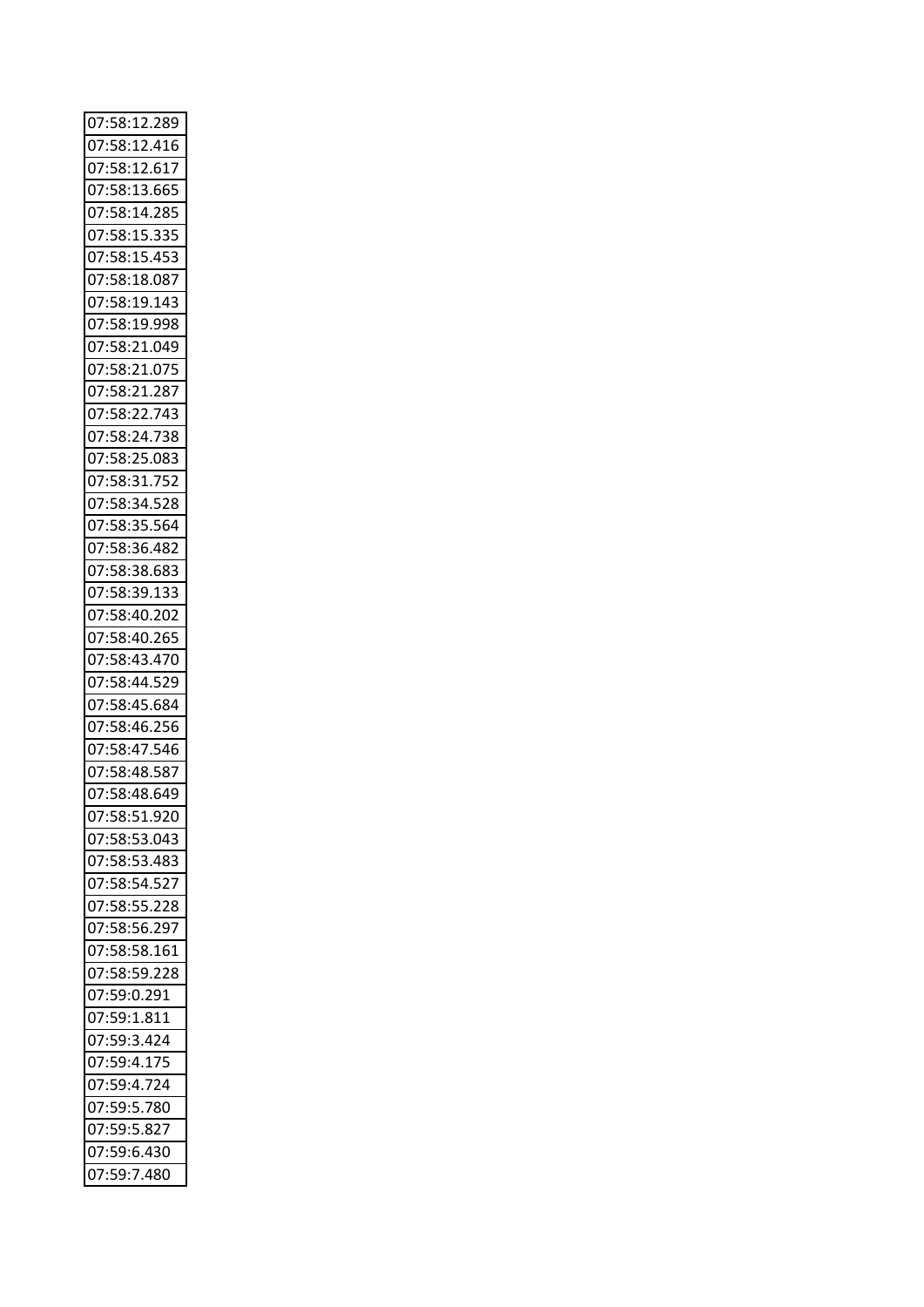| 07:58:12.289 |
|---|
| 07:58:12.416 |
| 07:58:12.617 |
| 07:58:13.665 |
| 07:58:14.285 |
| 07:58:15.335 |
| 07:58:15.453 |
| 07:58:18.087 |
| 07:58:19.143 |
| 07:58:19.998 |
| 07:58:21.049 |
| 07:58:21.075 |
| 07:58:21.287 |
| 07:58:22.743 |
| 07:58:24.738 |
| 07:58:25.083 |
| 07:58:31.752 |
| 07:58:34.528 |
| 07:58:35.564 |
| 07:58:36.482 |
| 07:58:38.683 |
| 07:58:39.133 |
| 07:58:40.202 |
| 07:58:40.265 |
| 07:58:43.470 |
| 07:58:44.529 |
| 07:58:45.684 |
| 07:58:46.256 |
| 07:58:47.546 |
| 07:58:48.587 |
| 07:58:48.649 |
| 07:58:51.920 |
| 07:58:53.043 |
| 07:58:53.483 |
| 07:58:54.527 |
| 07:58:55.228 |
| 07:58:56.297 |
| 07:58:58.161 |
| 07:58:59.228 |
| 07:59:0.291 |
| 07:59:1.811 |
| 07:59:3.424 |
| 07:59:4.175 |
| 07:59:4.724 |
| 07:59:5.780 |
| 07:59:5.827 |
| 07:59:6.430 |
| 07:59:7.480 |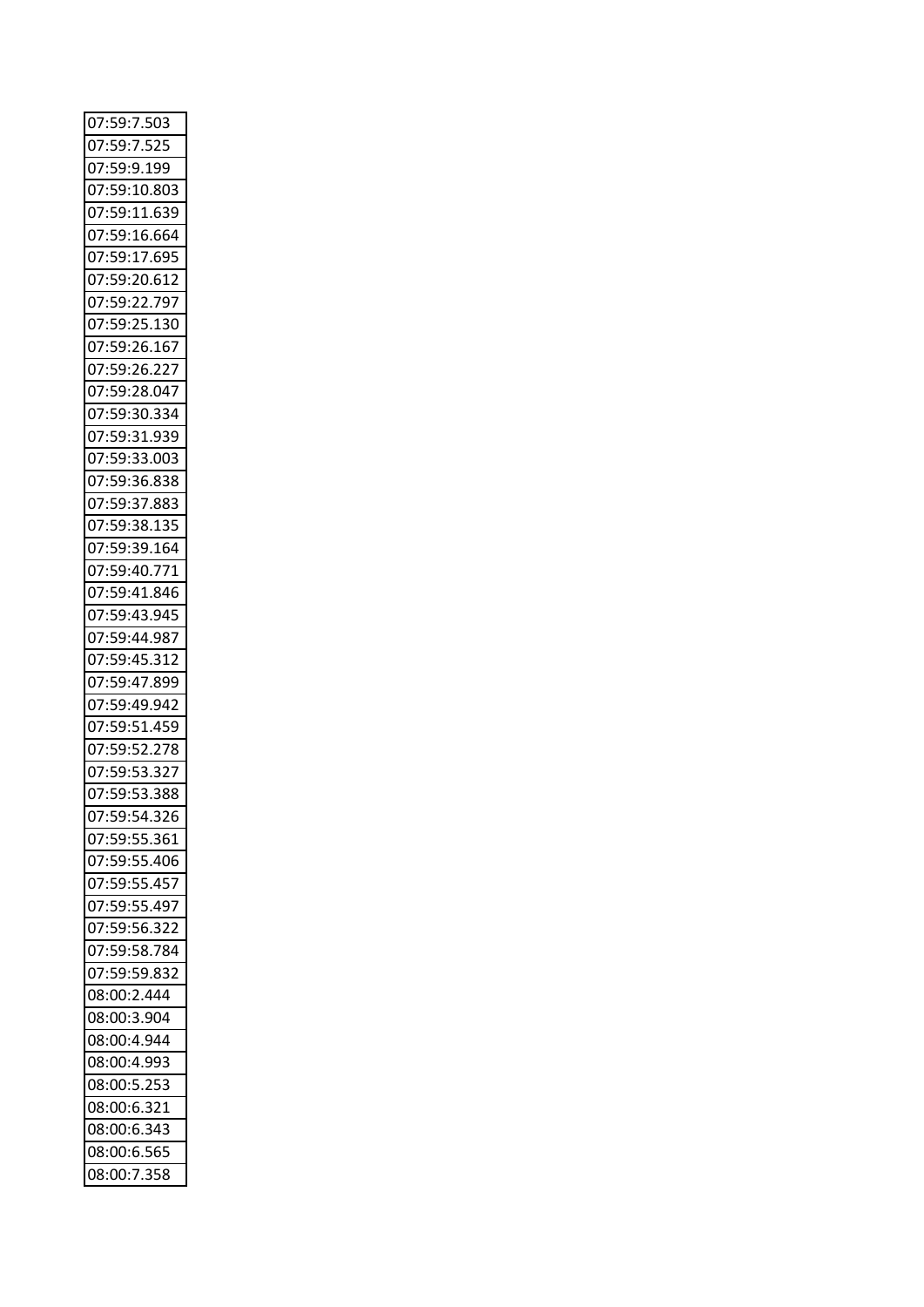| 07:59:7.503 |
|---|
| 07:59:7.525 |
| 07:59:9.199 |
| 07:59:10.803 |
| 07:59:11.639 |
| 07:59:16.664 |
| 07:59:17.695 |
| 07:59:20.612 |
| 07:59:22.797 |
| 07:59:25.130 |
| 07:59:26.167 |
| 07:59:26.227 |
| 07:59:28.047 |
| 07:59:30.334 |
| 07:59:31.939 |
| 07:59:33.003 |
| 07:59:36.838 |
| 07:59:37.883 |
| 07:59:38.135 |
| 07:59:39.164 |
| 07:59:40.771 |
| 07:59:41.846 |
| 07:59:43.945 |
| 07:59:44.987 |
| 07:59:45.312 |
| 07:59:47.899 |
| 07:59:49.942 |
| 07:59:51.459 |
| 07:59:52.278 |
| 07:59:53.327 |
| 07:59:53.388 |
| 07:59:54.326 |
| 07:59:55.361 |
| 07:59:55.406 |
| 07:59:55.457 |
| 07:59:55.497 |
| 07:59:56.322 |
| 07:59:58.784 |
| 07:59:59.832 |
| 08:00:2.444 |
| 08:00:3.904 |
| 08:00:4.944 |
| 08:00:4.993 |
| 08:00:5.253 |
| 08:00:6.321 |
| 08:00:6.343 |
| 08:00:6.565 |
| 08:00:7.358 |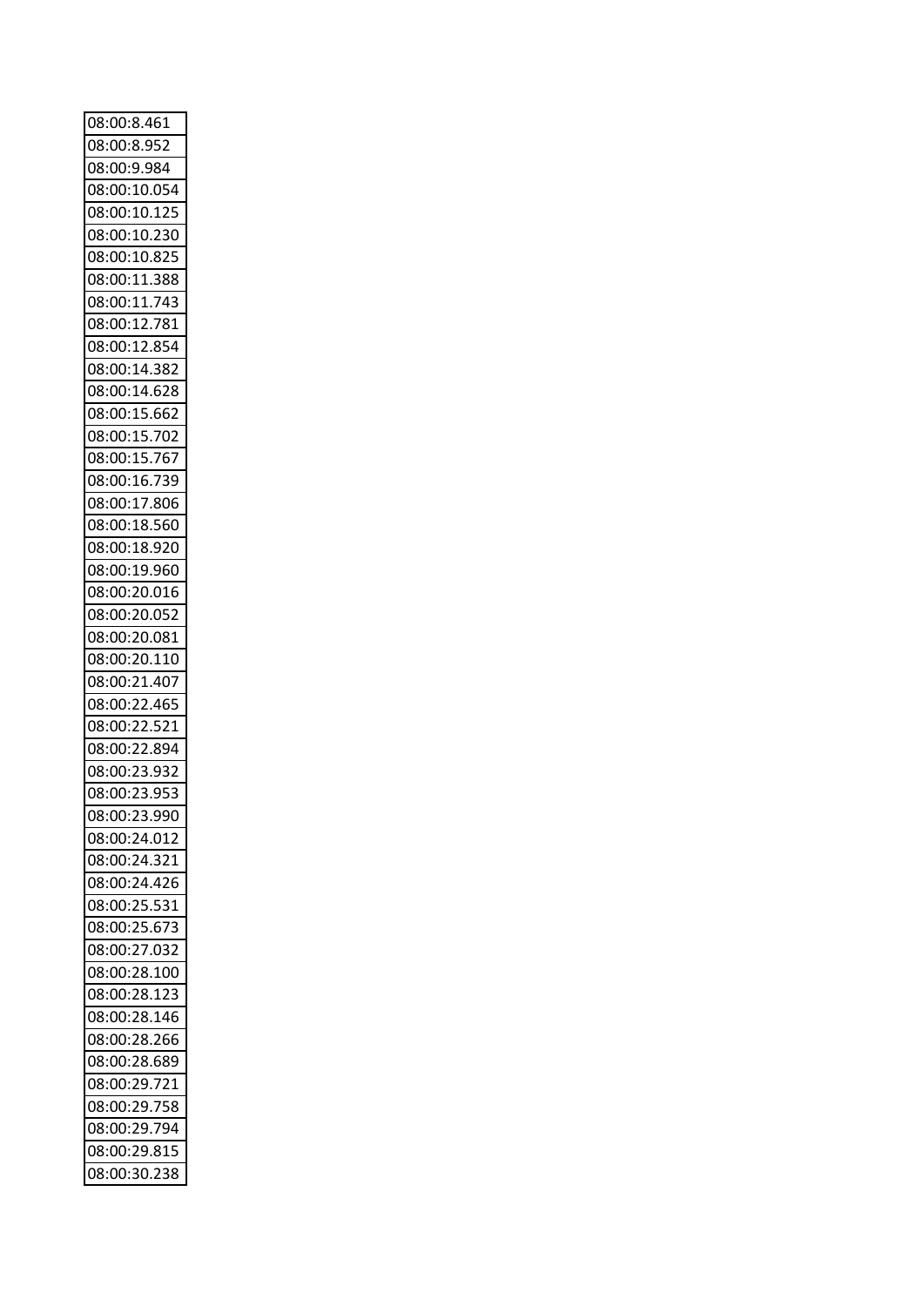| 08:00:8.461 |
|---|
| 08:00:8.952 |
| 08:00:9.984 |
| 08:00:10.054 |
| 08:00:10.125 |
| 08:00:10.230 |
| 08:00:10.825 |
| 08:00:11.388 |
| 08:00:11.743 |
| 08:00:12.781 |
| 08:00:12.854 |
| 08:00:14.382 |
| 08:00:14.628 |
| 08:00:15.662 |
| 08:00:15.702 |
| 08:00:15.767 |
| 08:00:16.739 |
| 08:00:17.806 |
| 08:00:18.560 |
| 08:00:18.920 |
| 08:00:19.960 |
| 08:00:20.016 |
| 08:00:20.052 |
| 08:00:20.081 |
| 08:00:20.110 |
| 08:00:21.407 |
| 08:00:22.465 |
| 08:00:22.521 |
| 08:00:22.894 |
| 08:00:23.932 |
| 08:00:23.953 |
| 08:00:23.990 |
| 08:00:24.012 |
| 08:00:24.321 |
| 08:00:24.426 |
| 08:00:25.531 |
| 08:00:25.673 |
| 08:00:27.032 |
| 08:00:28.100 |
| 08:00:28.123 |
| 08:00:28.146 |
| 08:00:28.266 |
| 08:00:28.689 |
| 08:00:29.721 |
| 08:00:29.758 |
| 08:00:29.794 |
| 08:00:29.815 |
| 08:00:30.238 |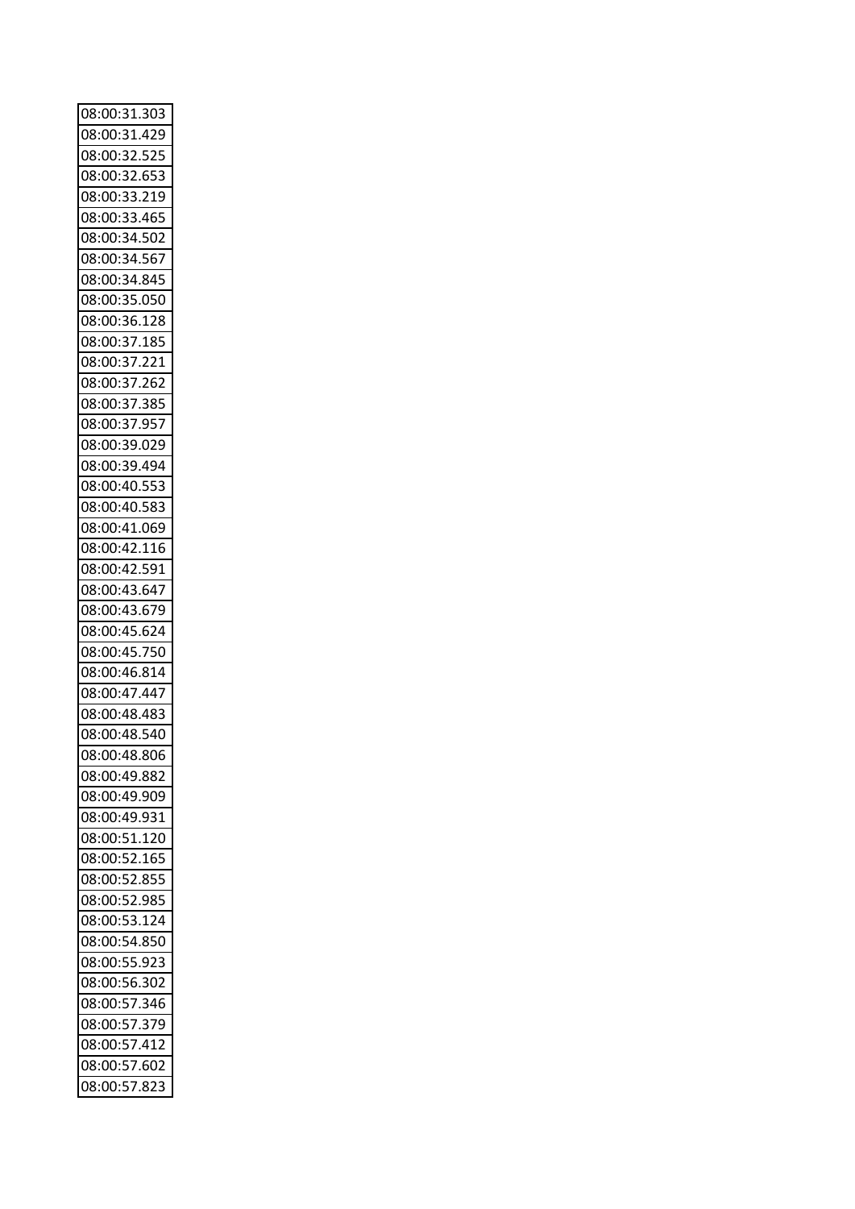| 08:00:31.303 |
|---|
| 08:00:31.429 |
| 08:00:32.525 |
| 08:00:32.653 |
| 08:00:33.219 |
| 08:00:33.465 |
| 08:00:34.502 |
| 08:00:34.567 |
| 08:00:34.845 |
| 08:00:35.050 |
| 08:00:36.128 |
| 08:00:37.185 |
| 08:00:37.221 |
| 08:00:37.262 |
| 08:00:37.385 |
| 08:00:37.957 |
| 08:00:39.029 |
| 08:00:39.494 |
| 08:00:40.553 |
| 08:00:40.583 |
| 08:00:41.069 |
| 08:00:42.116 |
| 08:00:42.591 |
| 08:00:43.647 |
| 08:00:43.679 |
| 08:00:45.624 |
| 08:00:45.750 |
| 08:00:46.814 |
| 08:00:47.447 |
| 08:00:48.483 |
| 08:00:48.540 |
| 08:00:48.806 |
| 08:00:49.882 |
| 08:00:49.909 |
| 08:00:49.931 |
| 08:00:51.120 |
| 08:00:52.165 |
| 08:00:52.855 |
| 08:00:52.985 |
| 08:00:53.124 |
| 08:00:54.850 |
| 08:00:55.923 |
| 08:00:56.302 |
| 08:00:57.346 |
| 08:00:57.379 |
| 08:00:57.412 |
| 08:00:57.602 |
| 08:00:57.823 |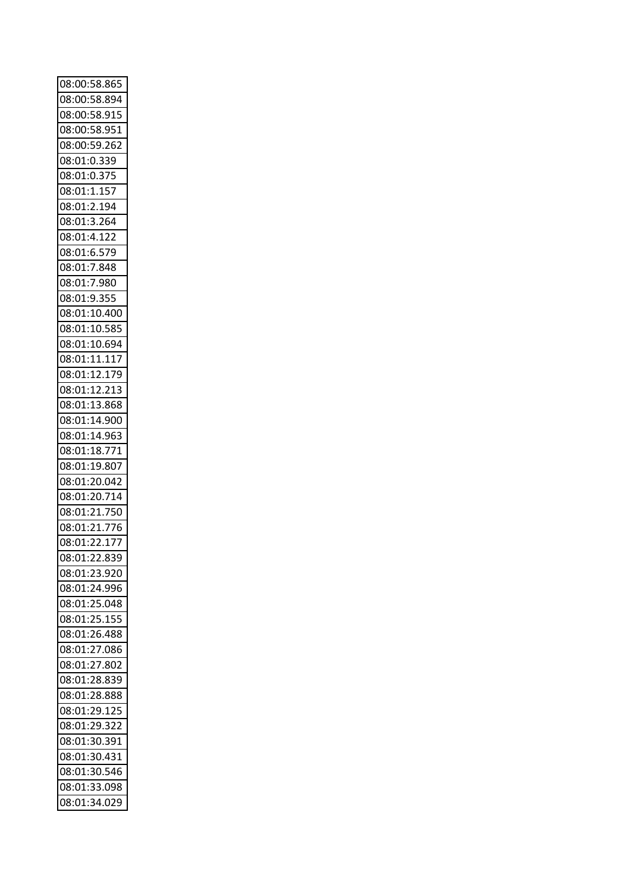| 08:00:58.865 |
|---|
| 08:00:58.894 |
| 08:00:58.915 |
| 08:00:58.951 |
| 08:00:59.262 |
| 08:01:0.339 |
| 08:01:0.375 |
| 08:01:1.157 |
| 08:01:2.194 |
| 08:01:3.264 |
| 08:01:4.122 |
| 08:01:6.579 |
| 08:01:7.848 |
| 08:01:7.980 |
| 08:01:9.355 |
| 08:01:10.400 |
| 08:01:10.585 |
| 08:01:10.694 |
| 08:01:11.117 |
| 08:01:12.179 |
| 08:01:12.213 |
| 08:01:13.868 |
| 08:01:14.900 |
| 08:01:14.963 |
| 08:01:18.771 |
| 08:01:19.807 |
| 08:01:20.042 |
| 08:01:20.714 |
| 08:01:21.750 |
| 08:01:21.776 |
| 08:01:22.177 |
| 08:01:22.839 |
| 08:01:23.920 |
| 08:01:24.996 |
| 08:01:25.048 |
| 08:01:25.155 |
| 08:01:26.488 |
| 08:01:27.086 |
| 08:01:27.802 |
| 08:01:28.839 |
| 08:01:28.888 |
| 08:01:29.125 |
| 08:01:29.322 |
| 08:01:30.391 |
| 08:01:30.431 |
| 08:01:30.546 |
| 08:01:33.098 |
| 08:01:34.029 |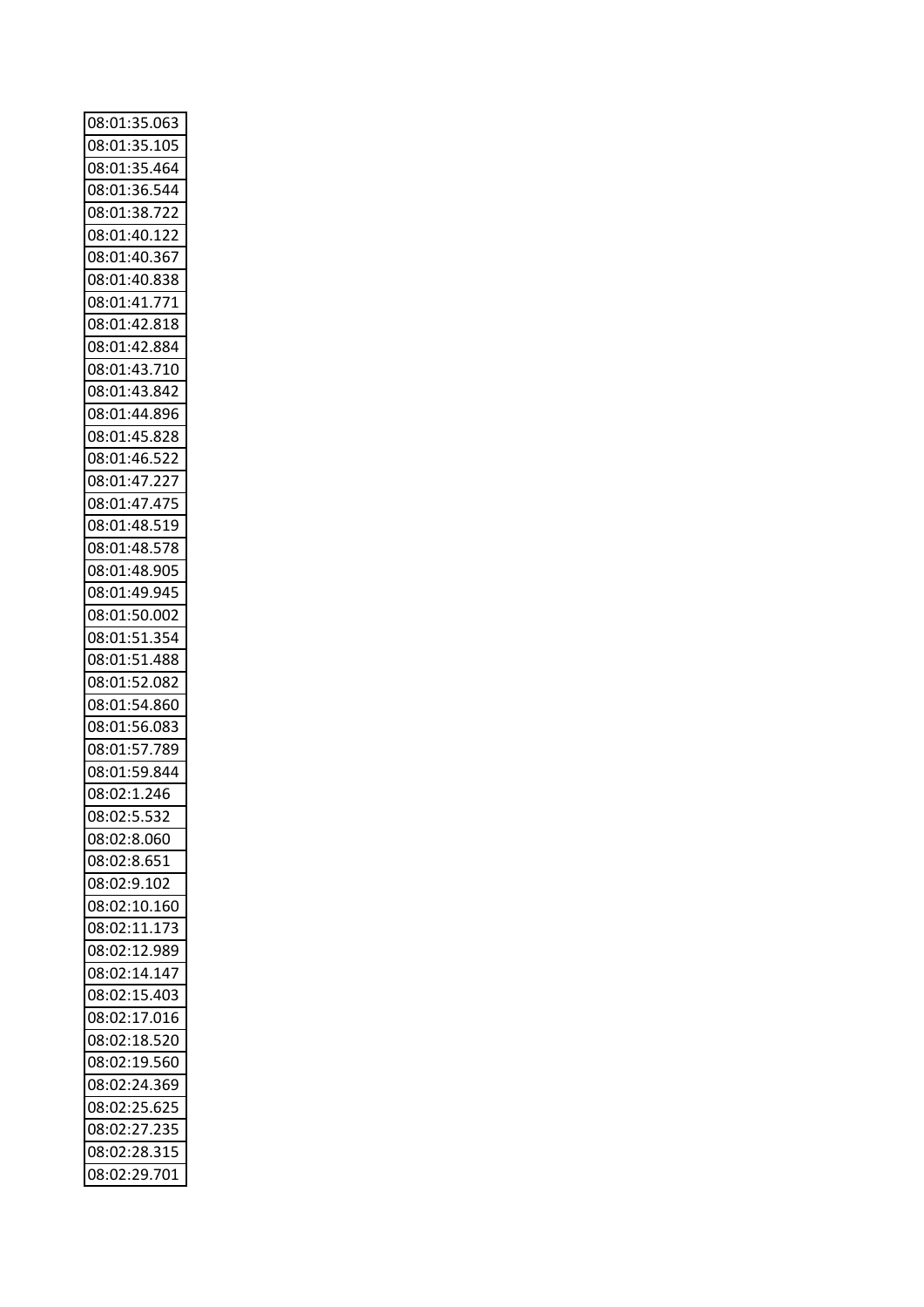| 08:01:35.063 |
| --- |
| 08:01:35.105 |
| 08:01:35.464 |
| 08:01:36.544 |
| 08:01:38.722 |
| 08:01:40.122 |
| 08:01:40.367 |
| 08:01:40.838 |
| 08:01:41.771 |
| 08:01:42.818 |
| 08:01:42.884 |
| 08:01:43.710 |
| 08:01:43.842 |
| 08:01:44.896 |
| 08:01:45.828 |
| 08:01:46.522 |
| 08:01:47.227 |
| 08:01:47.475 |
| 08:01:48.519 |
| 08:01:48.578 |
| 08:01:48.905 |
| 08:01:49.945 |
| 08:01:50.002 |
| 08:01:51.354 |
| 08:01:51.488 |
| 08:01:52.082 |
| 08:01:54.860 |
| 08:01:56.083 |
| 08:01:57.789 |
| 08:01:59.844 |
| 08:02:1.246 |
| 08:02:5.532 |
| 08:02:8.060 |
| 08:02:8.651 |
| 08:02:9.102 |
| 08:02:10.160 |
| 08:02:11.173 |
| 08:02:12.989 |
| 08:02:14.147 |
| 08:02:15.403 |
| 08:02:17.016 |
| 08:02:18.520 |
| 08:02:19.560 |
| 08:02:24.369 |
| 08:02:25.625 |
| 08:02:27.235 |
| 08:02:28.315 |
| 08:02:29.701 |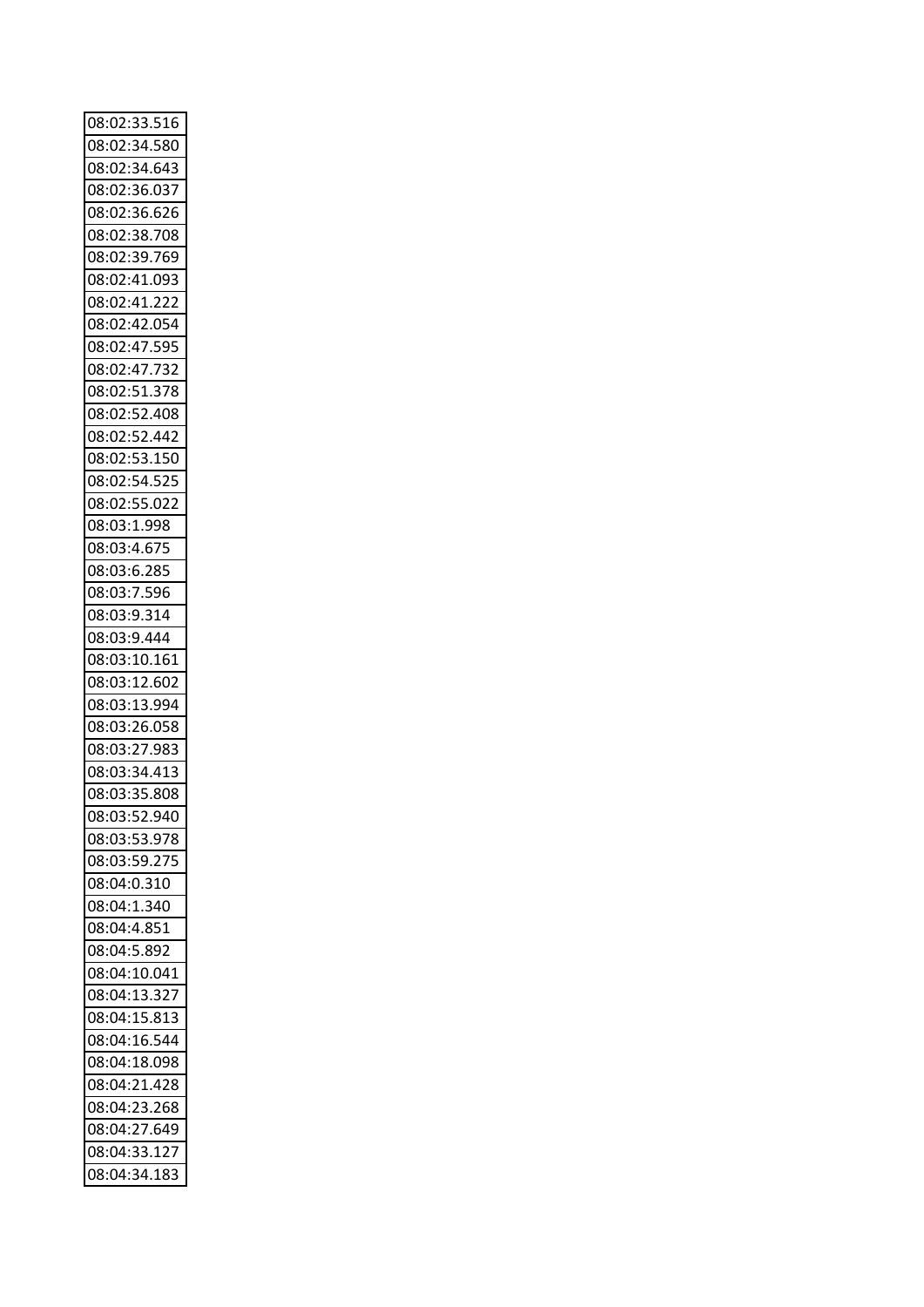| 08:02:33.516 |
|---|
| 08:02:34.580 |
| 08:02:34.643 |
| 08:02:36.037 |
| 08:02:36.626 |
| 08:02:38.708 |
| 08:02:39.769 |
| 08:02:41.093 |
| 08:02:41.222 |
| 08:02:42.054 |
| 08:02:47.595 |
| 08:02:47.732 |
| 08:02:51.378 |
| 08:02:52.408 |
| 08:02:52.442 |
| 08:02:53.150 |
| 08:02:54.525 |
| 08:02:55.022 |
| 08:03:1.998 |
| 08:03:4.675 |
| 08:03:6.285 |
| 08:03:7.596 |
| 08:03:9.314 |
| 08:03:9.444 |
| 08:03:10.161 |
| 08:03:12.602 |
| 08:03:13.994 |
| 08:03:26.058 |
| 08:03:27.983 |
| 08:03:34.413 |
| 08:03:35.808 |
| 08:03:52.940 |
| 08:03:53.978 |
| 08:03:59.275 |
| 08:04:0.310 |
| 08:04:1.340 |
| 08:04:4.851 |
| 08:04:5.892 |
| 08:04:10.041 |
| 08:04:13.327 |
| 08:04:15.813 |
| 08:04:16.544 |
| 08:04:18.098 |
| 08:04:21.428 |
| 08:04:23.268 |
| 08:04:27.649 |
| 08:04:33.127 |
| 08:04:34.183 |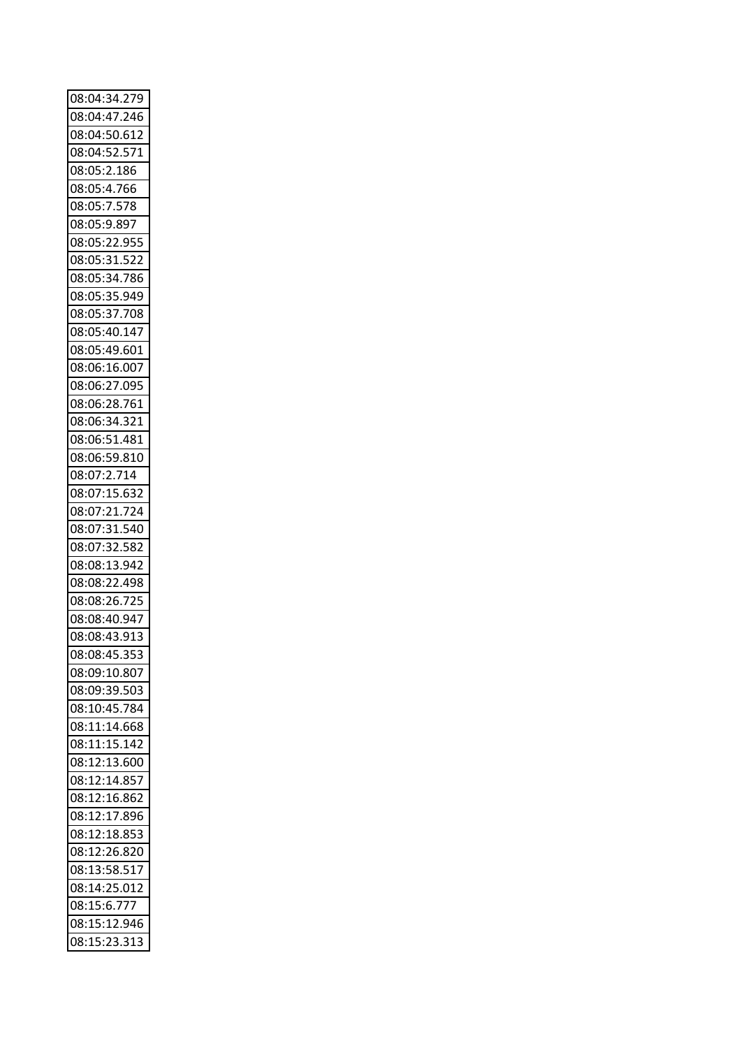| 08:04:34.279 |
|---|
| 08:04:47.246 |
| 08:04:50.612 |
| 08:04:52.571 |
| 08:05:2.186 |
| 08:05:4.766 |
| 08:05:7.578 |
| 08:05:9.897 |
| 08:05:22.955 |
| 08:05:31.522 |
| 08:05:34.786 |
| 08:05:35.949 |
| 08:05:37.708 |
| 08:05:40.147 |
| 08:05:49.601 |
| 08:06:16.007 |
| 08:06:27.095 |
| 08:06:28.761 |
| 08:06:34.321 |
| 08:06:51.481 |
| 08:06:59.810 |
| 08:07:2.714 |
| 08:07:15.632 |
| 08:07:21.724 |
| 08:07:31.540 |
| 08:07:32.582 |
| 08:08:13.942 |
| 08:08:22.498 |
| 08:08:26.725 |
| 08:08:40.947 |
| 08:08:43.913 |
| 08:08:45.353 |
| 08:09:10.807 |
| 08:09:39.503 |
| 08:10:45.784 |
| 08:11:14.668 |
| 08:11:15.142 |
| 08:12:13.600 |
| 08:12:14.857 |
| 08:12:16.862 |
| 08:12:17.896 |
| 08:12:18.853 |
| 08:12:26.820 |
| 08:13:58.517 |
| 08:14:25.012 |
| 08:15:6.777 |
| 08:15:12.946 |
| 08:15:23.313 |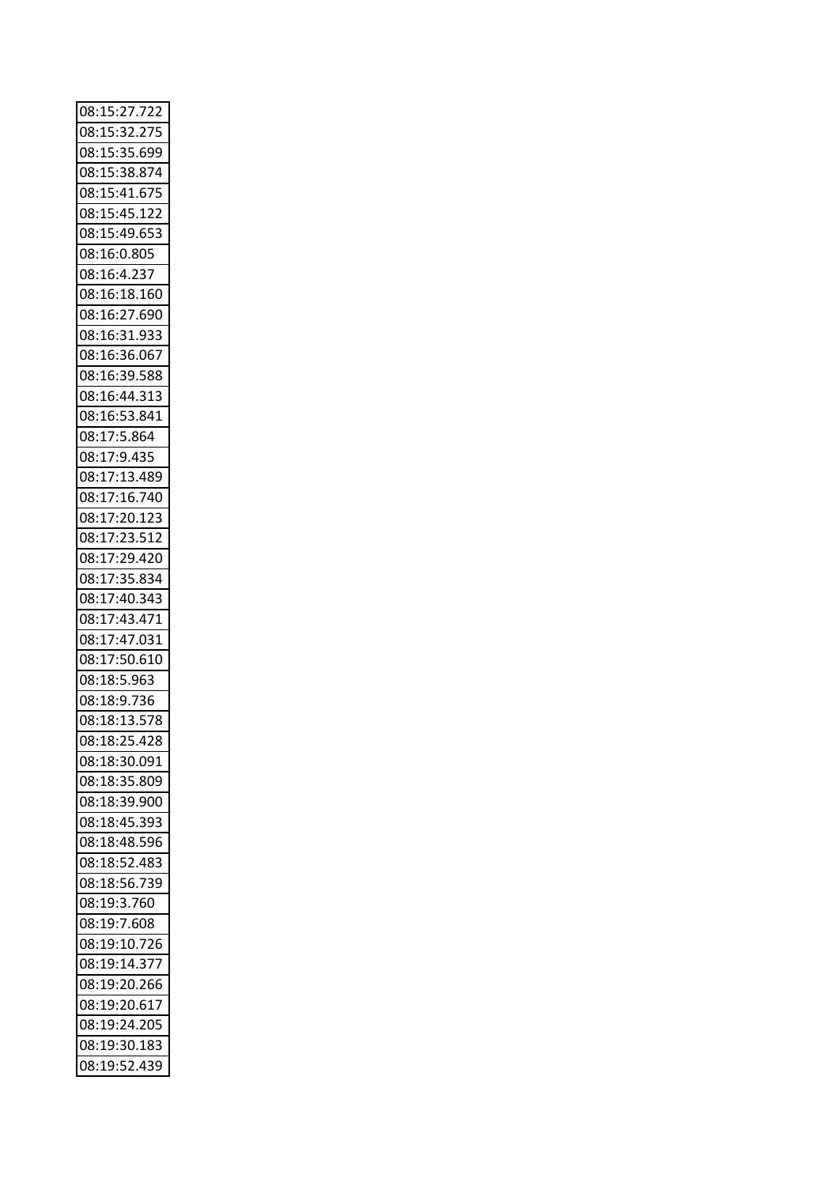| 08:15:27.722 |
|---|
| 08:15:32.275 |
| 08:15:35.699 |
| 08:15:38.874 |
| 08:15:41.675 |
| 08:15:45.122 |
| 08:15:49.653 |
| 08:16:0.805 |
| 08:16:4.237 |
| 08:16:18.160 |
| 08:16:27.690 |
| 08:16:31.933 |
| 08:16:36.067 |
| 08:16:39.588 |
| 08:16:44.313 |
| 08:16:53.841 |
| 08:17:5.864 |
| 08:17:9.435 |
| 08:17:13.489 |
| 08:17:16.740 |
| 08:17:20.123 |
| 08:17:23.512 |
| 08:17:29.420 |
| 08:17:35.834 |
| 08:17:40.343 |
| 08:17:43.471 |
| 08:17:47.031 |
| 08:17:50.610 |
| 08:18:5.963 |
| 08:18:9.736 |
| 08:18:13.578 |
| 08:18:25.428 |
| 08:18:30.091 |
| 08:18:35.809 |
| 08:18:39.900 |
| 08:18:45.393 |
| 08:18:48.596 |
| 08:18:52.483 |
| 08:18:56.739 |
| 08:19:3.760 |
| 08:19:7.608 |
| 08:19:10.726 |
| 08:19:14.377 |
| 08:19:20.266 |
| 08:19:20.617 |
| 08:19:24.205 |
| 08:19:30.183 |
| 08:19:52.439 |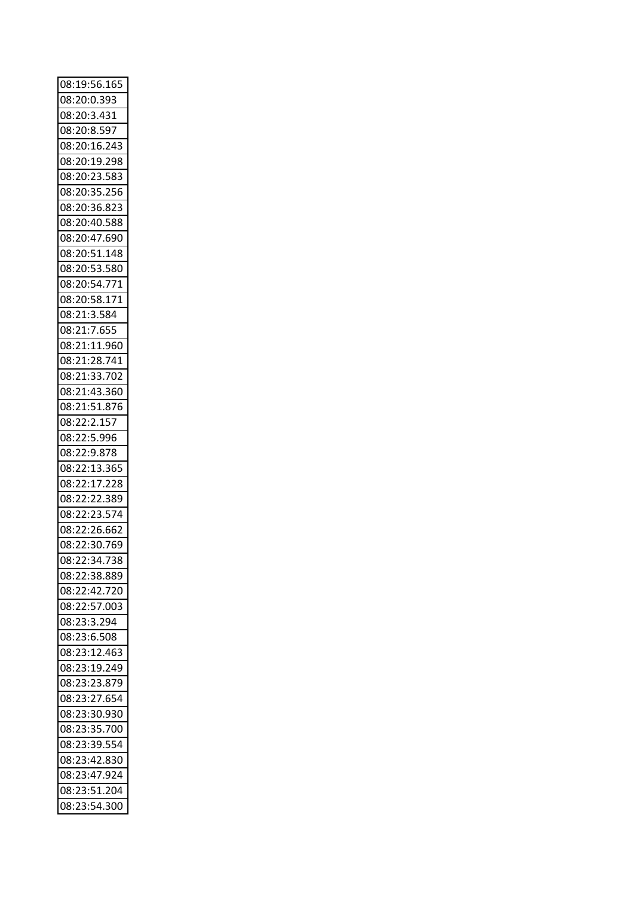| 08:19:56.165 |
| --- |
| 08:20:0.393 |
| 08:20:3.431 |
| 08:20:8.597 |
| 08:20:16.243 |
| 08:20:19.298 |
| 08:20:23.583 |
| 08:20:35.256 |
| 08:20:36.823 |
| 08:20:40.588 |
| 08:20:47.690 |
| 08:20:51.148 |
| 08:20:53.580 |
| 08:20:54.771 |
| 08:20:58.171 |
| 08:21:3.584 |
| 08:21:7.655 |
| 08:21:11.960 |
| 08:21:28.741 |
| 08:21:33.702 |
| 08:21:43.360 |
| 08:21:51.876 |
| 08:22:2.157 |
| 08:22:5.996 |
| 08:22:9.878 |
| 08:22:13.365 |
| 08:22:17.228 |
| 08:22:22.389 |
| 08:22:23.574 |
| 08:22:26.662 |
| 08:22:30.769 |
| 08:22:34.738 |
| 08:22:38.889 |
| 08:22:42.720 |
| 08:22:57.003 |
| 08:23:3.294 |
| 08:23:6.508 |
| 08:23:12.463 |
| 08:23:19.249 |
| 08:23:23.879 |
| 08:23:27.654 |
| 08:23:30.930 |
| 08:23:35.700 |
| 08:23:39.554 |
| 08:23:42.830 |
| 08:23:47.924 |
| 08:23:51.204 |
| 08:23:54.300 |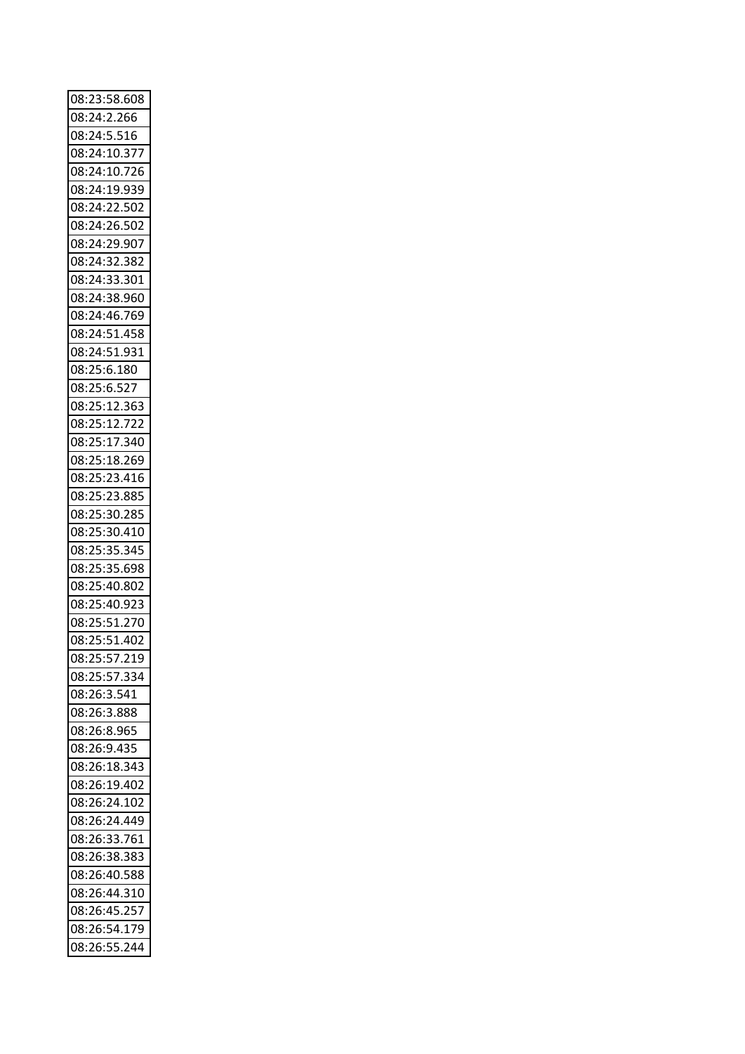| 08:23:58.608 |
| --- |
| 08:24:2.266 |
| 08:24:5.516 |
| 08:24:10.377 |
| 08:24:10.726 |
| 08:24:19.939 |
| 08:24:22.502 |
| 08:24:26.502 |
| 08:24:29.907 |
| 08:24:32.382 |
| 08:24:33.301 |
| 08:24:38.960 |
| 08:24:46.769 |
| 08:24:51.458 |
| 08:24:51.931 |
| 08:25:6.180 |
| 08:25:6.527 |
| 08:25:12.363 |
| 08:25:12.722 |
| 08:25:17.340 |
| 08:25:18.269 |
| 08:25:23.416 |
| 08:25:23.885 |
| 08:25:30.285 |
| 08:25:30.410 |
| 08:25:35.345 |
| 08:25:35.698 |
| 08:25:40.802 |
| 08:25:40.923 |
| 08:25:51.270 |
| 08:25:51.402 |
| 08:25:57.219 |
| 08:25:57.334 |
| 08:26:3.541 |
| 08:26:3.888 |
| 08:26:8.965 |
| 08:26:9.435 |
| 08:26:18.343 |
| 08:26:19.402 |
| 08:26:24.102 |
| 08:26:24.449 |
| 08:26:33.761 |
| 08:26:38.383 |
| 08:26:40.588 |
| 08:26:44.310 |
| 08:26:45.257 |
| 08:26:54.179 |
| 08:26:55.244 |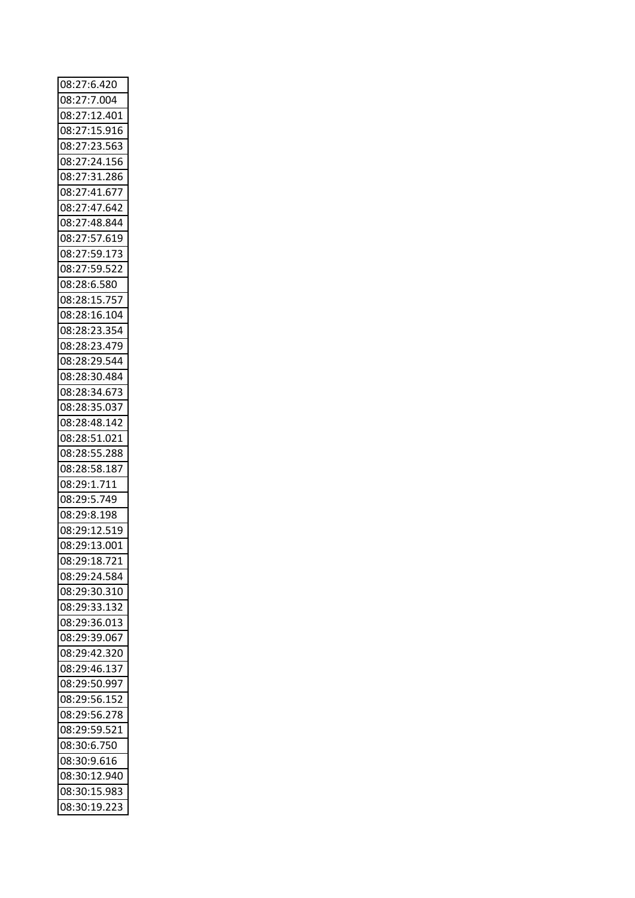| 08:27:6.420 |
|---|
| 08:27:7.004 |
| 08:27:12.401 |
| 08:27:15.916 |
| 08:27:23.563 |
| 08:27:24.156 |
| 08:27:31.286 |
| 08:27:41.677 |
| 08:27:47.642 |
| 08:27:48.844 |
| 08:27:57.619 |
| 08:27:59.173 |
| 08:27:59.522 |
| 08:28:6.580 |
| 08:28:15.757 |
| 08:28:16.104 |
| 08:28:23.354 |
| 08:28:23.479 |
| 08:28:29.544 |
| 08:28:30.484 |
| 08:28:34.673 |
| 08:28:35.037 |
| 08:28:48.142 |
| 08:28:51.021 |
| 08:28:55.288 |
| 08:28:58.187 |
| 08:29:1.711 |
| 08:29:5.749 |
| 08:29:8.198 |
| 08:29:12.519 |
| 08:29:13.001 |
| 08:29:18.721 |
| 08:29:24.584 |
| 08:29:30.310 |
| 08:29:33.132 |
| 08:29:36.013 |
| 08:29:39.067 |
| 08:29:42.320 |
| 08:29:46.137 |
| 08:29:50.997 |
| 08:29:56.152 |
| 08:29:56.278 |
| 08:29:59.521 |
| 08:30:6.750 |
| 08:30:9.616 |
| 08:30:12.940 |
| 08:30:15.983 |
| 08:30:19.223 |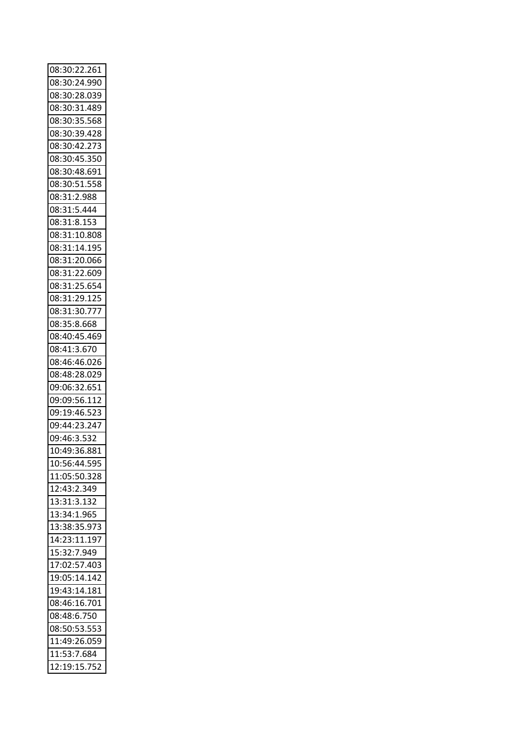| 08:30:22.261 |
|---|
| 08:30:24.990 |
| 08:30:28.039 |
| 08:30:31.489 |
| 08:30:35.568 |
| 08:30:39.428 |
| 08:30:42.273 |
| 08:30:45.350 |
| 08:30:48.691 |
| 08:30:51.558 |
| 08:31:2.988 |
| 08:31:5.444 |
| 08:31:8.153 |
| 08:31:10.808 |
| 08:31:14.195 |
| 08:31:20.066 |
| 08:31:22.609 |
| 08:31:25.654 |
| 08:31:29.125 |
| 08:31:30.777 |
| 08:35:8.668 |
| 08:40:45.469 |
| 08:41:3.670 |
| 08:46:46.026 |
| 08:48:28.029 |
| 09:06:32.651 |
| 09:09:56.112 |
| 09:19:46.523 |
| 09:44:23.247 |
| 09:46:3.532 |
| 10:49:36.881 |
| 10:56:44.595 |
| 11:05:50.328 |
| 12:43:2.349 |
| 13:31:3.132 |
| 13:34:1.965 |
| 13:38:35.973 |
| 14:23:11.197 |
| 15:32:7.949 |
| 17:02:57.403 |
| 19:05:14.142 |
| 19:43:14.181 |
| 08:46:16.701 |
| 08:48:6.750 |
| 08:50:53.553 |
| 11:49:26.059 |
| 11:53:7.684 |
| 12:19:15.752 |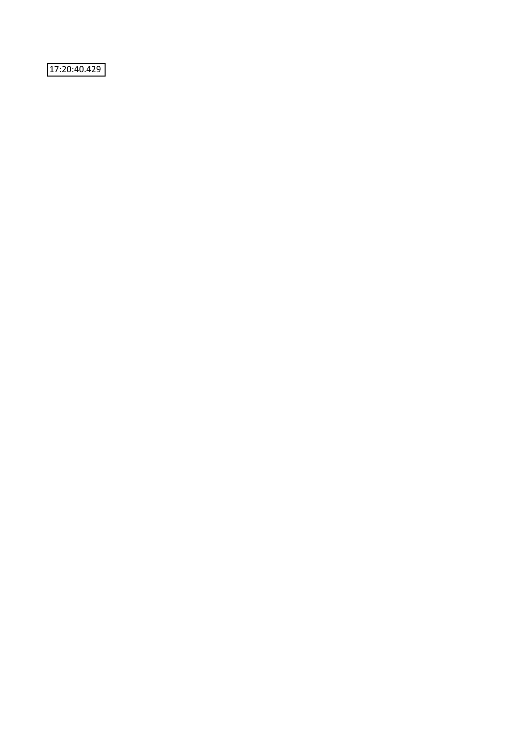17:20:40.429